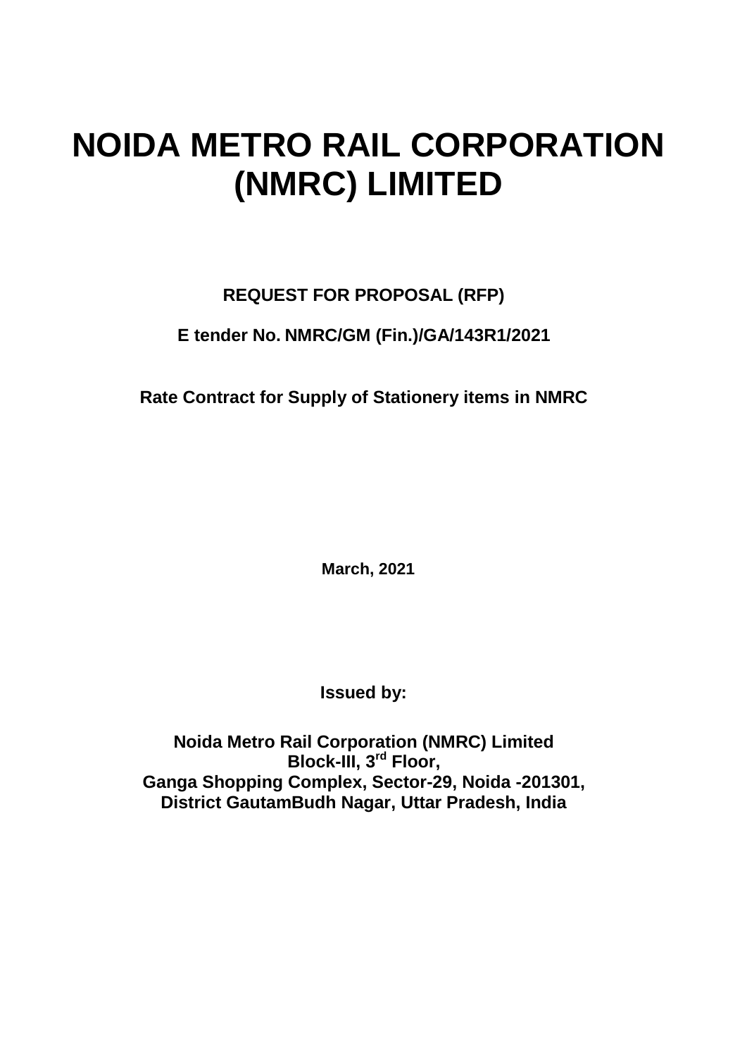# NOIDA METRO RAIL CORPORATION (NMRC) LIMITED

**REQUEST FOR PROPOSAL (RFP)**

**E tender No. NMRC/GM (Fin.)/GA/143R1/2021**

**Rate Contract for Supply of Stationery items in NMRC**

**March, 2021**

**Issued by:**

**Noida Metro Rail Corporation (NMRC) Limited**
**Block-III, 3rd Floor,**
**Ganga Shopping Complex, Sector-29, Noida -201301,**
**District GautamBudh Nagar, Uttar Pradesh, India**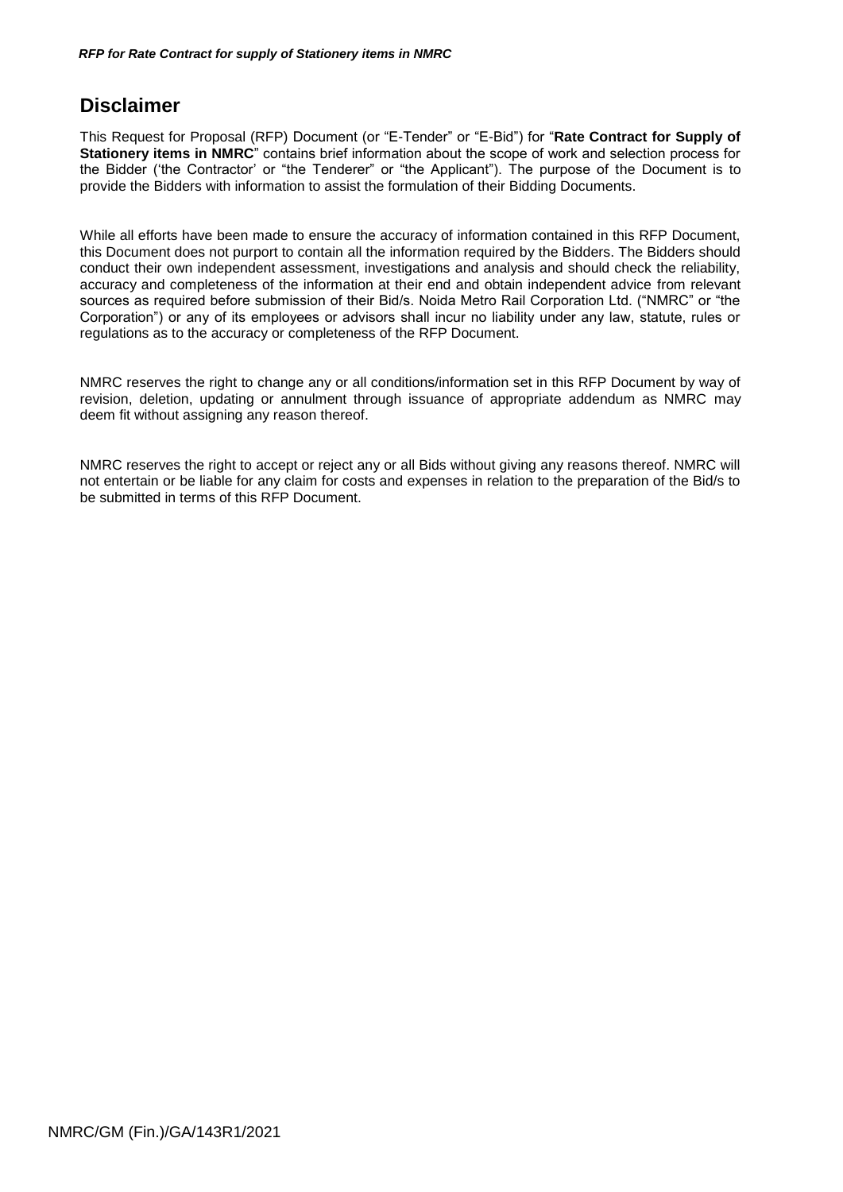## Disclaimer

This Request for Proposal (RFP) Document (or "E-Tender" or "E-Bid") for "**Rate Contract for Supply of Stationery items in NMRC**" contains brief information about the scope of work and selection process for the Bidder ('the Contractor' or "the Tenderer" or "the Applicant"). The purpose of the Document is to provide the Bidders with information to assist the formulation of their Bidding Documents.

While all efforts have been made to ensure the accuracy of information contained in this RFP Document, this Document does not purport to contain all the information required by the Bidders. The Bidders should conduct their own independent assessment, investigations and analysis and should check the reliability, accuracy and completeness of the information at their end and obtain independent advice from relevant sources as required before submission of their Bid/s. Noida Metro Rail Corporation Ltd. ("NMRC" or "the Corporation") or any of its employees or advisors shall incur no liability under any law, statute, rules or regulations as to the accuracy or completeness of the RFP Document.

NMRC reserves the right to change any or all conditions/information set in this RFP Document by way of revision, deletion, updating or annulment through issuance of appropriate addendum as NMRC may deem fit without assigning any reason thereof.

NMRC reserves the right to accept or reject any or all Bids without giving any reasons thereof. NMRC will not entertain or be liable for any claim for costs and expenses in relation to the preparation of the Bid/s to be submitted in terms of this RFP Document.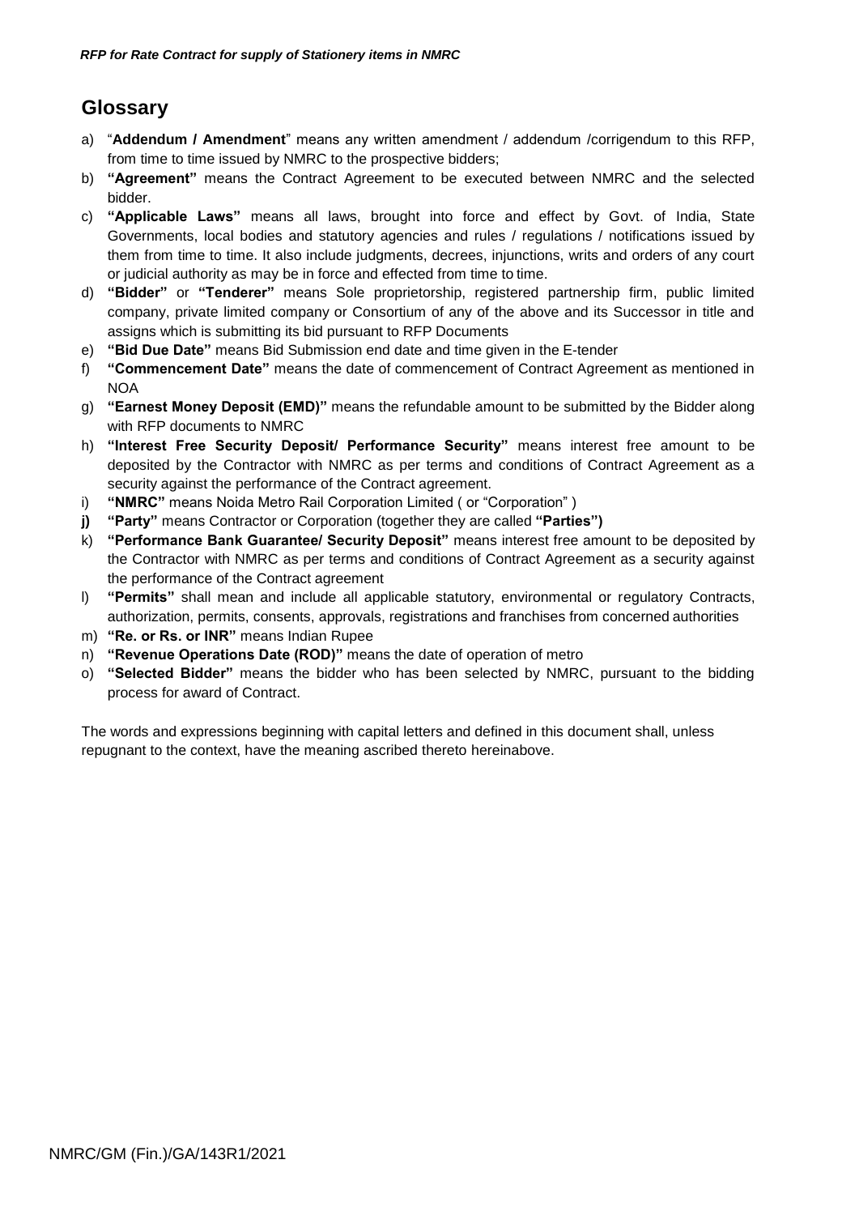## Glossary

a) "**Addendum / Amendment**" means any written amendment / addendum /corrigendum to this RFP, from time to time issued by NMRC to the prospective bidders;
b) **"Agreement"** means the Contract Agreement to be executed between NMRC and the selected bidder.
c) **"Applicable Laws"** means all laws, brought into force and effect by Govt. of India, State Governments, local bodies and statutory agencies and rules / regulations / notifications issued by them from time to time. It also include judgments, decrees, injunctions, writs and orders of any court or judicial authority as may be in force and effected from time to time.
d) **"Bidder"** or **"Tenderer"** means Sole proprietorship, registered partnership firm, public limited company, private limited company or Consortium of any of the above and its Successor in title and assigns which is submitting its bid pursuant to RFP Documents
e) **"Bid Due Date"** means Bid Submission end date and time given in the E-tender
f) **"Commencement Date"** means the date of commencement of Contract Agreement as mentioned in NOA
g) **"Earnest Money Deposit (EMD)"** means the refundable amount to be submitted by the Bidder along with RFP documents to NMRC
h) **"Interest Free Security Deposit/ Performance Security"** means interest free amount to be deposited by the Contractor with NMRC as per terms and conditions of Contract Agreement as a security against the performance of the Contract agreement.
i) **"NMRC"** means Noida Metro Rail Corporation Limited ( or "Corporation" )
**j) "Party"** means Contractor or Corporation (together they are called **"Parties")**
k) **"Performance Bank Guarantee/ Security Deposit"** means interest free amount to be deposited by the Contractor with NMRC as per terms and conditions of Contract Agreement as a security against the performance of the Contract agreement
l) **"Permits"** shall mean and include all applicable statutory, environmental or regulatory Contracts, authorization, permits, consents, approvals, registrations and franchises from concerned authorities
m) **"Re. or Rs. or INR"** means Indian Rupee
n) **"Revenue Operations Date (ROD)"** means the date of operation of metro
o) **"Selected Bidder"** means the bidder who has been selected by NMRC, pursuant to the bidding process for award of Contract.

The words and expressions beginning with capital letters and defined in this document shall, unless repugnant to the context, have the meaning ascribed thereto hereinabove.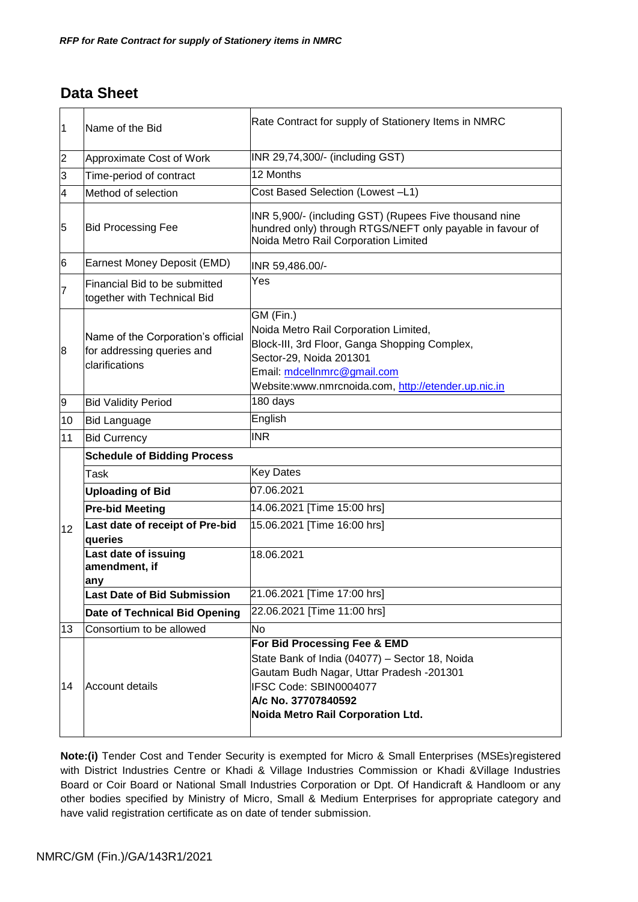## Data Sheet

| | | |
|---|---|---|
| 1 | Name of the Bid | Rate Contract for supply of Stationery Items in NMRC |
| 2 | Approximate Cost of Work | INR 29,74,300/- (including GST) |
| 3 | Time-period of contract | 12 Months |
| 4 | Method of selection | Cost Based Selection (Lowest –L1) |
| 5 | Bid Processing Fee | INR 5,900/- (including GST) (Rupees Five thousand nine hundred only) through RTGS/NEFT only payable in favour of Noida Metro Rail Corporation Limited |
| 6 | Earnest Money Deposit (EMD) | INR 59,486.00/- |
| 7 | Financial Bid to be submitted together with Technical Bid | Yes |
| 8 | Name of the Corporation's official for addressing queries and clarifications | GM (Fin.)<br>Noida Metro Rail Corporation Limited,<br>Block-III, 3rd Floor, Ganga Shopping Complex,<br>Sector-29, Noida 201301<br>Email: mdcellnmrc@gmail.com<br>Website:www.nmrcnoida.com, http://etender.up.nic.in |
| 9 | Bid Validity Period | 180 days |
| 10 | Bid Language | English |
| 11 | Bid Currency | INR |
| 12 | **Schedule of Bidding Process** | |
| | Task | Key Dates |
| | **Uploading of Bid** | 07.06.2021 |
| | **Pre-bid Meeting** | 14.06.2021 [Time 15:00 hrs] |
| | **Last date of receipt of Pre-bid queries** | 15.06.2021 [Time 16:00 hrs] |
| | **Last date of issuing amendment, if any** | 18.06.2021 |
| | **Last Date of Bid Submission** | 21.06.2021 [Time 17:00 hrs] |
| | **Date of Technical Bid Opening** | 22.06.2021 [Time 11:00 hrs] |
| 13 | Consortium to be allowed | No |
| 14 | Account details | **For Bid Processing Fee & EMD**<br>State Bank of India (04077) – Sector 18, Noida<br>Gautam Budh Nagar, Uttar Pradesh -201301<br>IFSC Code: SBIN0004077<br>**A/c No. 37707840592**<br>**Noida Metro Rail Corporation Ltd.** |

**Note:(i)** Tender Cost and Tender Security is exempted for Micro & Small Enterprises (MSEs)registered with District Industries Centre or Khadi & Village Industries Commission or Khadi &Village Industries Board or Coir Board or National Small Industries Corporation or Dpt. Of Handicraft & Handloom or any other bodies specified by Ministry of Micro, Small & Medium Enterprises for appropriate category and have valid registration certificate as on date of tender submission.

NMRC/GM (Fin.)/GA/143R1/2021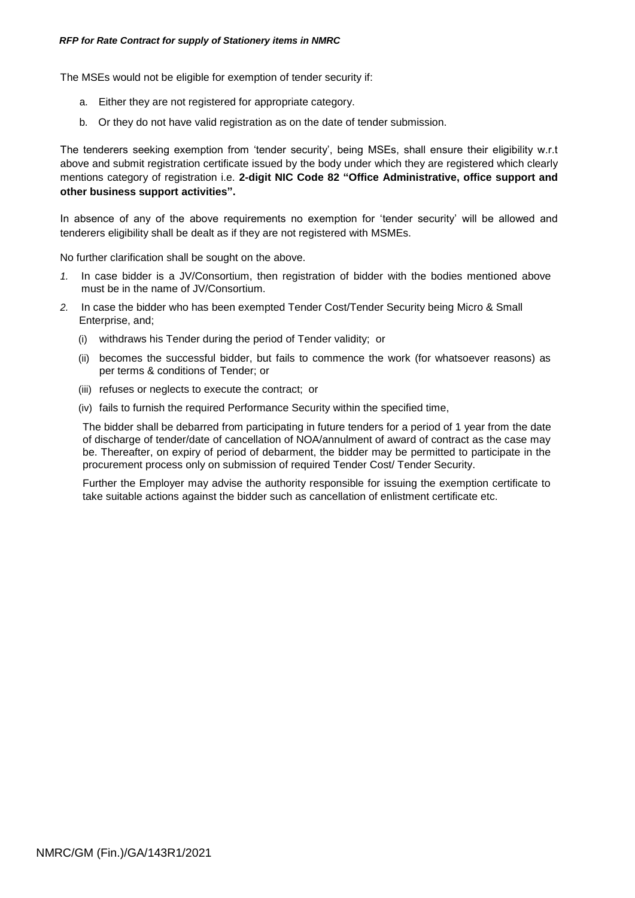The MSEs would not be eligible for exemption of tender security if:

a. Either they are not registered for appropriate category.

b. Or they do not have valid registration as on the date of tender submission.

The tenderers seeking exemption from 'tender security', being MSEs, shall ensure their eligibility w.r.t above and submit registration certificate issued by the body under which they are registered which clearly mentions category of registration i.e. **2-digit NIC Code 82 "Office Administrative, office support and other business support activities".**

In absence of any of the above requirements no exemption for 'tender security' will be allowed and tenderers eligibility shall be dealt as if they are not registered with MSMEs.

No further clarification shall be sought on the above.

1. In case bidder is a JV/Consortium, then registration of bidder with the bodies mentioned above must be in the name of JV/Consortium.

2. In case the bidder who has been exempted Tender Cost/Tender Security being Micro & Small Enterprise, and;

   (i) withdraws his Tender during the period of Tender validity; or

   (ii) becomes the successful bidder, but fails to commence the work (for whatsoever reasons) as per terms & conditions of Tender; or

   (iii) refuses or neglects to execute the contract; or

   (iv) fails to furnish the required Performance Security within the specified time,

   The bidder shall be debarred from participating in future tenders for a period of 1 year from the date of discharge of tender/date of cancellation of NOA/annulment of award of contract as the case may be. Thereafter, on expiry of period of debarment, the bidder may be permitted to participate in the procurement process only on submission of required Tender Cost/ Tender Security.

   Further the Employer may advise the authority responsible for issuing the exemption certificate to take suitable actions against the bidder such as cancellation of enlistment certificate etc.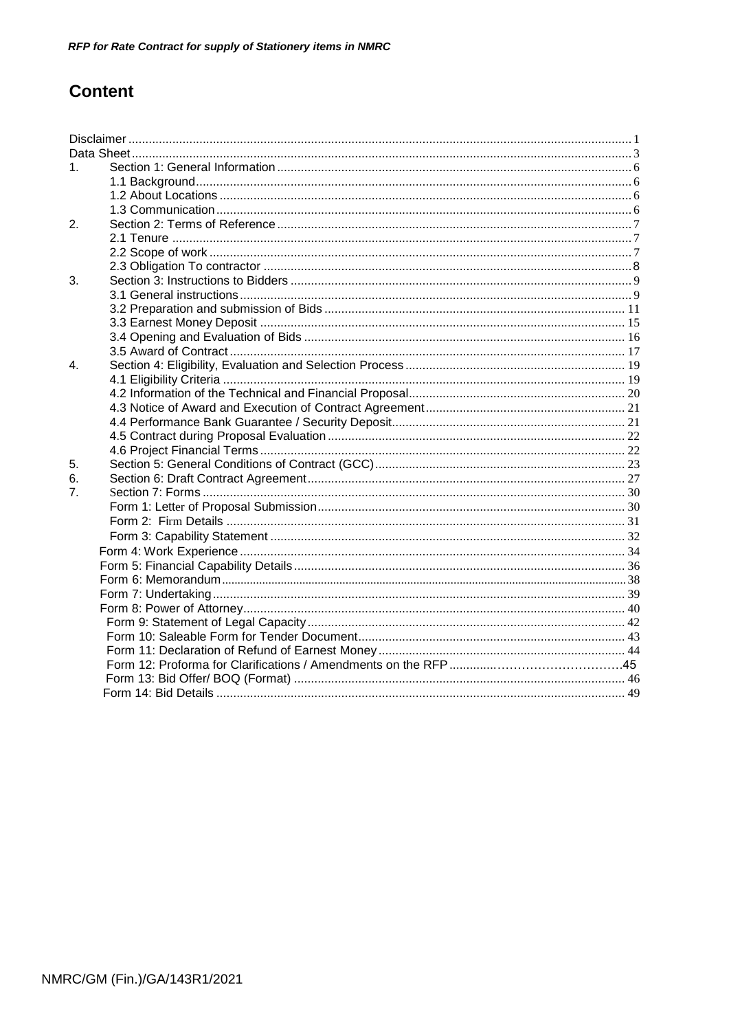# Content

| | | |
|---|---|---|
| Disclaimer | | 1 |
| Data Sheet | | 3 |
| 1. | Section 1: General Information | 6 |
| | 1.1 Background | 6 |
| | 1.2 About Locations | 6 |
| | 1.3 Communication | 6 |
| 2. | Section 2: Terms of Reference | 7 |
| | 2.1 Tenure | 7 |
| | 2.2 Scope of work | 7 |
| | 2.3 Obligation To contractor | 8 |
| 3. | Section 3: Instructions to Bidders | 9 |
| | 3.1 General instructions | 9 |
| | 3.2 Preparation and submission of Bids | 11 |
| | 3.3 Earnest Money Deposit | 15 |
| | 3.4 Opening and Evaluation of Bids | 16 |
| | 3.5 Award of Contract | 17 |
| 4. | Section 4: Eligibility, Evaluation and Selection Process | 19 |
| | 4.1 Eligibility Criteria | 19 |
| | 4.2 Information of the Technical and Financial Proposal | 20 |
| | 4.3 Notice of Award and Execution of Contract Agreement | 21 |
| | 4.4 Performance Bank Guarantee / Security Deposit | 21 |
| | 4.5 Contract during Proposal Evaluation | 22 |
| | 4.6 Project Financial Terms | 22 |
| 5. | Section 5: General Conditions of Contract (GCC) | 23 |
| 6. | Section 6: Draft Contract Agreement | 27 |
| 7. | Section 7: Forms | 30 |
| | Form 1: Letter of Proposal Submission | 30 |
| | Form 2: Firm Details | 31 |
| | Form 3: Capability Statement | 32 |
| | Form 4: Work Experience | 34 |
| | Form 5: Financial Capability Details | 36 |
| | Form 6: Memorandum | 38 |
| | Form 7: Undertaking | 39 |
| | Form 8: Power of Attorney | 40 |
| | Form 9: Statement of Legal Capacity | 42 |
| | Form 10: Saleable Form for Tender Document | 43 |
| | Form 11: Declaration of Refund of Earnest Money | 44 |
| | Form 12: Proforma for Clarifications / Amendments on the RFP | 45 |
| | Form 13: Bid Offer/ BOQ (Format) | 46 |
| | Form 14: Bid Details | 49 |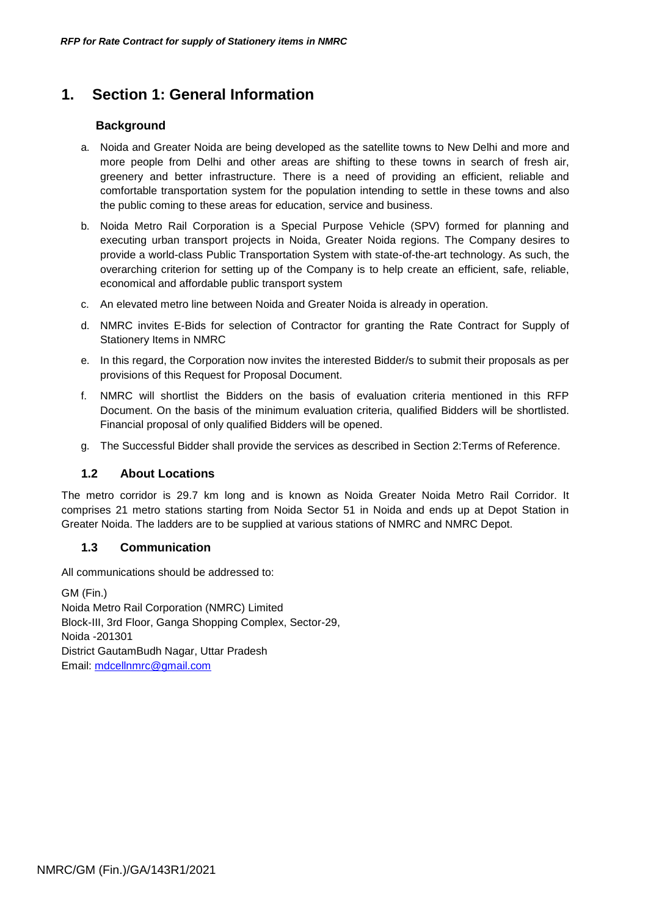# 1. Section 1: General Information

### Background

a. Noida and Greater Noida are being developed as the satellite towns to New Delhi and more and more people from Delhi and other areas are shifting to these towns in search of fresh air, greenery and better infrastructure. There is a need of providing an efficient, reliable and comfortable transportation system for the population intending to settle in these towns and also the public coming to these areas for education, service and business.

b. Noida Metro Rail Corporation is a Special Purpose Vehicle (SPV) formed for planning and executing urban transport projects in Noida, Greater Noida regions. The Company desires to provide a world-class Public Transportation System with state-of-the-art technology. As such, the overarching criterion for setting up of the Company is to help create an efficient, safe, reliable, economical and affordable public transport system

c. An elevated metro line between Noida and Greater Noida is already in operation.

d. NMRC invites E-Bids for selection of Contractor for granting the Rate Contract for Supply of Stationery Items in NMRC

e. In this regard, the Corporation now invites the interested Bidder/s to submit their proposals as per provisions of this Request for Proposal Document.

f. NMRC will shortlist the Bidders on the basis of evaluation criteria mentioned in this RFP Document. On the basis of the minimum evaluation criteria, qualified Bidders will be shortlisted. Financial proposal of only qualified Bidders will be opened.

g. The Successful Bidder shall provide the services as described in Section 2:Terms of Reference.

### 1.2 About Locations

The metro corridor is 29.7 km long and is known as Noida Greater Noida Metro Rail Corridor. It comprises 21 metro stations starting from Noida Sector 51 in Noida and ends up at Depot Station in Greater Noida. The ladders are to be supplied at various stations of NMRC and NMRC Depot.

### 1.3 Communication

All communications should be addressed to:

GM (Fin.)
Noida Metro Rail Corporation (NMRC) Limited
Block-III, 3rd Floor, Ganga Shopping Complex, Sector-29,
Noida -201301
District GautamBudh Nagar, Uttar Pradesh
Email: mdcellnmrc@gmail.com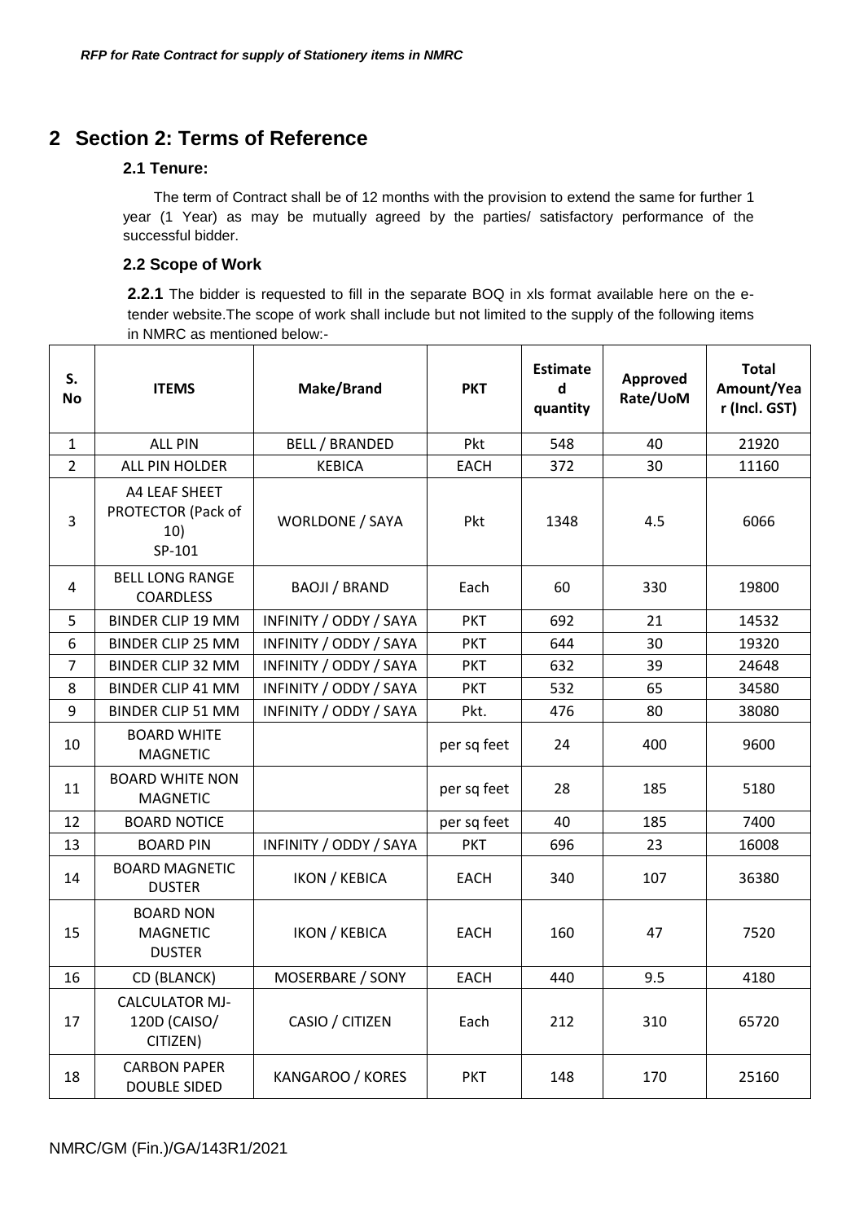# 2 Section 2: Terms of Reference

### 2.1 Tenure:

The term of Contract shall be of 12 months with the provision to extend the same for further 1 year (1 Year) as may be mutually agreed by the parties/ satisfactory performance of the successful bidder.

### 2.2 Scope of Work

**2.2.1** The bidder is requested to fill in the separate BOQ in xls format available here on the e-tender website.The scope of work shall include but not limited to the supply of the following items in NMRC as mentioned below:-

| S. No | ITEMS | Make/Brand | PKT | Estimated quantity | Approved Rate/UoM | Total Amount/Year (Incl. GST) |
|---|---|---|---|---|---|---|
| 1 | ALL PIN | BELL / BRANDED | Pkt | 548 | 40 | 21920 |
| 2 | ALL PIN HOLDER | KEBICA | EACH | 372 | 30 | 11160 |
| 3 | A4 LEAF SHEET PROTECTOR (Pack of 10) SP-101 | WORLDONE / SAYA | Pkt | 1348 | 4.5 | 6066 |
| 4 | BELL LONG RANGE COARDLESS | BAOJI / BRAND | Each | 60 | 330 | 19800 |
| 5 | BINDER CLIP 19 MM | INFINITY / ODDY / SAYA | PKT | 692 | 21 | 14532 |
| 6 | BINDER CLIP 25 MM | INFINITY / ODDY / SAYA | PKT | 644 | 30 | 19320 |
| 7 | BINDER CLIP 32 MM | INFINITY / ODDY / SAYA | PKT | 632 | 39 | 24648 |
| 8 | BINDER CLIP 41 MM | INFINITY / ODDY / SAYA | PKT | 532 | 65 | 34580 |
| 9 | BINDER CLIP 51 MM | INFINITY / ODDY / SAYA | Pkt. | 476 | 80 | 38080 |
| 10 | BOARD WHITE MAGNETIC | | per sq feet | 24 | 400 | 9600 |
| 11 | BOARD WHITE NON MAGNETIC | | per sq feet | 28 | 185 | 5180 |
| 12 | BOARD NOTICE | | per sq feet | 40 | 185 | 7400 |
| 13 | BOARD PIN | INFINITY / ODDY / SAYA | PKT | 696 | 23 | 16008 |
| 14 | BOARD MAGNETIC DUSTER | IKON / KEBICA | EACH | 340 | 107 | 36380 |
| 15 | BOARD NON MAGNETIC DUSTER | IKON / KEBICA | EACH | 160 | 47 | 7520 |
| 16 | CD (BLANCK) | MOSERBARE / SONY | EACH | 440 | 9.5 | 4180 |
| 17 | CALCULATOR MJ-120D (CAISO/ CITIZEN) | CASIO / CITIZEN | Each | 212 | 310 | 65720 |
| 18 | CARBON PAPER DOUBLE SIDED | KANGAROO / KORES | PKT | 148 | 170 | 25160 |

NMRC/GM (Fin.)/GA/143R1/2021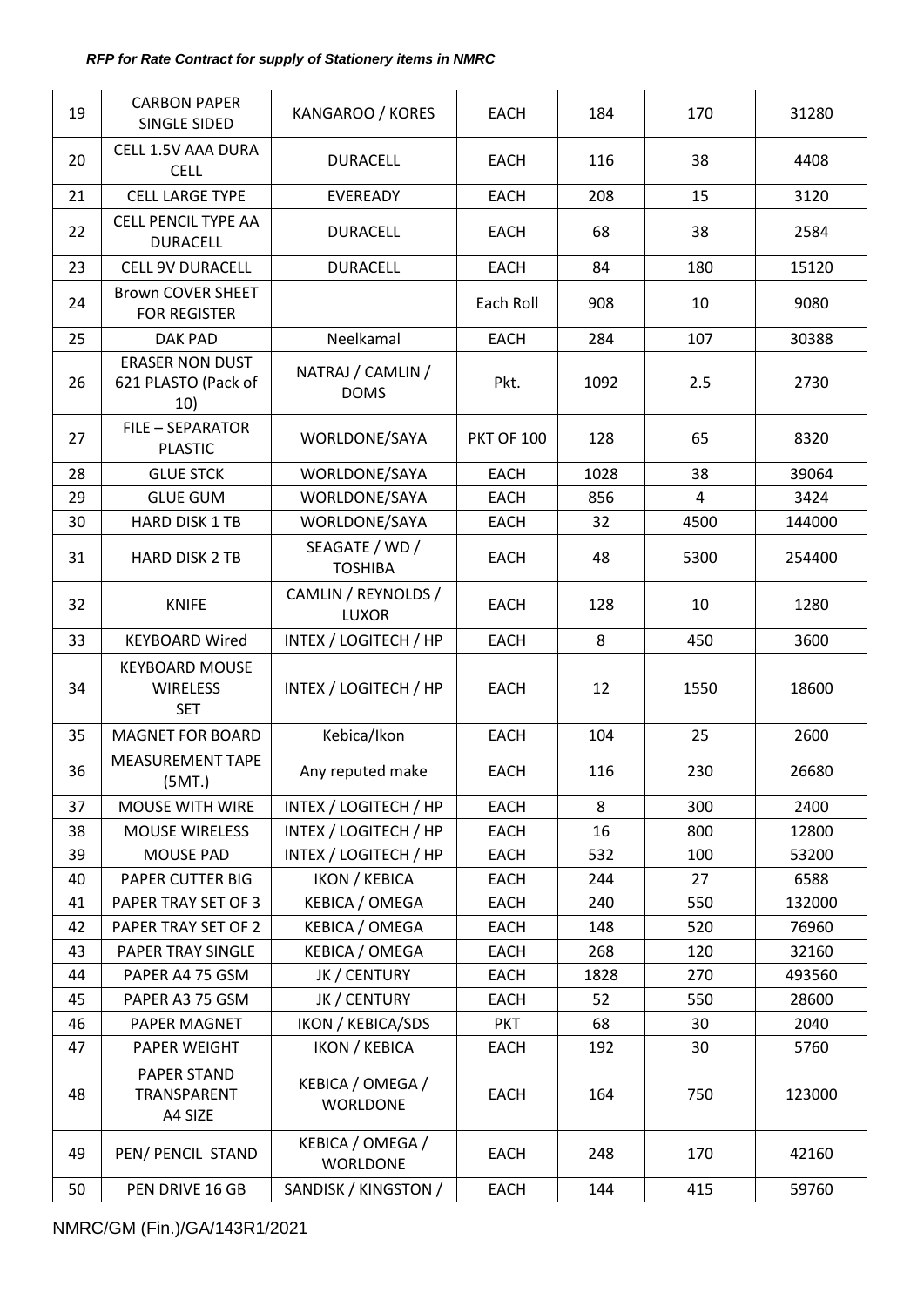| 19 | CARBON PAPER SINGLE SIDED | KANGAROO / KORES | EACH | 184 | 170 | 31280 |
|---|---|---|---|---|---|---|
| 20 | CELL 1.5V AAA DURA CELL | DURACELL | EACH | 116 | 38 | 4408 |
| 21 | CELL LARGE TYPE | EVEREADY | EACH | 208 | 15 | 3120 |
| 22 | CELL PENCIL TYPE AA DURACELL | DURACELL | EACH | 68 | 38 | 2584 |
| 23 | CELL 9V DURACELL | DURACELL | EACH | 84 | 180 | 15120 |
| 24 | Brown COVER SHEET FOR REGISTER | | Each Roll | 908 | 10 | 9080 |
| 25 | DAK PAD | Neelkamal | EACH | 284 | 107 | 30388 |
| 26 | ERASER NON DUST 621 PLASTO (Pack of 10) | NATRAJ / CAMLIN / DOMS | Pkt. | 1092 | 2.5 | 2730 |
| 27 | FILE – SEPARATOR PLASTIC | WORLDONE/SAYA | PKT OF 100 | 128 | 65 | 8320 |
| 28 | GLUE STCK | WORLDONE/SAYA | EACH | 1028 | 38 | 39064 |
| 29 | GLUE GUM | WORLDONE/SAYA | EACH | 856 | 4 | 3424 |
| 30 | HARD DISK 1 TB | WORLDONE/SAYA | EACH | 32 | 4500 | 144000 |
| 31 | HARD DISK 2 TB | SEAGATE / WD / TOSHIBA | EACH | 48 | 5300 | 254400 |
| 32 | KNIFE | CAMLIN / REYNOLDS / LUXOR | EACH | 128 | 10 | 1280 |
| 33 | KEYBOARD Wired | INTEX / LOGITECH / HP | EACH | 8 | 450 | 3600 |
| 34 | KEYBOARD MOUSE WIRELESS SET | INTEX / LOGITECH / HP | EACH | 12 | 1550 | 18600 |
| 35 | MAGNET FOR BOARD | Kebica/Ikon | EACH | 104 | 25 | 2600 |
| 36 | MEASUREMENT TAPE (5MT.) | Any reputed make | EACH | 116 | 230 | 26680 |
| 37 | MOUSE WITH WIRE | INTEX / LOGITECH / HP | EACH | 8 | 300 | 2400 |
| 38 | MOUSE WIRELESS | INTEX / LOGITECH / HP | EACH | 16 | 800 | 12800 |
| 39 | MOUSE PAD | INTEX / LOGITECH / HP | EACH | 532 | 100 | 53200 |
| 40 | PAPER CUTTER BIG | IKON / KEBICA | EACH | 244 | 27 | 6588 |
| 41 | PAPER TRAY SET OF 3 | KEBICA / OMEGA | EACH | 240 | 550 | 132000 |
| 42 | PAPER TRAY SET OF 2 | KEBICA / OMEGA | EACH | 148 | 520 | 76960 |
| 43 | PAPER TRAY SINGLE | KEBICA / OMEGA | EACH | 268 | 120 | 32160 |
| 44 | PAPER A4 75 GSM | JK / CENTURY | EACH | 1828 | 270 | 493560 |
| 45 | PAPER A3 75 GSM | JK / CENTURY | EACH | 52 | 550 | 28600 |
| 46 | PAPER MAGNET | IKON / KEBICA/SDS | PKT | 68 | 30 | 2040 |
| 47 | PAPER WEIGHT | IKON / KEBICA | EACH | 192 | 30 | 5760 |
| 48 | PAPER STAND TRANSPARENT A4 SIZE | KEBICA / OMEGA / WORLDONE | EACH | 164 | 750 | 123000 |
| 49 | PEN/ PENCIL STAND | KEBICA / OMEGA / WORLDONE | EACH | 248 | 170 | 42160 |
| 50 | PEN DRIVE 16 GB | SANDISK / KINGSTON / | EACH | 144 | 415 | 59760 |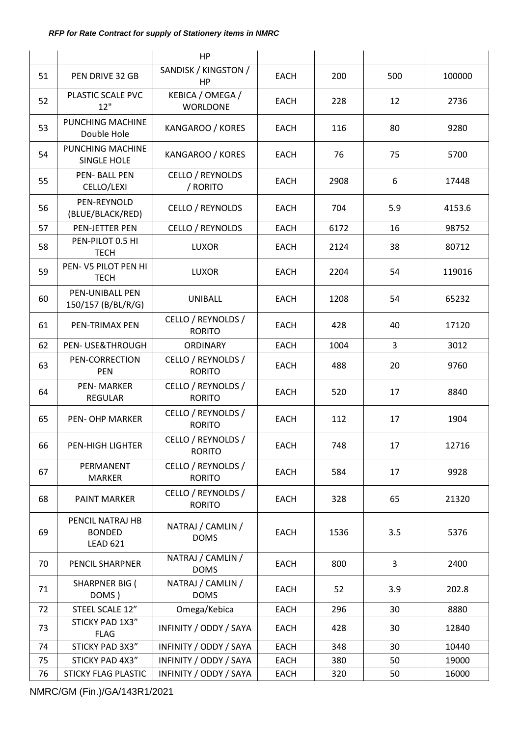| | | HP | | | | |
|---|---|---|---|---|---|---|
| 51 | PEN DRIVE 32 GB | SANDISK / KINGSTON / HP | EACH | 200 | 500 | 100000 |
| 52 | PLASTIC SCALE PVC 12" | KEBICA / OMEGA / WORLDONE | EACH | 228 | 12 | 2736 |
| 53 | PUNCHING MACHINE Double Hole | KANGAROO / KORES | EACH | 116 | 80 | 9280 |
| 54 | PUNCHING MACHINE SINGLE HOLE | KANGAROO / KORES | EACH | 76 | 75 | 5700 |
| 55 | PEN- BALL PEN CELLO/LEXI | CELLO / REYNOLDS / RORITO | EACH | 2908 | 6 | 17448 |
| 56 | PEN-REYNOLD (BLUE/BLACK/RED) | CELLO / REYNOLDS | EACH | 704 | 5.9 | 4153.6 |
| 57 | PEN-JETTER PEN | CELLO / REYNOLDS | EACH | 6172 | 16 | 98752 |
| 58 | PEN-PILOT 0.5 HI TECH | LUXOR | EACH | 2124 | 38 | 80712 |
| 59 | PEN- V5 PILOT PEN HI TECH | LUXOR | EACH | 2204 | 54 | 119016 |
| 60 | PEN-UNIBALL PEN 150/157 (B/BL/R/G) | UNIBALL | EACH | 1208 | 54 | 65232 |
| 61 | PEN-TRIMAX PEN | CELLO / REYNOLDS / RORITO | EACH | 428 | 40 | 17120 |
| 62 | PEN- USE&THROUGH | ORDINARY | EACH | 1004 | 3 | 3012 |
| 63 | PEN-CORRECTION PEN | CELLO / REYNOLDS / RORITO | EACH | 488 | 20 | 9760 |
| 64 | PEN- MARKER REGULAR | CELLO / REYNOLDS / RORITO | EACH | 520 | 17 | 8840 |
| 65 | PEN- OHP MARKER | CELLO / REYNOLDS / RORITO | EACH | 112 | 17 | 1904 |
| 66 | PEN-HIGH LIGHTER | CELLO / REYNOLDS / RORITO | EACH | 748 | 17 | 12716 |
| 67 | PERMANENT MARKER | CELLO / REYNOLDS / RORITO | EACH | 584 | 17 | 9928 |
| 68 | PAINT MARKER | CELLO / REYNOLDS / RORITO | EACH | 328 | 65 | 21320 |
| 69 | PENCIL NATRAJ HB BONDED LEAD 621 | NATRAJ / CAMLIN / DOMS | EACH | 1536 | 3.5 | 5376 |
| 70 | PENCIL SHARPNER | NATRAJ / CAMLIN / DOMS | EACH | 800 | 3 | 2400 |
| 71 | SHARPNER BIG ( DOMS ) | NATRAJ / CAMLIN / DOMS | EACH | 52 | 3.9 | 202.8 |
| 72 | STEEL SCALE 12" | Omega/Kebica | EACH | 296 | 30 | 8880 |
| 73 | STICKY PAD 1X3" FLAG | INFINITY / ODDY / SAYA | EACH | 428 | 30 | 12840 |
| 74 | STICKY PAD 3X3" | INFINITY / ODDY / SAYA | EACH | 348 | 30 | 10440 |
| 75 | STICKY PAD 4X3" | INFINITY / ODDY / SAYA | EACH | 380 | 50 | 19000 |
| 76 | STICKY FLAG PLASTIC | INFINITY / ODDY / SAYA | EACH | 320 | 50 | 16000 |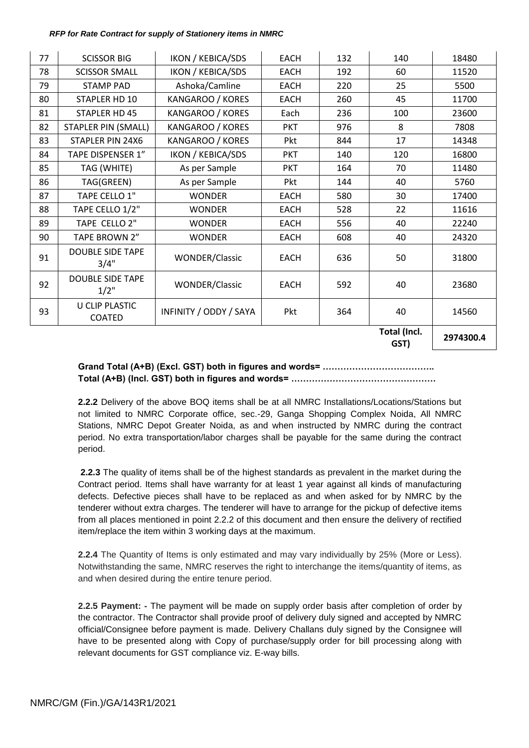| 77 | SCISSOR BIG | IKON / KEBICA/SDS | EACH | 132 | 140 | 18480 |
|---|---|---|---|---|---|---|
| 78 | SCISSOR SMALL | IKON / KEBICA/SDS | EACH | 192 | 60 | 11520 |
| 79 | STAMP PAD | Ashoka/Camline | EACH | 220 | 25 | 5500 |
| 80 | STAPLER HD 10 | KANGAROO / KORES | EACH | 260 | 45 | 11700 |
| 81 | STAPLER HD 45 | KANGAROO / KORES | Each | 236 | 100 | 23600 |
| 82 | STAPLER PIN (SMALL) | KANGAROO / KORES | PKT | 976 | 8 | 7808 |
| 83 | STAPLER PIN 24X6 | KANGAROO / KORES | Pkt | 844 | 17 | 14348 |
| 84 | TAPE DISPENSER 1" | IKON / KEBICA/SDS | PKT | 140 | 120 | 16800 |
| 85 | TAG (WHITE) | As per Sample | PKT | 164 | 70 | 11480 |
| 86 | TAG(GREEN) | As per Sample | Pkt | 144 | 40 | 5760 |
| 87 | TAPE CELLO 1" | WONDER | EACH | 580 | 30 | 17400 |
| 88 | TAPE CELLO 1/2" | WONDER | EACH | 528 | 22 | 11616 |
| 89 | TAPE CELLO 2" | WONDER | EACH | 556 | 40 | 22240 |
| 90 | TAPE BROWN 2" | WONDER | EACH | 608 | 40 | 24320 |
| 91 | DOUBLE SIDE TAPE 3/4" | WONDER/Classic | EACH | 636 | 50 | 31800 |
| 92 | DOUBLE SIDE TAPE 1/2" | WONDER/Classic | EACH | 592 | 40 | 23680 |
| 93 | U CLIP PLASTIC COATED | INFINITY / ODDY / SAYA | Pkt | 364 | 40 | 14560 |
| | | | | | Total (Incl. GST) | 2974300.4 |

**Grand Total (A+B) (Excl. GST) both in figures and words= ……………………………….**
**Total (A+B) (Incl. GST) both in figures and words= ………………………………………….**

**2.2.2** Delivery of the above BOQ items shall be at all NMRC Installations/Locations/Stations but not limited to NMRC Corporate office, sec.-29, Ganga Shopping Complex Noida, All NMRC Stations, NMRC Depot Greater Noida, as and when instructed by NMRC during the contract period. No extra transportation/labor charges shall be payable for the same during the contract period.

**2.2.3** The quality of items shall be of the highest standards as prevalent in the market during the Contract period. Items shall have warranty for at least 1 year against all kinds of manufacturing defects. Defective pieces shall have to be replaced as and when asked for by NMRC by the tenderer without extra charges. The tenderer will have to arrange for the pickup of defective items from all places mentioned in point 2.2.2 of this document and then ensure the delivery of rectified item/replace the item within 3 working days at the maximum.

**2.2.4** The Quantity of Items is only estimated and may vary individually by 25% (More or Less). Notwithstanding the same, NMRC reserves the right to interchange the items/quantity of items, as and when desired during the entire tenure period.

**2.2.5 Payment: -** The payment will be made on supply order basis after completion of order by the contractor. The Contractor shall provide proof of delivery duly signed and accepted by NMRC official/Consignee before payment is made. Delivery Challans duly signed by the Consignee will have to be presented along with Copy of purchase/supply order for bill processing along with relevant documents for GST compliance viz. E-way bills.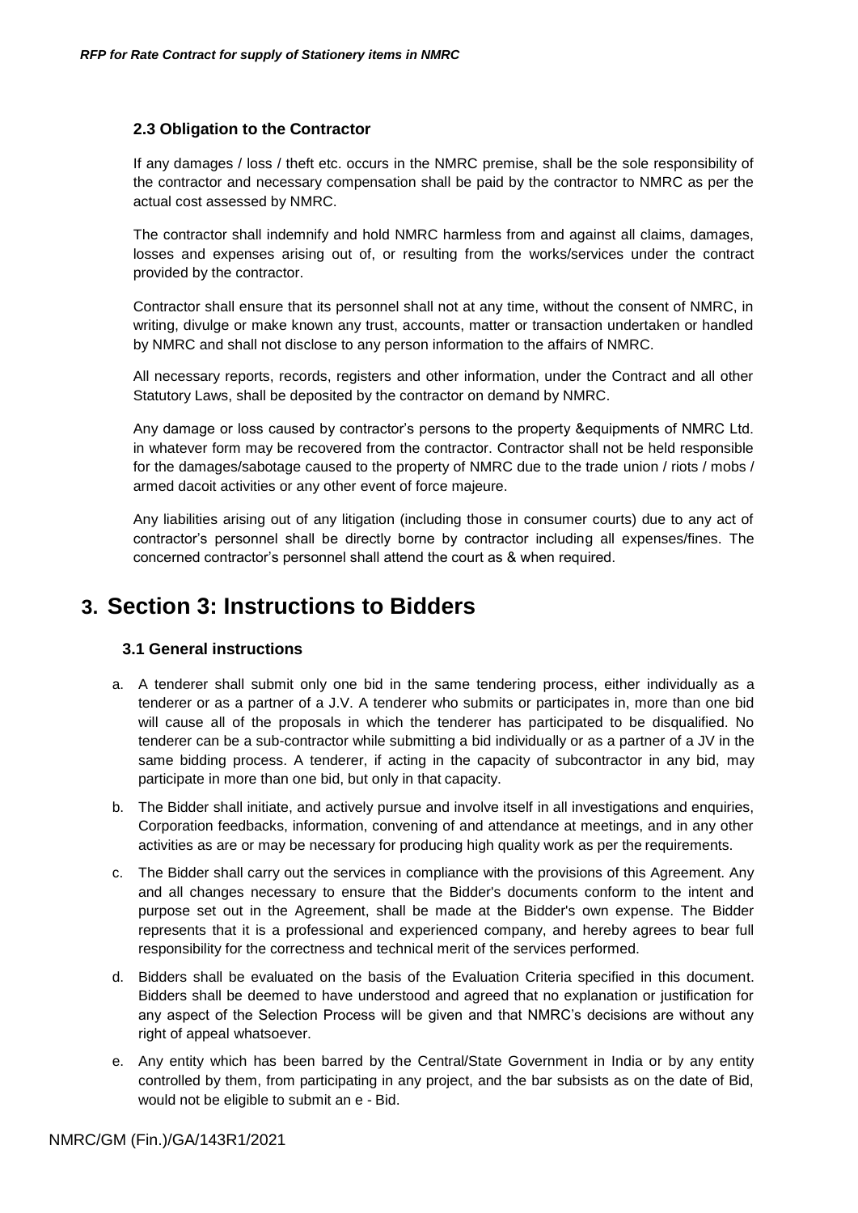### 2.3 Obligation to the Contractor

If any damages / loss / theft etc. occurs in the NMRC premise, shall be the sole responsibility of the contractor and necessary compensation shall be paid by the contractor to NMRC as per the actual cost assessed by NMRC.

The contractor shall indemnify and hold NMRC harmless from and against all claims, damages, losses and expenses arising out of, or resulting from the works/services under the contract provided by the contractor.

Contractor shall ensure that its personnel shall not at any time, without the consent of NMRC, in writing, divulge or make known any trust, accounts, matter or transaction undertaken or handled by NMRC and shall not disclose to any person information to the affairs of NMRC.

All necessary reports, records, registers and other information, under the Contract and all other Statutory Laws, shall be deposited by the contractor on demand by NMRC.

Any damage or loss caused by contractor's persons to the property &equipments of NMRC Ltd. in whatever form may be recovered from the contractor. Contractor shall not be held responsible for the damages/sabotage caused to the property of NMRC due to the trade union / riots / mobs / armed dacoit activities or any other event of force majeure.

Any liabilities arising out of any litigation (including those in consumer courts) due to any act of contractor's personnel shall be directly borne by contractor including all expenses/fines. The concerned contractor's personnel shall attend the court as & when required.

# 3. Section 3: Instructions to Bidders

### 3.1 General instructions

a. A tenderer shall submit only one bid in the same tendering process, either individually as a tenderer or as a partner of a J.V. A tenderer who submits or participates in, more than one bid will cause all of the proposals in which the tenderer has participated to be disqualified. No tenderer can be a sub-contractor while submitting a bid individually or as a partner of a JV in the same bidding process. A tenderer, if acting in the capacity of subcontractor in any bid, may participate in more than one bid, but only in that capacity.

b. The Bidder shall initiate, and actively pursue and involve itself in all investigations and enquiries, Corporation feedbacks, information, convening of and attendance at meetings, and in any other activities as are or may be necessary for producing high quality work as per the requirements.

c. The Bidder shall carry out the services in compliance with the provisions of this Agreement. Any and all changes necessary to ensure that the Bidder's documents conform to the intent and purpose set out in the Agreement, shall be made at the Bidder's own expense. The Bidder represents that it is a professional and experienced company, and hereby agrees to bear full responsibility for the correctness and technical merit of the services performed.

d. Bidders shall be evaluated on the basis of the Evaluation Criteria specified in this document. Bidders shall be deemed to have understood and agreed that no explanation or justification for any aspect of the Selection Process will be given and that NMRC's decisions are without any right of appeal whatsoever.

e. Any entity which has been barred by the Central/State Government in India or by any entity controlled by them, from participating in any project, and the bar subsists as on the date of Bid, would not be eligible to submit an e - Bid.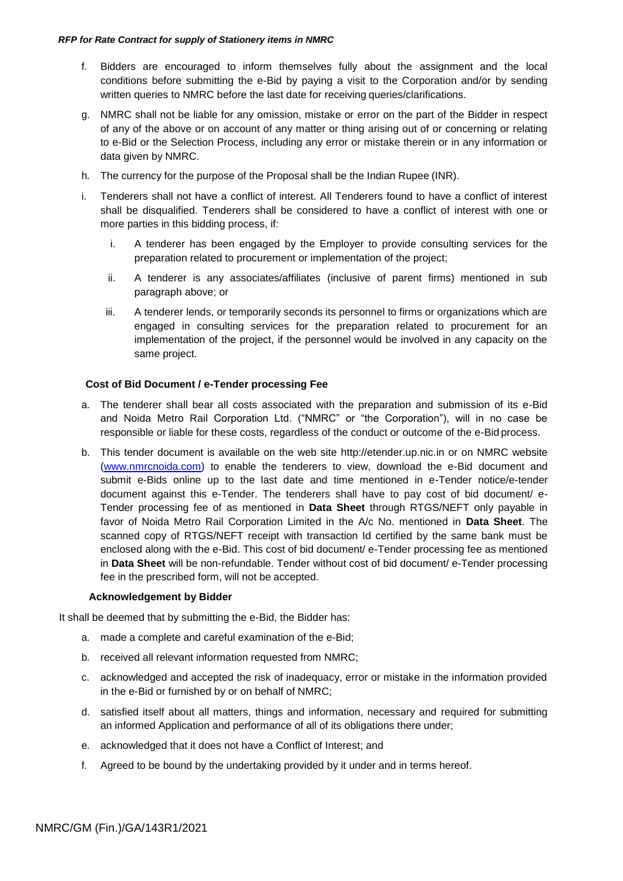f. Bidders are encouraged to inform themselves fully about the assignment and the local conditions before submitting the e-Bid by paying a visit to the Corporation and/or by sending written queries to NMRC before the last date for receiving queries/clarifications.

g. NMRC shall not be liable for any omission, mistake or error on the part of the Bidder in respect of any of the above or on account of any matter or thing arising out of or concerning or relating to e-Bid or the Selection Process, including any error or mistake therein or in any information or data given by NMRC.

h. The currency for the purpose of the Proposal shall be the Indian Rupee (INR).

i. Tenderers shall not have a conflict of interest. All Tenderers found to have a conflict of interest shall be disqualified. Tenderers shall be considered to have a conflict of interest with one or more parties in this bidding process, if:

   i. A tenderer has been engaged by the Employer to provide consulting services for the preparation related to procurement or implementation of the project;

   ii. A tenderer is any associates/affiliates (inclusive of parent firms) mentioned in sub paragraph above; or

   iii. A tenderer lends, or temporarily seconds its personnel to firms or organizations which are engaged in consulting services for the preparation related to procurement for an implementation of the project, if the personnel would be involved in any capacity on the same project.

**Cost of Bid Document / e-Tender processing Fee**

a. The tenderer shall bear all costs associated with the preparation and submission of its e-Bid and Noida Metro Rail Corporation Ltd. ("NMRC" or "the Corporation"), will in no case be responsible or liable for these costs, regardless of the conduct or outcome of the e-Bid process.

b. This tender document is available on the web site http://etender.up.nic.in or on NMRC website (www.nmrcnoida.com) to enable the tenderers to view, download the e-Bid document and submit e-Bids online up to the last date and time mentioned in e-Tender notice/e-tender document against this e-Tender. The tenderers shall have to pay cost of bid document/ e-Tender processing fee of as mentioned in **Data Sheet** through RTGS/NEFT only payable in favor of Noida Metro Rail Corporation Limited in the A/c No. mentioned in **Data Sheet**. The scanned copy of RTGS/NEFT receipt with transaction Id certified by the same bank must be enclosed along with the e-Bid. This cost of bid document/ e-Tender processing fee as mentioned in **Data Sheet** will be non-refundable. Tender without cost of bid document/ e-Tender processing fee in the prescribed form, will not be accepted.

**Acknowledgement by Bidder**

It shall be deemed that by submitting the e-Bid, the Bidder has:

a. made a complete and careful examination of the e-Bid;

b. received all relevant information requested from NMRC;

c. acknowledged and accepted the risk of inadequacy, error or mistake in the information provided in the e-Bid or furnished by or on behalf of NMRC;

d. satisfied itself about all matters, things and information, necessary and required for submitting an informed Application and performance of all of its obligations there under;

e. acknowledged that it does not have a Conflict of Interest; and

f. Agreed to be bound by the undertaking provided by it under and in terms hereof.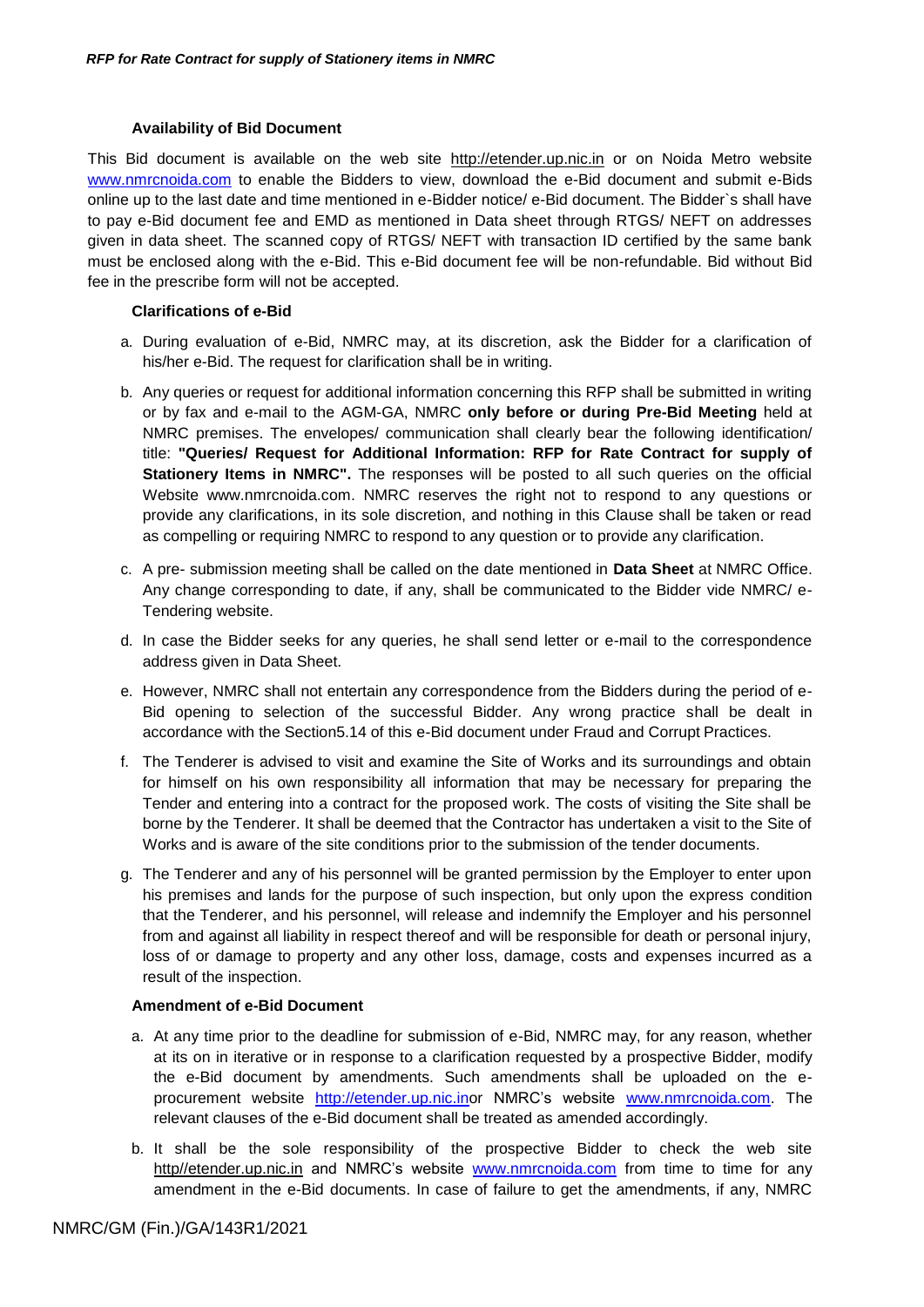**Availability of Bid Document**

This Bid document is available on the web site http://etender.up.nic.in or on Noida Metro website www.nmrcnoida.com to enable the Bidders to view, download the e-Bid document and submit e-Bids online up to the last date and time mentioned in e-Bidder notice/ e-Bid document. The Bidder`s shall have to pay e-Bid document fee and EMD as mentioned in Data sheet through RTGS/ NEFT on addresses given in data sheet. The scanned copy of RTGS/ NEFT with transaction ID certified by the same bank must be enclosed along with the e-Bid. This e-Bid document fee will be non-refundable. Bid without Bid fee in the prescribe form will not be accepted.

**Clarifications of e-Bid**

a. During evaluation of e-Bid, NMRC may, at its discretion, ask the Bidder for a clarification of his/her e-Bid. The request for clarification shall be in writing.

b. Any queries or request for additional information concerning this RFP shall be submitted in writing or by fax and e-mail to the AGM-GA, NMRC **only before or during Pre-Bid Meeting** held at NMRC premises. The envelopes/ communication shall clearly bear the following identification/ title: **"Queries/ Request for Additional Information: RFP for Rate Contract for supply of Stationery Items in NMRC".** The responses will be posted to all such queries on the official Website www.nmrcnoida.com. NMRC reserves the right not to respond to any questions or provide any clarifications, in its sole discretion, and nothing in this Clause shall be taken or read as compelling or requiring NMRC to respond to any question or to provide any clarification.

c. A pre- submission meeting shall be called on the date mentioned in **Data Sheet** at NMRC Office. Any change corresponding to date, if any, shall be communicated to the Bidder vide NMRC/ e-Tendering website.

d. In case the Bidder seeks for any queries, he shall send letter or e-mail to the correspondence address given in Data Sheet.

e. However, NMRC shall not entertain any correspondence from the Bidders during the period of e-Bid opening to selection of the successful Bidder. Any wrong practice shall be dealt in accordance with the Section5.14 of this e-Bid document under Fraud and Corrupt Practices.

f. The Tenderer is advised to visit and examine the Site of Works and its surroundings and obtain for himself on his own responsibility all information that may be necessary for preparing the Tender and entering into a contract for the proposed work. The costs of visiting the Site shall be borne by the Tenderer. It shall be deemed that the Contractor has undertaken a visit to the Site of Works and is aware of the site conditions prior to the submission of the tender documents.

g. The Tenderer and any of his personnel will be granted permission by the Employer to enter upon his premises and lands for the purpose of such inspection, but only upon the express condition that the Tenderer, and his personnel, will release and indemnify the Employer and his personnel from and against all liability in respect thereof and will be responsible for death or personal injury, loss of or damage to property and any other loss, damage, costs and expenses incurred as a result of the inspection.

**Amendment of e-Bid Document**

a. At any time prior to the deadline for submission of e-Bid, NMRC may, for any reason, whether at its on in iterative or in response to a clarification requested by a prospective Bidder, modify the e-Bid document by amendments. Such amendments shall be uploaded on the e-procurement website http://etender.up.nic.inor NMRC's website www.nmrcnoida.com. The relevant clauses of the e-Bid document shall be treated as amended accordingly.

b. It shall be the sole responsibility of the prospective Bidder to check the web site http//etender.up.nic.in and NMRC's website www.nmrcnoida.com from time to time for any amendment in the e-Bid documents. In case of failure to get the amendments, if any, NMRC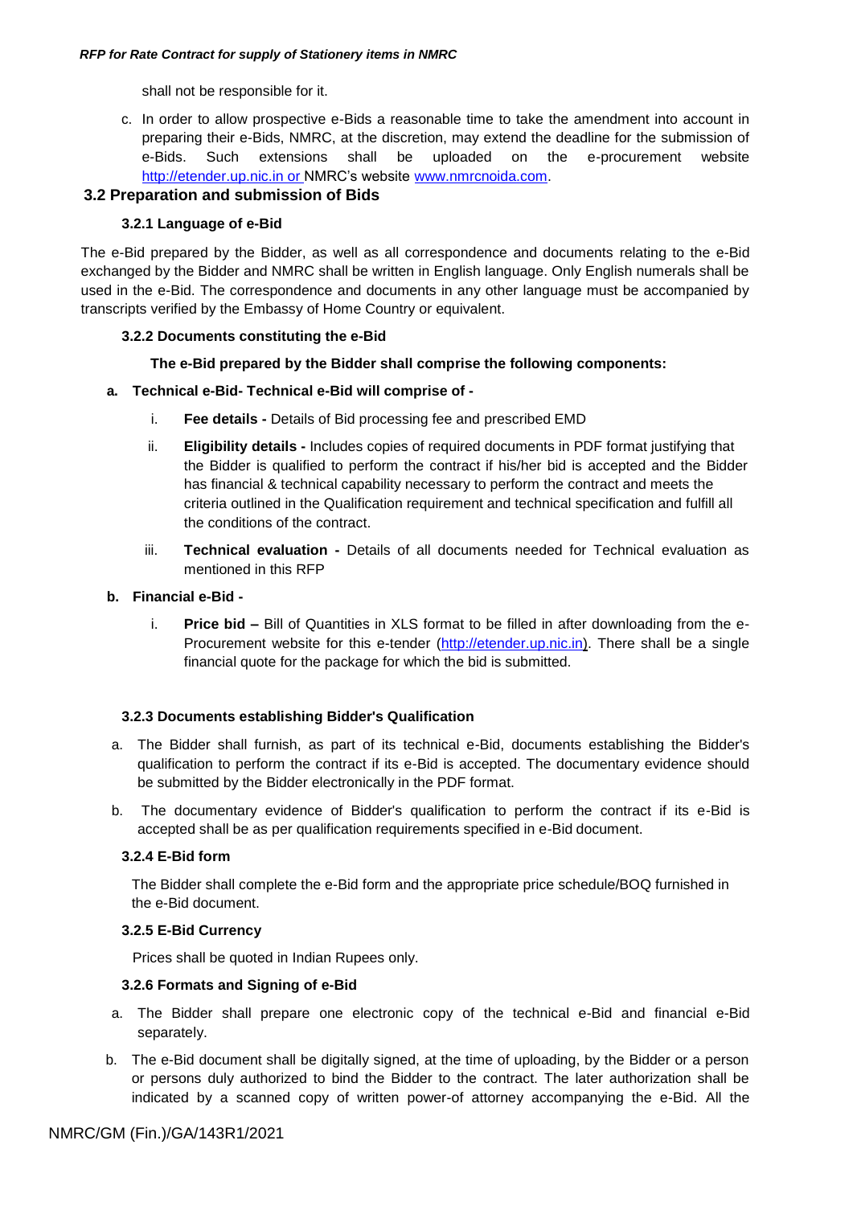shall not be responsible for it.

c. In order to allow prospective e-Bids a reasonable time to take the amendment into account in preparing their e-Bids, NMRC, at the discretion, may extend the deadline for the submission of e-Bids. Such extensions shall be uploaded on the e-procurement website http://etender.up.nic.in or NMRC's website www.nmrcnoida.com.

## 3.2 Preparation and submission of Bids

### 3.2.1 Language of e-Bid

The e-Bid prepared by the Bidder, as well as all correspondence and documents relating to the e-Bid exchanged by the Bidder and NMRC shall be written in English language. Only English numerals shall be used in the e-Bid. The correspondence and documents in any other language must be accompanied by transcripts verified by the Embassy of Home Country or equivalent.

### 3.2.2 Documents constituting the e-Bid

**The e-Bid prepared by the Bidder shall comprise the following components:**

**a. Technical e-Bid- Technical e-Bid will comprise of -**

i. **Fee details -** Details of Bid processing fee and prescribed EMD

ii. **Eligibility details -** Includes copies of required documents in PDF format justifying that the Bidder is qualified to perform the contract if his/her bid is accepted and the Bidder has financial & technical capability necessary to perform the contract and meets the criteria outlined in the Qualification requirement and technical specification and fulfill all the conditions of the contract.

iii. **Technical evaluation -** Details of all documents needed for Technical evaluation as mentioned in this RFP

**b. Financial e-Bid -**

i. **Price bid –** Bill of Quantities in XLS format to be filled in after downloading from the e-Procurement website for this e-tender (http://etender.up.nic.in). There shall be a single financial quote for the package for which the bid is submitted.

### 3.2.3 Documents establishing Bidder's Qualification

a. The Bidder shall furnish, as part of its technical e-Bid, documents establishing the Bidder's qualification to perform the contract if its e-Bid is accepted. The documentary evidence should be submitted by the Bidder electronically in the PDF format.

b. The documentary evidence of Bidder's qualification to perform the contract if its e-Bid is accepted shall be as per qualification requirements specified in e-Bid document.

### 3.2.4 E-Bid form

The Bidder shall complete the e-Bid form and the appropriate price schedule/BOQ furnished in the e-Bid document.

### 3.2.5 E-Bid Currency

Prices shall be quoted in Indian Rupees only.

### 3.2.6 Formats and Signing of e-Bid

a. The Bidder shall prepare one electronic copy of the technical e-Bid and financial e-Bid separately.

b. The e-Bid document shall be digitally signed, at the time of uploading, by the Bidder or a person or persons duly authorized to bind the Bidder to the contract. The later authorization shall be indicated by a scanned copy of written power-of attorney accompanying the e-Bid. All the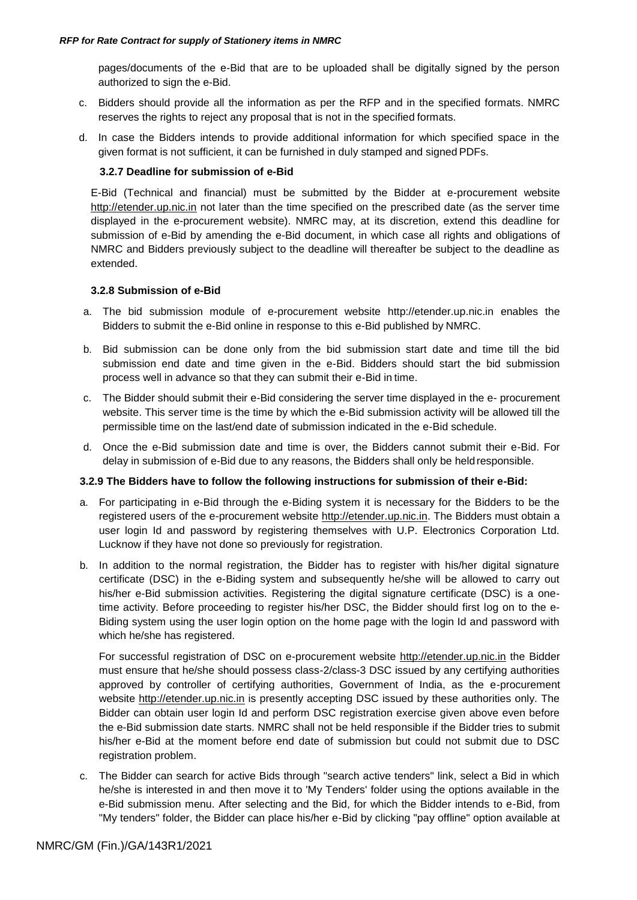pages/documents of the e-Bid that are to be uploaded shall be digitally signed by the person authorized to sign the e-Bid.

c. Bidders should provide all the information as per the RFP and in the specified formats. NMRC reserves the rights to reject any proposal that is not in the specified formats.

d. In case the Bidders intends to provide additional information for which specified space in the given format is not sufficient, it can be furnished in duly stamped and signed PDFs.

### 3.2.7 Deadline for submission of e-Bid

E-Bid (Technical and financial) must be submitted by the Bidder at e-procurement website http://etender.up.nic.in not later than the time specified on the prescribed date (as the server time displayed in the e-procurement website). NMRC may, at its discretion, extend this deadline for submission of e-Bid by amending the e-Bid document, in which case all rights and obligations of NMRC and Bidders previously subject to the deadline will thereafter be subject to the deadline as extended.

### 3.2.8 Submission of e-Bid

a. The bid submission module of e-procurement website http://etender.up.nic.in enables the Bidders to submit the e-Bid online in response to this e-Bid published by NMRC.

b. Bid submission can be done only from the bid submission start date and time till the bid submission end date and time given in the e-Bid. Bidders should start the bid submission process well in advance so that they can submit their e-Bid in time.

c. The Bidder should submit their e-Bid considering the server time displayed in the e- procurement website. This server time is the time by which the e-Bid submission activity will be allowed till the permissible time on the last/end date of submission indicated in the e-Bid schedule.

d. Once the e-Bid submission date and time is over, the Bidders cannot submit their e-Bid. For delay in submission of e-Bid due to any reasons, the Bidders shall only be held responsible.

### 3.2.9 The Bidders have to follow the following instructions for submission of their e-Bid:

a. For participating in e-Bid through the e-Biding system it is necessary for the Bidders to be the registered users of the e-procurement website http://etender.up.nic.in. The Bidders must obtain a user login Id and password by registering themselves with U.P. Electronics Corporation Ltd. Lucknow if they have not done so previously for registration.

b. In addition to the normal registration, the Bidder has to register with his/her digital signature certificate (DSC) in the e-Biding system and subsequently he/she will be allowed to carry out his/her e-Bid submission activities. Registering the digital signature certificate (DSC) is a one-time activity. Before proceeding to register his/her DSC, the Bidder should first log on to the e-Biding system using the user login option on the home page with the login Id and password with which he/she has registered.

   For successful registration of DSC on e-procurement website http://etender.up.nic.in the Bidder must ensure that he/she should possess class-2/class-3 DSC issued by any certifying authorities approved by controller of certifying authorities, Government of India, as the e-procurement website http://etender.up.nic.in is presently accepting DSC issued by these authorities only. The Bidder can obtain user login Id and perform DSC registration exercise given above even before the e-Bid submission date starts. NMRC shall not be held responsible if the Bidder tries to submit his/her e-Bid at the moment before end date of submission but could not submit due to DSC registration problem.

c. The Bidder can search for active Bids through "search active tenders" link, select a Bid in which he/she is interested in and then move it to 'My Tenders' folder using the options available in the e-Bid submission menu. After selecting and the Bid, for which the Bidder intends to e-Bid, from "My tenders" folder, the Bidder can place his/her e-Bid by clicking "pay offline" option available at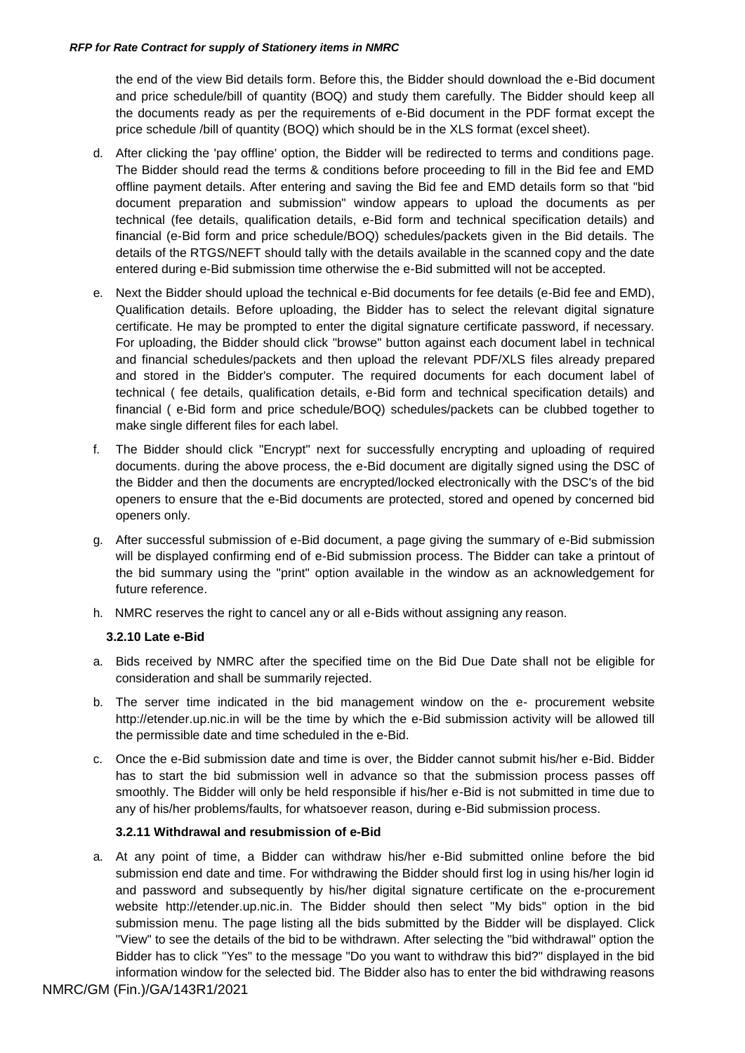the end of the view Bid details form. Before this, the Bidder should download the e-Bid document and price schedule/bill of quantity (BOQ) and study them carefully. The Bidder should keep all the documents ready as per the requirements of e-Bid document in the PDF format except the price schedule /bill of quantity (BOQ) which should be in the XLS format (excel sheet).

d. After clicking the 'pay offline' option, the Bidder will be redirected to terms and conditions page. The Bidder should read the terms & conditions before proceeding to fill in the Bid fee and EMD offline payment details. After entering and saving the Bid fee and EMD details form so that "bid document preparation and submission" window appears to upload the documents as per technical (fee details, qualification details, e-Bid form and technical specification details) and financial (e-Bid form and price schedule/BOQ) schedules/packets given in the Bid details. The details of the RTGS/NEFT should tally with the details available in the scanned copy and the date entered during e-Bid submission time otherwise the e-Bid submitted will not be accepted.

e. Next the Bidder should upload the technical e-Bid documents for fee details (e-Bid fee and EMD), Qualification details. Before uploading, the Bidder has to select the relevant digital signature certificate. He may be prompted to enter the digital signature certificate password, if necessary. For uploading, the Bidder should click "browse" button against each document label in technical and financial schedules/packets and then upload the relevant PDF/XLS files already prepared and stored in the Bidder's computer. The required documents for each document label of technical ( fee details, qualification details, e-Bid form and technical specification details) and financial ( e-Bid form and price schedule/BOQ) schedules/packets can be clubbed together to make single different files for each label.

f. The Bidder should click "Encrypt" next for successfully encrypting and uploading of required documents. during the above process, the e-Bid document are digitally signed using the DSC of the Bidder and then the documents are encrypted/locked electronically with the DSC's of the bid openers to ensure that the e-Bid documents are protected, stored and opened by concerned bid openers only.

g. After successful submission of e-Bid document, a page giving the summary of e-Bid submission will be displayed confirming end of e-Bid submission process. The Bidder can take a printout of the bid summary using the "print" option available in the window as an acknowledgement for future reference.

h. NMRC reserves the right to cancel any or all e-Bids without assigning any reason.

#### 3.2.10 Late e-Bid

a. Bids received by NMRC after the specified time on the Bid Due Date shall not be eligible for consideration and shall be summarily rejected.

b. The server time indicated in the bid management window on the e- procurement website http://etender.up.nic.in will be the time by which the e-Bid submission activity will be allowed till the permissible date and time scheduled in the e-Bid.

c. Once the e-Bid submission date and time is over, the Bidder cannot submit his/her e-Bid. Bidder has to start the bid submission well in advance so that the submission process passes off smoothly. The Bidder will only be held responsible if his/her e-Bid is not submitted in time due to any of his/her problems/faults, for whatsoever reason, during e-Bid submission process.

#### 3.2.11 Withdrawal and resubmission of e-Bid

a. At any point of time, a Bidder can withdraw his/her e-Bid submitted online before the bid submission end date and time. For withdrawing the Bidder should first log in using his/her login id and password and subsequently by his/her digital signature certificate on the e-procurement website http://etender.up.nic.in. The Bidder should then select "My bids" option in the bid submission menu. The page listing all the bids submitted by the Bidder will be displayed. Click "View" to see the details of the bid to be withdrawn. After selecting the "bid withdrawal" option the Bidder has to click "Yes" to the message "Do you want to withdraw this bid?" displayed in the bid information window for the selected bid. The Bidder also has to enter the bid withdrawing reasons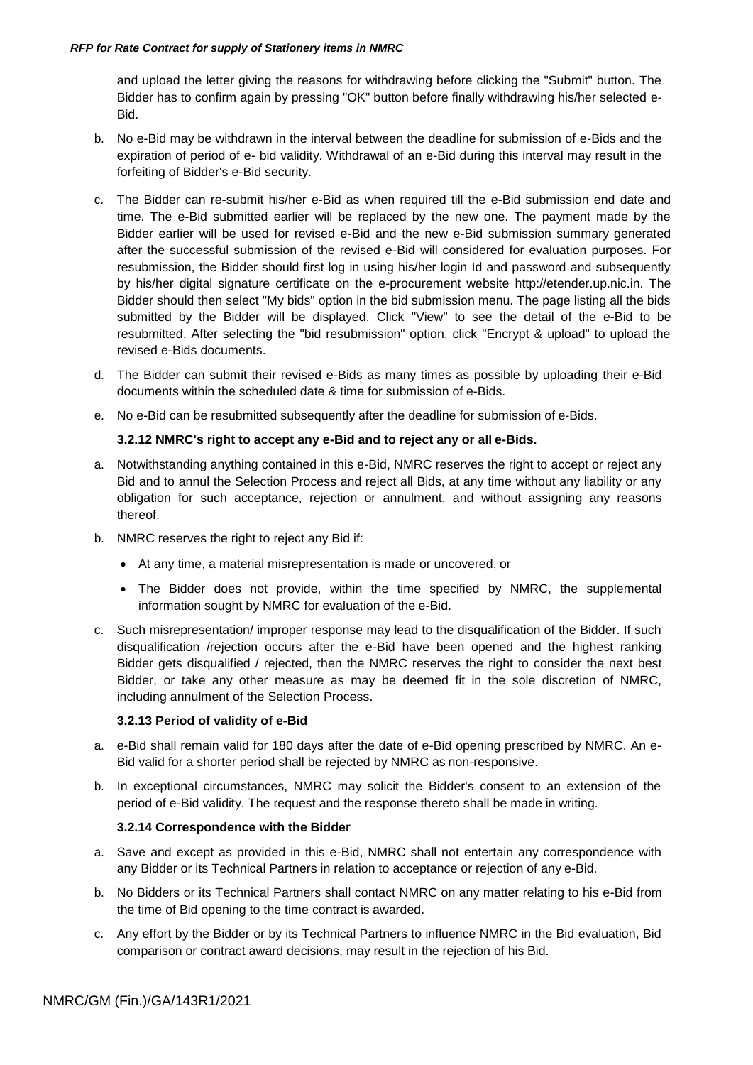and upload the letter giving the reasons for withdrawing before clicking the "Submit" button. The Bidder has to confirm again by pressing "OK" button before finally withdrawing his/her selected e-Bid.

b. No e-Bid may be withdrawn in the interval between the deadline for submission of e-Bids and the expiration of period of e- bid validity. Withdrawal of an e-Bid during this interval may result in the forfeiting of Bidder's e-Bid security.

c. The Bidder can re-submit his/her e-Bid as when required till the e-Bid submission end date and time. The e-Bid submitted earlier will be replaced by the new one. The payment made by the Bidder earlier will be used for revised e-Bid and the new e-Bid submission summary generated after the successful submission of the revised e-Bid will considered for evaluation purposes. For resubmission, the Bidder should first log in using his/her login Id and password and subsequently by his/her digital signature certificate on the e-procurement website http://etender.up.nic.in. The Bidder should then select "My bids" option in the bid submission menu. The page listing all the bids submitted by the Bidder will be displayed. Click "View" to see the detail of the e-Bid to be resubmitted. After selecting the "bid resubmission" option, click "Encrypt & upload" to upload the revised e-Bids documents.

d. The Bidder can submit their revised e-Bids as many times as possible by uploading their e-Bid documents within the scheduled date & time for submission of e-Bids.

e. No e-Bid can be resubmitted subsequently after the deadline for submission of e-Bids.

#### 3.2.12 NMRC's right to accept any e-Bid and to reject any or all e-Bids.

a. Notwithstanding anything contained in this e-Bid, NMRC reserves the right to accept or reject any Bid and to annul the Selection Process and reject all Bids, at any time without any liability or any obligation for such acceptance, rejection or annulment, and without assigning any reasons thereof.

b. NMRC reserves the right to reject any Bid if:

   - At any time, a material misrepresentation is made or uncovered, or
   - The Bidder does not provide, within the time specified by NMRC, the supplemental information sought by NMRC for evaluation of the e-Bid.

c. Such misrepresentation/ improper response may lead to the disqualification of the Bidder. If such disqualification /rejection occurs after the e-Bid have been opened and the highest ranking Bidder gets disqualified / rejected, then the NMRC reserves the right to consider the next best Bidder, or take any other measure as may be deemed fit in the sole discretion of NMRC, including annulment of the Selection Process.

#### 3.2.13 Period of validity of e-Bid

a. e-Bid shall remain valid for 180 days after the date of e-Bid opening prescribed by NMRC. An e-Bid valid for a shorter period shall be rejected by NMRC as non-responsive.

b. In exceptional circumstances, NMRC may solicit the Bidder's consent to an extension of the period of e-Bid validity. The request and the response thereto shall be made in writing.

#### 3.2.14 Correspondence with the Bidder

a. Save and except as provided in this e-Bid, NMRC shall not entertain any correspondence with any Bidder or its Technical Partners in relation to acceptance or rejection of any e-Bid.

b. No Bidders or its Technical Partners shall contact NMRC on any matter relating to his e-Bid from the time of Bid opening to the time contract is awarded.

c. Any effort by the Bidder or by its Technical Partners to influence NMRC in the Bid evaluation, Bid comparison or contract award decisions, may result in the rejection of his Bid.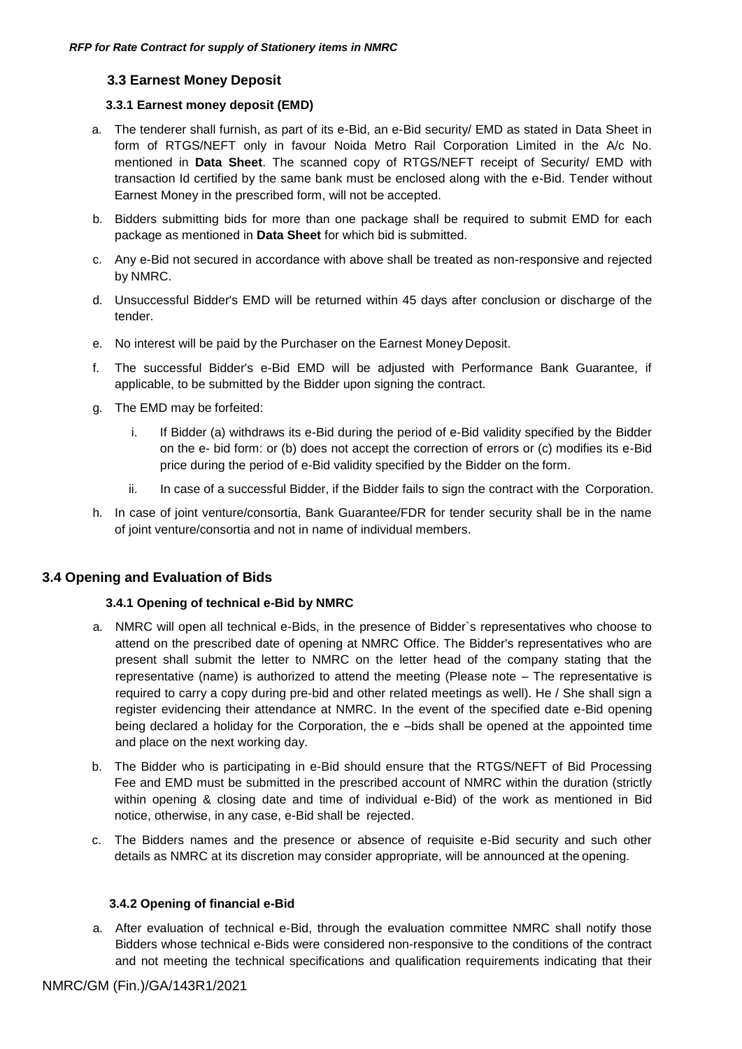### 3.3 Earnest Money Deposit

#### 3.3.1 Earnest money deposit (EMD)

a. The tenderer shall furnish, as part of its e-Bid, an e-Bid security/ EMD as stated in Data Sheet in form of RTGS/NEFT only in favour Noida Metro Rail Corporation Limited in the A/c No. mentioned in **Data Sheet**. The scanned copy of RTGS/NEFT receipt of Security/ EMD with transaction Id certified by the same bank must be enclosed along with the e-Bid. Tender without Earnest Money in the prescribed form, will not be accepted.

b. Bidders submitting bids for more than one package shall be required to submit EMD for each package as mentioned in **Data Sheet** for which bid is submitted.

c. Any e-Bid not secured in accordance with above shall be treated as non-responsive and rejected by NMRC.

d. Unsuccessful Bidder's EMD will be returned within 45 days after conclusion or discharge of the tender.

e. No interest will be paid by the Purchaser on the Earnest Money Deposit.

f. The successful Bidder's e-Bid EMD will be adjusted with Performance Bank Guarantee, if applicable, to be submitted by the Bidder upon signing the contract.

g. The EMD may be forfeited:

    i. If Bidder (a) withdraws its e-Bid during the period of e-Bid validity specified by the Bidder on the e- bid form: or (b) does not accept the correction of errors or (c) modifies its e-Bid price during the period of e-Bid validity specified by the Bidder on the form.

    ii. In case of a successful Bidder, if the Bidder fails to sign the contract with the Corporation.

h. In case of joint venture/consortia, Bank Guarantee/FDR for tender security shall be in the name of joint venture/consortia and not in name of individual members.

## 3.4 Opening and Evaluation of Bids

#### 3.4.1 Opening of technical e-Bid by NMRC

a. NMRC will open all technical e-Bids, in the presence of Bidder`s representatives who choose to attend on the prescribed date of opening at NMRC Office. The Bidder's representatives who are present shall submit the letter to NMRC on the letter head of the company stating that the representative (name) is authorized to attend the meeting (Please note – The representative is required to carry a copy during pre-bid and other related meetings as well). He / She shall sign a register evidencing their attendance at NMRC. In the event of the specified date e-Bid opening being declared a holiday for the Corporation, the e –bids shall be opened at the appointed time and place on the next working day.

b. The Bidder who is participating in e-Bid should ensure that the RTGS/NEFT of Bid Processing Fee and EMD must be submitted in the prescribed account of NMRC within the duration (strictly within opening & closing date and time of individual e-Bid) of the work as mentioned in Bid notice, otherwise, in any case, e-Bid shall be rejected.

c. The Bidders names and the presence or absence of requisite e-Bid security and such other details as NMRC at its discretion may consider appropriate, will be announced at the opening.

#### 3.4.2 Opening of financial e-Bid

a. After evaluation of technical e-Bid, through the evaluation committee NMRC shall notify those Bidders whose technical e-Bids were considered non-responsive to the conditions of the contract and not meeting the technical specifications and qualification requirements indicating that their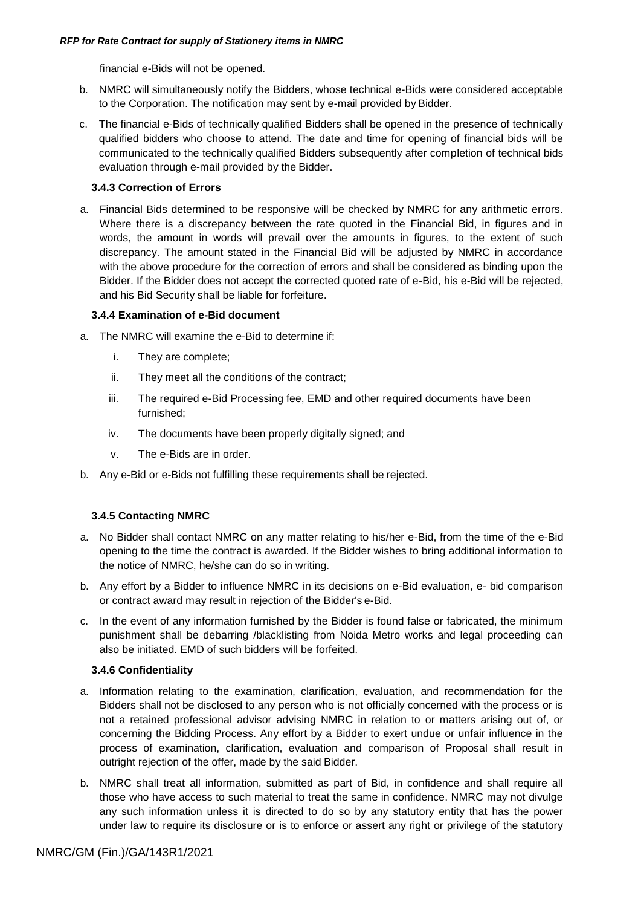financial e-Bids will not be opened.

b. NMRC will simultaneously notify the Bidders, whose technical e-Bids were considered acceptable to the Corporation. The notification may sent by e-mail provided by Bidder.

c. The financial e-Bids of technically qualified Bidders shall be opened in the presence of technically qualified bidders who choose to attend. The date and time for opening of financial bids will be communicated to the technically qualified Bidders subsequently after completion of technical bids evaluation through e-mail provided by the Bidder.

### 3.4.3 Correction of Errors

a. Financial Bids determined to be responsive will be checked by NMRC for any arithmetic errors. Where there is a discrepancy between the rate quoted in the Financial Bid, in figures and in words, the amount in words will prevail over the amounts in figures, to the extent of such discrepancy. The amount stated in the Financial Bid will be adjusted by NMRC in accordance with the above procedure for the correction of errors and shall be considered as binding upon the Bidder. If the Bidder does not accept the corrected quoted rate of e-Bid, his e-Bid will be rejected, and his Bid Security shall be liable for forfeiture.

### 3.4.4 Examination of e-Bid document

a. The NMRC will examine the e-Bid to determine if:

   i. They are complete;

   ii. They meet all the conditions of the contract;

   iii. The required e-Bid Processing fee, EMD and other required documents have been furnished;

   iv. The documents have been properly digitally signed; and

   v. The e-Bids are in order.

b. Any e-Bid or e-Bids not fulfilling these requirements shall be rejected.

### 3.4.5 Contacting NMRC

a. No Bidder shall contact NMRC on any matter relating to his/her e-Bid, from the time of the e-Bid opening to the time the contract is awarded. If the Bidder wishes to bring additional information to the notice of NMRC, he/she can do so in writing.

b. Any effort by a Bidder to influence NMRC in its decisions on e-Bid evaluation, e- bid comparison or contract award may result in rejection of the Bidder's e-Bid.

c. In the event of any information furnished by the Bidder is found false or fabricated, the minimum punishment shall be debarring /blacklisting from Noida Metro works and legal proceeding can also be initiated. EMD of such bidders will be forfeited.

### 3.4.6 Confidentiality

a. Information relating to the examination, clarification, evaluation, and recommendation for the Bidders shall not be disclosed to any person who is not officially concerned with the process or is not a retained professional advisor advising NMRC in relation to or matters arising out of, or concerning the Bidding Process. Any effort by a Bidder to exert undue or unfair influence in the process of examination, clarification, evaluation and comparison of Proposal shall result in outright rejection of the offer, made by the said Bidder.

b. NMRC shall treat all information, submitted as part of Bid, in confidence and shall require all those who have access to such material to treat the same in confidence. NMRC may not divulge any such information unless it is directed to do so by any statutory entity that has the power under law to require its disclosure or is to enforce or assert any right or privilege of the statutory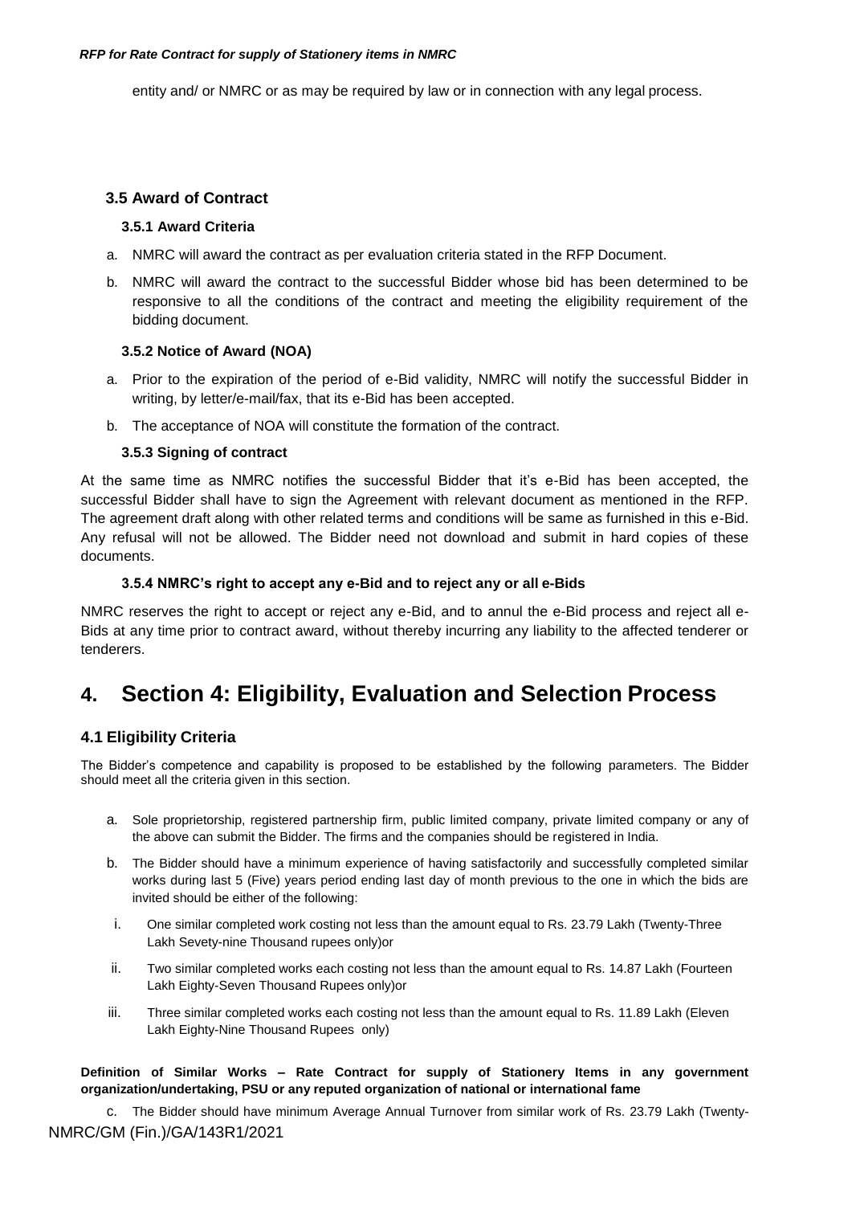entity and/ or NMRC or as may be required by law or in connection with any legal process.

### 3.5 Award of Contract

#### 3.5.1 Award Criteria

a. NMRC will award the contract as per evaluation criteria stated in the RFP Document.

b. NMRC will award the contract to the successful Bidder whose bid has been determined to be responsive to all the conditions of the contract and meeting the eligibility requirement of the bidding document.

#### 3.5.2 Notice of Award (NOA)

a. Prior to the expiration of the period of e-Bid validity, NMRC will notify the successful Bidder in writing, by letter/e-mail/fax, that its e-Bid has been accepted.

b. The acceptance of NOA will constitute the formation of the contract.

#### 3.5.3 Signing of contract

At the same time as NMRC notifies the successful Bidder that it's e-Bid has been accepted, the successful Bidder shall have to sign the Agreement with relevant document as mentioned in the RFP. The agreement draft along with other related terms and conditions will be same as furnished in this e-Bid. Any refusal will not be allowed. The Bidder need not download and submit in hard copies of these documents.

#### 3.5.4 NMRC's right to accept any e-Bid and to reject any or all e-Bids

NMRC reserves the right to accept or reject any e-Bid, and to annul the e-Bid process and reject all e-Bids at any time prior to contract award, without thereby incurring any liability to the affected tenderer or tenderers.

# 4. Section 4: Eligibility, Evaluation and Selection Process

### 4.1 Eligibility Criteria

The Bidder's competence and capability is proposed to be established by the following parameters. The Bidder should meet all the criteria given in this section.

a. Sole proprietorship, registered partnership firm, public limited company, private limited company or any of the above can submit the Bidder. The firms and the companies should be registered in India.

b. The Bidder should have a minimum experience of having satisfactorily and successfully completed similar works during last 5 (Five) years period ending last day of month previous to the one in which the bids are invited should be either of the following:

   i. One similar completed work costing not less than the amount equal to Rs. 23.79 Lakh (Twenty-Three Lakh Sevety-nine Thousand rupees only)or

   ii. Two similar completed works each costing not less than the amount equal to Rs. 14.87 Lakh (Fourteen Lakh Eighty-Seven Thousand Rupees only)or

   iii. Three similar completed works each costing not less than the amount equal to Rs. 11.89 Lakh (Eleven Lakh Eighty-Nine Thousand Rupees only)

**Definition of Similar Works – Rate Contract for supply of Stationery Items in any government organization/undertaking, PSU or any reputed organization of national or international fame**

c. The Bidder should have minimum Average Annual Turnover from similar work of Rs. 23.79 Lakh (Twenty-

NMRC/GM (Fin.)/GA/143R1/2021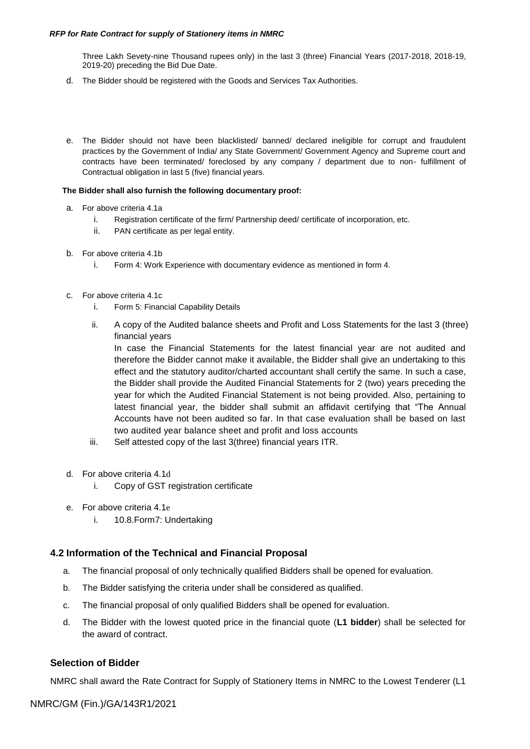Three Lakh Sevety-nine Thousand rupees only) in the last 3 (three) Financial Years (2017-2018, 2018-19, 2019-20) preceding the Bid Due Date.

d. The Bidder should be registered with the Goods and Services Tax Authorities.

e. The Bidder should not have been blacklisted/ banned/ declared ineligible for corrupt and fraudulent practices by the Government of India/ any State Government/ Government Agency and Supreme court and contracts have been terminated/ foreclosed by any company / department due to non- fulfillment of Contractual obligation in last 5 (five) financial years.

**The Bidder shall also furnish the following documentary proof:**

a. For above criteria 4.1a
   i. Registration certificate of the firm/ Partnership deed/ certificate of incorporation, etc.
   ii. PAN certificate as per legal entity.

b. For above criteria 4.1b
   i. Form 4: Work Experience with documentary evidence as mentioned in form 4.

c. For above criteria 4.1c
   i. Form 5: Financial Capability Details
   ii. A copy of the Audited balance sheets and Profit and Loss Statements for the last 3 (three) financial years
   In case the Financial Statements for the latest financial year are not audited and therefore the Bidder cannot make it available, the Bidder shall give an undertaking to this effect and the statutory auditor/charted accountant shall certify the same. In such a case, the Bidder shall provide the Audited Financial Statements for 2 (two) years preceding the year for which the Audited Financial Statement is not being provided. Also, pertaining to latest financial year, the bidder shall submit an affidavit certifying that "The Annual Accounts have not been audited so far. In that case evaluation shall be based on last two audited year balance sheet and profit and loss accounts
   iii. Self attested copy of the last 3(three) financial years ITR.

d. For above criteria 4.1d
   i. Copy of GST registration certificate

e. For above criteria 4.1e
   i. 10.8.Form7: Undertaking

## 4.2 Information of the Technical and Financial Proposal

a. The financial proposal of only technically qualified Bidders shall be opened for evaluation.
b. The Bidder satisfying the criteria under shall be considered as qualified.
c. The financial proposal of only qualified Bidders shall be opened for evaluation.
d. The Bidder with the lowest quoted price in the financial quote (**L1 bidder**) shall be selected for the award of contract.

## Selection of Bidder

NMRC shall award the Rate Contract for Supply of Stationery Items in NMRC to the Lowest Tenderer (L1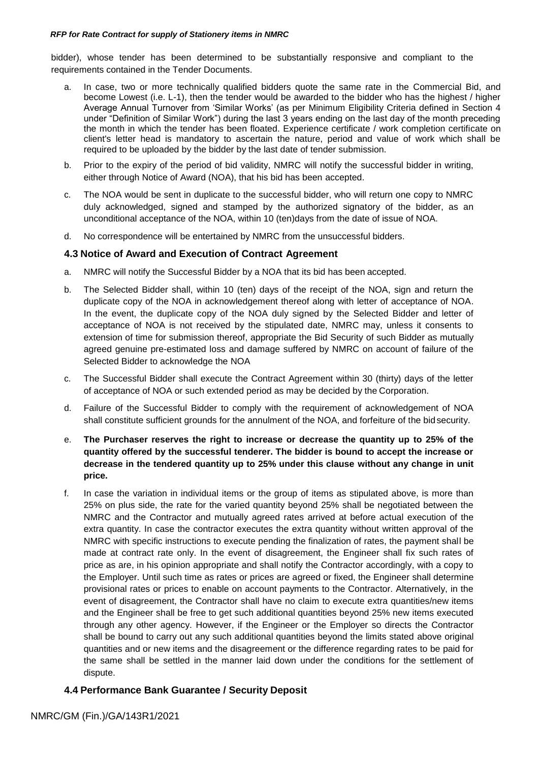bidder), whose tender has been determined to be substantially responsive and compliant to the requirements contained in the Tender Documents.

a. In case, two or more technically qualified bidders quote the same rate in the Commercial Bid, and become Lowest (i.e. L-1), then the tender would be awarded to the bidder who has the highest / higher Average Annual Turnover from 'Similar Works' (as per Minimum Eligibility Criteria defined in Section 4 under "Definition of Similar Work") during the last 3 years ending on the last day of the month preceding the month in which the tender has been floated. Experience certificate / work completion certificate on client's letter head is mandatory to ascertain the nature, period and value of work which shall be required to be uploaded by the bidder by the last date of tender submission.

b. Prior to the expiry of the period of bid validity, NMRC will notify the successful bidder in writing, either through Notice of Award (NOA), that his bid has been accepted.

c. The NOA would be sent in duplicate to the successful bidder, who will return one copy to NMRC duly acknowledged, signed and stamped by the authorized signatory of the bidder, as an unconditional acceptance of the NOA, within 10 (ten)days from the date of issue of NOA.

d. No correspondence will be entertained by NMRC from the unsuccessful bidders.

### 4.3 Notice of Award and Execution of Contract Agreement

a. NMRC will notify the Successful Bidder by a NOA that its bid has been accepted.

b. The Selected Bidder shall, within 10 (ten) days of the receipt of the NOA, sign and return the duplicate copy of the NOA in acknowledgement thereof along with letter of acceptance of NOA. In the event, the duplicate copy of the NOA duly signed by the Selected Bidder and letter of acceptance of NOA is not received by the stipulated date, NMRC may, unless it consents to extension of time for submission thereof, appropriate the Bid Security of such Bidder as mutually agreed genuine pre-estimated loss and damage suffered by NMRC on account of failure of the Selected Bidder to acknowledge the NOA

c. The Successful Bidder shall execute the Contract Agreement within 30 (thirty) days of the letter of acceptance of NOA or such extended period as may be decided by the Corporation.

d. Failure of the Successful Bidder to comply with the requirement of acknowledgement of NOA shall constitute sufficient grounds for the annulment of the NOA, and forfeiture of the bid security.

e. **The Purchaser reserves the right to increase or decrease the quantity up to 25% of the quantity offered by the successful tenderer. The bidder is bound to accept the increase or decrease in the tendered quantity up to 25% under this clause without any change in unit price.**

f. In case the variation in individual items or the group of items as stipulated above, is more than 25% on plus side, the rate for the varied quantity beyond 25% shall be negotiated between the NMRC and the Contractor and mutually agreed rates arrived at before actual execution of the extra quantity. In case the contractor executes the extra quantity without written approval of the NMRC with specific instructions to execute pending the finalization of rates, the payment shall be made at contract rate only. In the event of disagreement, the Engineer shall fix such rates of price as are, in his opinion appropriate and shall notify the Contractor accordingly, with a copy to the Employer. Until such time as rates or prices are agreed or fixed, the Engineer shall determine provisional rates or prices to enable on account payments to the Contractor. Alternatively, in the event of disagreement, the Contractor shall have no claim to execute extra quantities/new items and the Engineer shall be free to get such additional quantities beyond 25% new items executed through any other agency. However, if the Engineer or the Employer so directs the Contractor shall be bound to carry out any such additional quantities beyond the limits stated above original quantities and or new items and the disagreement or the difference regarding rates to be paid for the same shall be settled in the manner laid down under the conditions for the settlement of dispute.

### 4.4 Performance Bank Guarantee / Security Deposit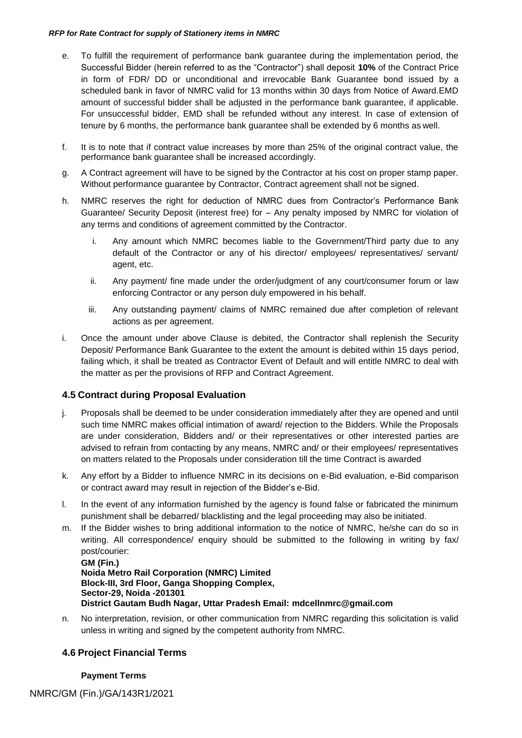e. To fulfill the requirement of performance bank guarantee during the implementation period, the Successful Bidder (herein referred to as the "Contractor") shall deposit **10%** of the Contract Price in form of FDR/ DD or unconditional and irrevocable Bank Guarantee bond issued by a scheduled bank in favor of NMRC valid for 13 months within 30 days from Notice of Award.EMD amount of successful bidder shall be adjusted in the performance bank guarantee, if applicable. For unsuccessful bidder, EMD shall be refunded without any interest. In case of extension of tenure by 6 months, the performance bank guarantee shall be extended by 6 months as well.

f. It is to note that if contract value increases by more than 25% of the original contract value, the performance bank guarantee shall be increased accordingly.

g. A Contract agreement will have to be signed by the Contractor at his cost on proper stamp paper. Without performance guarantee by Contractor, Contract agreement shall not be signed.

h. NMRC reserves the right for deduction of NMRC dues from Contractor's Performance Bank Guarantee/ Security Deposit (interest free) for – Any penalty imposed by NMRC for violation of any terms and conditions of agreement committed by the Contractor.

   i. Any amount which NMRC becomes liable to the Government/Third party due to any default of the Contractor or any of his director/ employees/ representatives/ servant/ agent, etc.

   ii. Any payment/ fine made under the order/judgment of any court/consumer forum or law enforcing Contractor or any person duly empowered in his behalf.

   iii. Any outstanding payment/ claims of NMRC remained due after completion of relevant actions as per agreement.

i. Once the amount under above Clause is debited, the Contractor shall replenish the Security Deposit/ Performance Bank Guarantee to the extent the amount is debited within 15 days period, failing which, it shall be treated as Contractor Event of Default and will entitle NMRC to deal with the matter as per the provisions of RFP and Contract Agreement.

### 4.5 Contract during Proposal Evaluation

j. Proposals shall be deemed to be under consideration immediately after they are opened and until such time NMRC makes official intimation of award/ rejection to the Bidders. While the Proposals are under consideration, Bidders and/ or their representatives or other interested parties are advised to refrain from contacting by any means, NMRC and/ or their employees/ representatives on matters related to the Proposals under consideration till the time Contract is awarded

k. Any effort by a Bidder to influence NMRC in its decisions on e-Bid evaluation, e-Bid comparison or contract award may result in rejection of the Bidder's e-Bid.

l. In the event of any information furnished by the agency is found false or fabricated the minimum punishment shall be debarred/ blacklisting and the legal proceeding may also be initiated.

m. If the Bidder wishes to bring additional information to the notice of NMRC, he/she can do so in writing. All correspondence/ enquiry should be submitted to the following in writing by fax/ post/courier:

   **GM (Fin.)**
   **Noida Metro Rail Corporation (NMRC) Limited**
   **Block-III, 3rd Floor, Ganga Shopping Complex,**
   **Sector-29, Noida -201301**
   **District Gautam Budh Nagar, Uttar Pradesh Email: mdcellnmrc@gmail.com**

n. No interpretation, revision, or other communication from NMRC regarding this solicitation is valid unless in writing and signed by the competent authority from NMRC.

### 4.6 Project Financial Terms

**Payment Terms**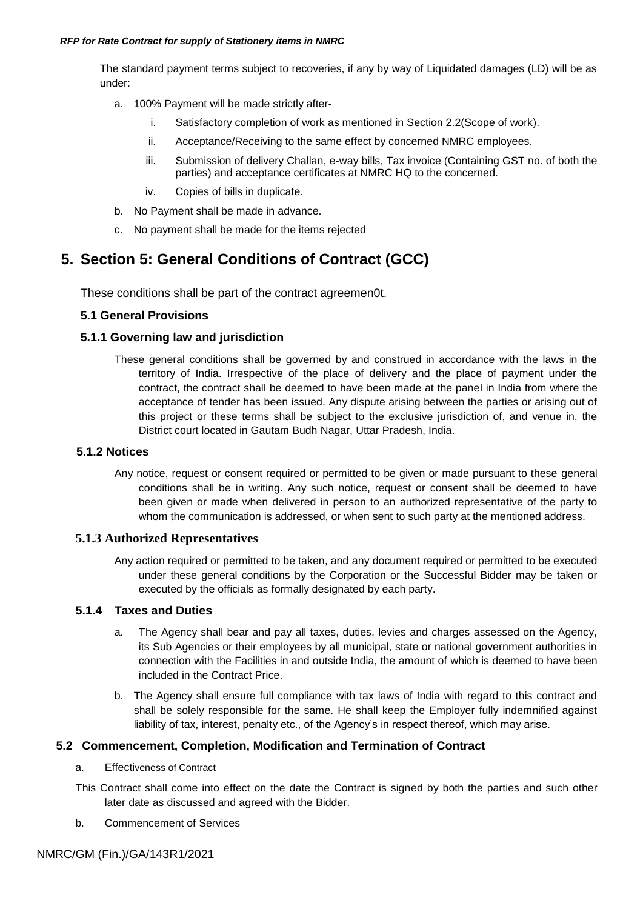The standard payment terms subject to recoveries, if any by way of Liquidated damages (LD) will be as under:

a. 100% Payment will be made strictly after-
   i. Satisfactory completion of work as mentioned in Section 2.2(Scope of work).
   ii. Acceptance/Receiving to the same effect by concerned NMRC employees.
   iii. Submission of delivery Challan, e-way bills, Tax invoice (Containing GST no. of both the parties) and acceptance certificates at NMRC HQ to the concerned.
   iv. Copies of bills in duplicate.
b. No Payment shall be made in advance.
c. No payment shall be made for the items rejected

# 5. Section 5: General Conditions of Contract (GCC)

These conditions shall be part of the contract agreemen0t.

### 5.1 General Provisions

### 5.1.1 Governing law and jurisdiction

These general conditions shall be governed by and construed in accordance with the laws in the territory of India. Irrespective of the place of delivery and the place of payment under the contract, the contract shall be deemed to have been made at the panel in India from where the acceptance of tender has been issued. Any dispute arising between the parties or arising out of this project or these terms shall be subject to the exclusive jurisdiction of, and venue in, the District court located in Gautam Budh Nagar, Uttar Pradesh, India.

### 5.1.2 Notices

Any notice, request or consent required or permitted to be given or made pursuant to these general conditions shall be in writing. Any such notice, request or consent shall be deemed to have been given or made when delivered in person to an authorized representative of the party to whom the communication is addressed, or when sent to such party at the mentioned address.

### 5.1.3 Authorized Representatives

Any action required or permitted to be taken, and any document required or permitted to be executed under these general conditions by the Corporation or the Successful Bidder may be taken or executed by the officials as formally designated by each party.

### 5.1.4 Taxes and Duties

a. The Agency shall bear and pay all taxes, duties, levies and charges assessed on the Agency, its Sub Agencies or their employees by all municipal, state or national government authorities in connection with the Facilities in and outside India, the amount of which is deemed to have been included in the Contract Price.
b. The Agency shall ensure full compliance with tax laws of India with regard to this contract and shall be solely responsible for the same. He shall keep the Employer fully indemnified against liability of tax, interest, penalty etc., of the Agency's in respect thereof, which may arise.

## 5.2 Commencement, Completion, Modification and Termination of Contract

a. Effectiveness of Contract

This Contract shall come into effect on the date the Contract is signed by both the parties and such other later date as discussed and agreed with the Bidder.

b. Commencement of Services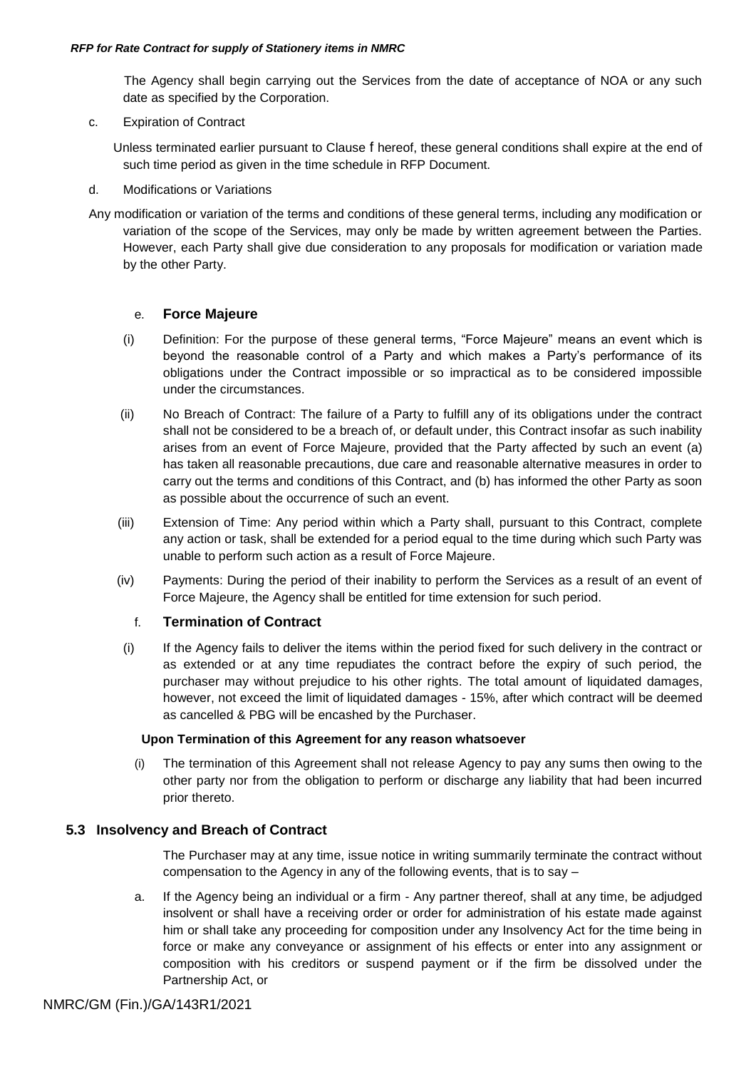The Agency shall begin carrying out the Services from the date of acceptance of NOA or any such date as specified by the Corporation.

c. Expiration of Contract

Unless terminated earlier pursuant to Clause f hereof, these general conditions shall expire at the end of such time period as given in the time schedule in RFP Document.

d. Modifications or Variations

Any modification or variation of the terms and conditions of these general terms, including any modification or variation of the scope of the Services, may only be made by written agreement between the Parties. However, each Party shall give due consideration to any proposals for modification or variation made by the other Party.

e. **Force Majeure**

(i) Definition: For the purpose of these general terms, "Force Majeure" means an event which is beyond the reasonable control of a Party and which makes a Party's performance of its obligations under the Contract impossible or so impractical as to be considered impossible under the circumstances.

(ii) No Breach of Contract: The failure of a Party to fulfill any of its obligations under the contract shall not be considered to be a breach of, or default under, this Contract insofar as such inability arises from an event of Force Majeure, provided that the Party affected by such an event (a) has taken all reasonable precautions, due care and reasonable alternative measures in order to carry out the terms and conditions of this Contract, and (b) has informed the other Party as soon as possible about the occurrence of such an event.

(iii) Extension of Time: Any period within which a Party shall, pursuant to this Contract, complete any action or task, shall be extended for a period equal to the time during which such Party was unable to perform such action as a result of Force Majeure.

(iv) Payments: During the period of their inability to perform the Services as a result of an event of Force Majeure, the Agency shall be entitled for time extension for such period.

f. **Termination of Contract**

(i) If the Agency fails to deliver the items within the period fixed for such delivery in the contract or as extended or at any time repudiates the contract before the expiry of such period, the purchaser may without prejudice to his other rights. The total amount of liquidated damages, however, not exceed the limit of liquidated damages - 15%, after which contract will be deemed as cancelled & PBG will be encashed by the Purchaser.

**Upon Termination of this Agreement for any reason whatsoever**

(i) The termination of this Agreement shall not release Agency to pay any sums then owing to the other party nor from the obligation to perform or discharge any liability that had been incurred prior thereto.

### 5.3 Insolvency and Breach of Contract

The Purchaser may at any time, issue notice in writing summarily terminate the contract without compensation to the Agency in any of the following events, that is to say –

a. If the Agency being an individual or a firm - Any partner thereof, shall at any time, be adjudged insolvent or shall have a receiving order or order for administration of his estate made against him or shall take any proceeding for composition under any Insolvency Act for the time being in force or make any conveyance or assignment of his effects or enter into any assignment or composition with his creditors or suspend payment or if the firm be dissolved under the Partnership Act, or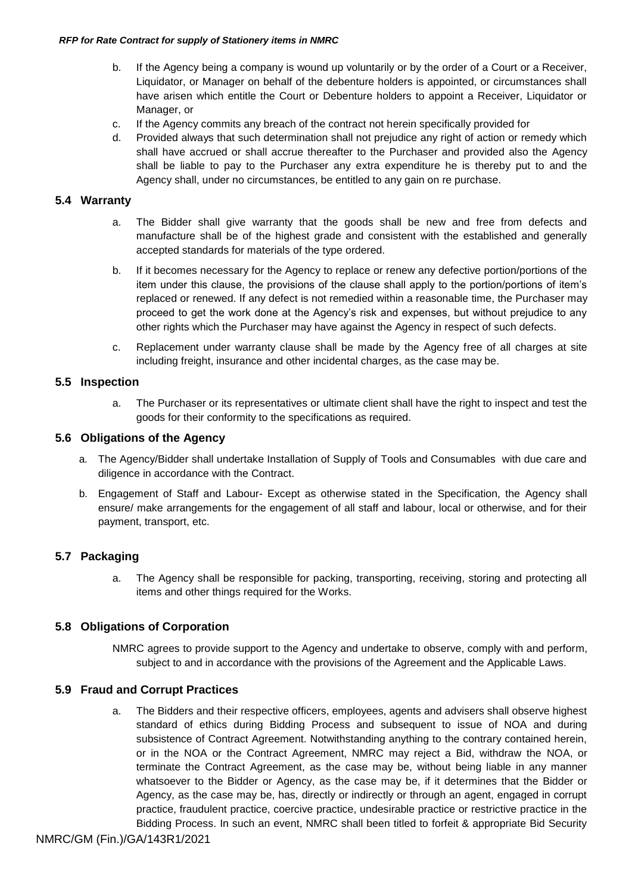b. If the Agency being a company is wound up voluntarily or by the order of a Court or a Receiver, Liquidator, or Manager on behalf of the debenture holders is appointed, or circumstances shall have arisen which entitle the Court or Debenture holders to appoint a Receiver, Liquidator or Manager, or

c. If the Agency commits any breach of the contract not herein specifically provided for

d. Provided always that such determination shall not prejudice any right of action or remedy which shall have accrued or shall accrue thereafter to the Purchaser and provided also the Agency shall be liable to pay to the Purchaser any extra expenditure he is thereby put to and the Agency shall, under no circumstances, be entitled to any gain on re purchase.

### 5.4 Warranty

a. The Bidder shall give warranty that the goods shall be new and free from defects and manufacture shall be of the highest grade and consistent with the established and generally accepted standards for materials of the type ordered.

b. If it becomes necessary for the Agency to replace or renew any defective portion/portions of the item under this clause, the provisions of the clause shall apply to the portion/portions of item's replaced or renewed. If any defect is not remedied within a reasonable time, the Purchaser may proceed to get the work done at the Agency's risk and expenses, but without prejudice to any other rights which the Purchaser may have against the Agency in respect of such defects.

c. Replacement under warranty clause shall be made by the Agency free of all charges at site including freight, insurance and other incidental charges, as the case may be.

### 5.5 Inspection

a. The Purchaser or its representatives or ultimate client shall have the right to inspect and test the goods for their conformity to the specifications as required.

### 5.6 Obligations of the Agency

a. The Agency/Bidder shall undertake Installation of Supply of Tools and Consumables with due care and diligence in accordance with the Contract.

b. Engagement of Staff and Labour- Except as otherwise stated in the Specification, the Agency shall ensure/ make arrangements for the engagement of all staff and labour, local or otherwise, and for their payment, transport, etc.

### 5.7 Packaging

a. The Agency shall be responsible for packing, transporting, receiving, storing and protecting all items and other things required for the Works.

### 5.8 Obligations of Corporation

NMRC agrees to provide support to the Agency and undertake to observe, comply with and perform, subject to and in accordance with the provisions of the Agreement and the Applicable Laws.

### 5.9 Fraud and Corrupt Practices

a. The Bidders and their respective officers, employees, agents and advisers shall observe highest standard of ethics during Bidding Process and subsequent to issue of NOA and during subsistence of Contract Agreement. Notwithstanding anything to the contrary contained herein, or in the NOA or the Contract Agreement, NMRC may reject a Bid, withdraw the NOA, or terminate the Contract Agreement, as the case may be, without being liable in any manner whatsoever to the Bidder or Agency, as the case may be, if it determines that the Bidder or Agency, as the case may be, has, directly or indirectly or through an agent, engaged in corrupt practice, fraudulent practice, coercive practice, undesirable practice or restrictive practice in the Bidding Process. In such an event, NMRC shall been titled to forfeit & appropriate Bid Security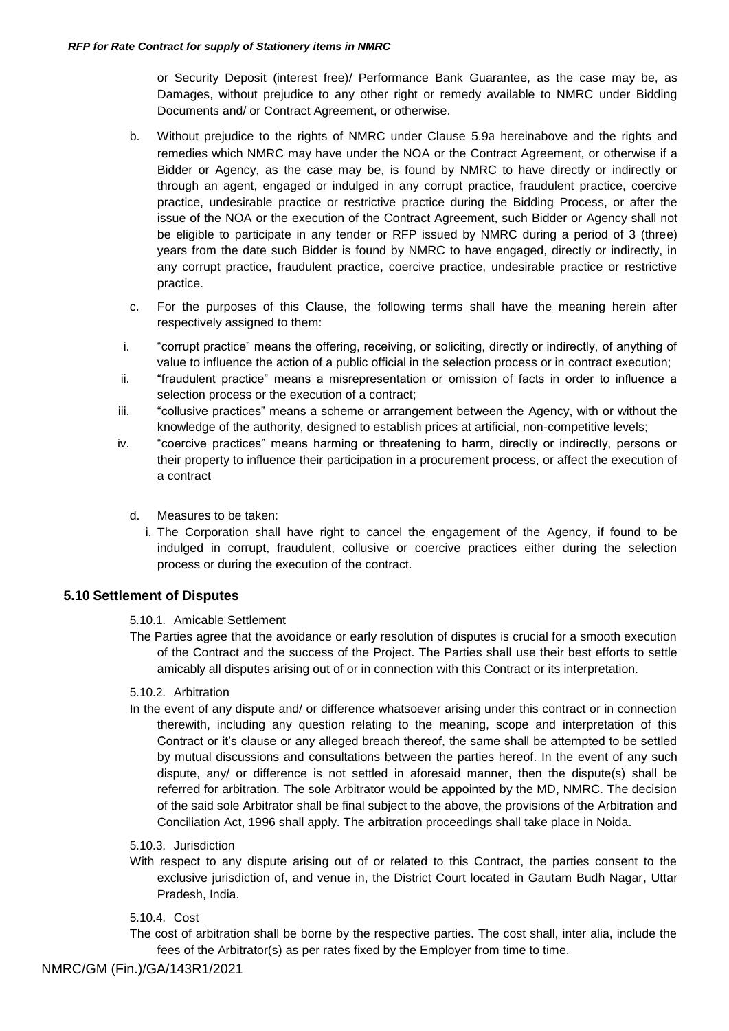or Security Deposit (interest free)/ Performance Bank Guarantee, as the case may be, as Damages, without prejudice to any other right or remedy available to NMRC under Bidding Documents and/ or Contract Agreement, or otherwise.

b. Without prejudice to the rights of NMRC under Clause 5.9a hereinabove and the rights and remedies which NMRC may have under the NOA or the Contract Agreement, or otherwise if a Bidder or Agency, as the case may be, is found by NMRC to have directly or indirectly or through an agent, engaged or indulged in any corrupt practice, fraudulent practice, coercive practice, undesirable practice or restrictive practice during the Bidding Process, or after the issue of the NOA or the execution of the Contract Agreement, such Bidder or Agency shall not be eligible to participate in any tender or RFP issued by NMRC during a period of 3 (three) years from the date such Bidder is found by NMRC to have engaged, directly or indirectly, in any corrupt practice, fraudulent practice, coercive practice, undesirable practice or restrictive practice.

c. For the purposes of this Clause, the following terms shall have the meaning herein after respectively assigned to them:

i. "corrupt practice" means the offering, receiving, or soliciting, directly or indirectly, of anything of value to influence the action of a public official in the selection process or in contract execution;

ii. "fraudulent practice" means a misrepresentation or omission of facts in order to influence a selection process or the execution of a contract;

iii. "collusive practices" means a scheme or arrangement between the Agency, with or without the knowledge of the authority, designed to establish prices at artificial, non-competitive levels;

iv. "coercive practices" means harming or threatening to harm, directly or indirectly, persons or their property to influence their participation in a procurement process, or affect the execution of a contract

d. Measures to be taken:

i. The Corporation shall have right to cancel the engagement of the Agency, if found to be indulged in corrupt, fraudulent, collusive or coercive practices either during the selection process or during the execution of the contract.

## 5.10 Settlement of Disputes

5.10.1. Amicable Settlement

The Parties agree that the avoidance or early resolution of disputes is crucial for a smooth execution of the Contract and the success of the Project. The Parties shall use their best efforts to settle amicably all disputes arising out of or in connection with this Contract or its interpretation.

5.10.2. Arbitration

In the event of any dispute and/ or difference whatsoever arising under this contract or in connection therewith, including any question relating to the meaning, scope and interpretation of this Contract or it's clause or any alleged breach thereof, the same shall be attempted to be settled by mutual discussions and consultations between the parties hereof. In the event of any such dispute, any/ or difference is not settled in aforesaid manner, then the dispute(s) shall be referred for arbitration. The sole Arbitrator would be appointed by the MD, NMRC. The decision of the said sole Arbitrator shall be final subject to the above, the provisions of the Arbitration and Conciliation Act, 1996 shall apply. The arbitration proceedings shall take place in Noida.

5.10.3. Jurisdiction

With respect to any dispute arising out of or related to this Contract, the parties consent to the exclusive jurisdiction of, and venue in, the District Court located in Gautam Budh Nagar, Uttar Pradesh, India.

5.10.4. Cost

The cost of arbitration shall be borne by the respective parties. The cost shall, inter alia, include the fees of the Arbitrator(s) as per rates fixed by the Employer from time to time.

NMRC/GM (Fin.)/GA/143R1/2021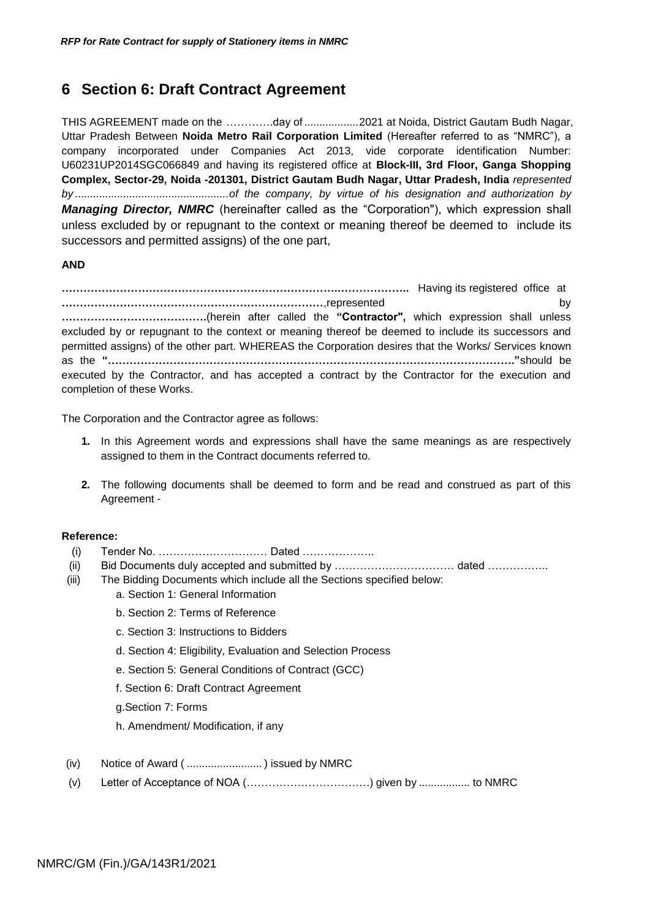# 6 Section 6: Draft Contract Agreement

THIS AGREEMENT made on the ………….day of .................2021 at Noida, District Gautam Budh Nagar, Uttar Pradesh Between **Noida Metro Rail Corporation Limited** (Hereafter referred to as "NMRC"), a company incorporated under Companies Act 2013, vide corporate identification Number: U60231UP2014SGC066849 and having its registered office at **Block-III, 3rd Floor, Ganga Shopping Complex, Sector-29, Noida -201301, District Gautam Budh Nagar, Uttar Pradesh, India** *represented by ..................................................of the company, by virtue of his designation and authorization by* ***Managing Director, NMRC*** (hereinafter called as the "Corporation"), which expression shall unless excluded by or repugnant to the context or meaning thereof be deemed to include its successors and permitted assigns) of the one part,

**AND**

**……………………………………………………………………..………………..** Having its registered office at **………………………………………………………………**,represented by **………………………………….**(herein after called the **"Contractor",** which expression shall unless excluded by or repugnant to the context or meaning thereof be deemed to include its successors and permitted assigns) of the other part. WHEREAS the Corporation desires that the Works/ Services known as the **"…………………………………………………………………………………………………"**should be executed by the Contractor, and has accepted a contract by the Contractor for the execution and completion of these Works.

The Corporation and the Contractor agree as follows:

1. In this Agreement words and expressions shall have the same meanings as are respectively assigned to them in the Contract documents referred to.
2. The following documents shall be deemed to form and be read and construed as part of this Agreement -

**Reference:**

(i) Tender No. ………………………… Dated ………………..

(ii) Bid Documents duly accepted and submitted by …………………………… dated ……………..

(iii) The Bidding Documents which include all the Sections specified below:

a. Section 1: General Information

b. Section 2: Terms of Reference

c. Section 3: Instructions to Bidders

d. Section 4: Eligibility, Evaluation and Selection Process

e. Section 5: General Conditions of Contract (GCC)

f. Section 6: Draft Contract Agreement

g.Section 7: Forms

h. Amendment/ Modification, if any

(iv) Notice of Award ( ......................... ) issued by NMRC

(v) Letter of Acceptance of NOA (……………………………) given by ................ to NMRC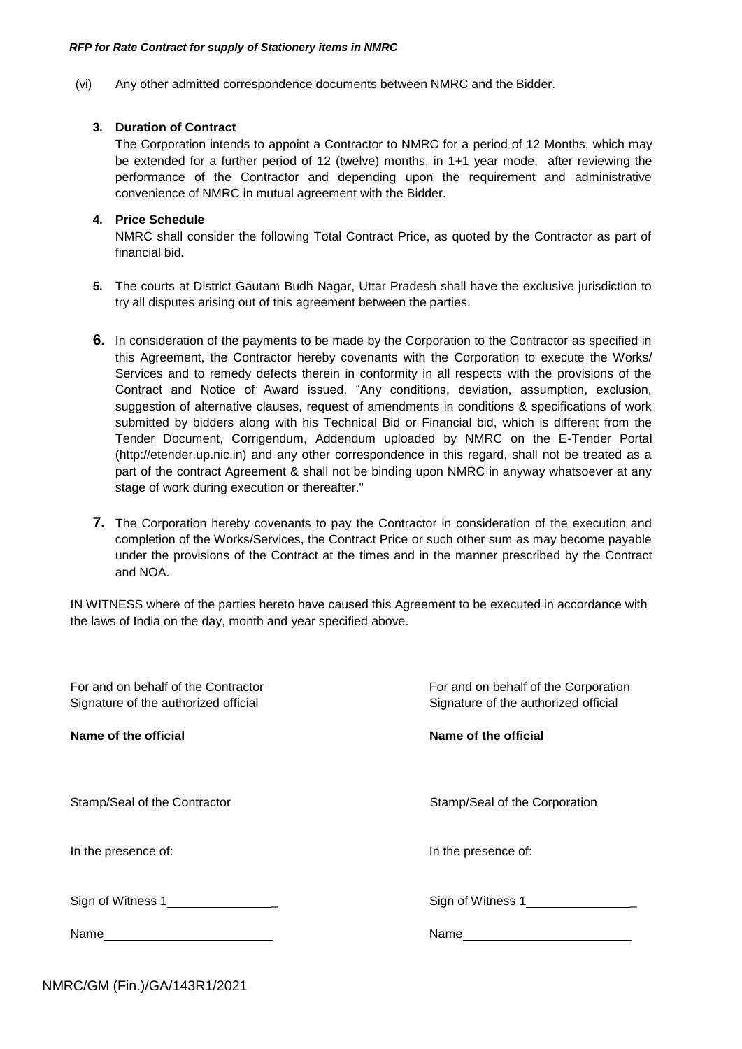(vi) Any other admitted correspondence documents between NMRC and the Bidder.

**3. Duration of Contract**

The Corporation intends to appoint a Contractor to NMRC for a period of 12 Months, which may be extended for a further period of 12 (twelve) months, in 1+1 year mode, after reviewing the performance of the Contractor and depending upon the requirement and administrative convenience of NMRC in mutual agreement with the Bidder.

**4. Price Schedule**

NMRC shall consider the following Total Contract Price, as quoted by the Contractor as part of financial bid**.**

**5.** The courts at District Gautam Budh Nagar, Uttar Pradesh shall have the exclusive jurisdiction to try all disputes arising out of this agreement between the parties.

**6.** In consideration of the payments to be made by the Corporation to the Contractor as specified in this Agreement, the Contractor hereby covenants with the Corporation to execute the Works/ Services and to remedy defects therein in conformity in all respects with the provisions of the Contract and Notice of Award issued. "Any conditions, deviation, assumption, exclusion, suggestion of alternative clauses, request of amendments in conditions & specifications of work submitted by bidders along with his Technical Bid or Financial bid, which is different from the Tender Document, Corrigendum, Addendum uploaded by NMRC on the E-Tender Portal (http://etender.up.nic.in) and any other correspondence in this regard, shall not be treated as a part of the contract Agreement & shall not be binding upon NMRC in anyway whatsoever at any stage of work during execution or thereafter."

**7.** The Corporation hereby covenants to pay the Contractor in consideration of the execution and completion of the Works/Services, the Contract Price or such other sum as may become payable under the provisions of the Contract at the times and in the manner prescribed by the Contract and NOA.

IN WITNESS where of the parties hereto have caused this Agreement to be executed in accordance with the laws of India on the day, month and year specified above.

For and on behalf of the Contractor
Signature of the authorized official

**Name of the official**

Stamp/Seal of the Contractor

In the presence of:

Sign of Witness 1________________

Name_________________________

For and on behalf of the Corporation
Signature of the authorized official

**Name of the official**

Stamp/Seal of the Corporation

In the presence of:

Sign of Witness 1________________

Name_________________________

NMRC/GM (Fin.)/GA/143R1/2021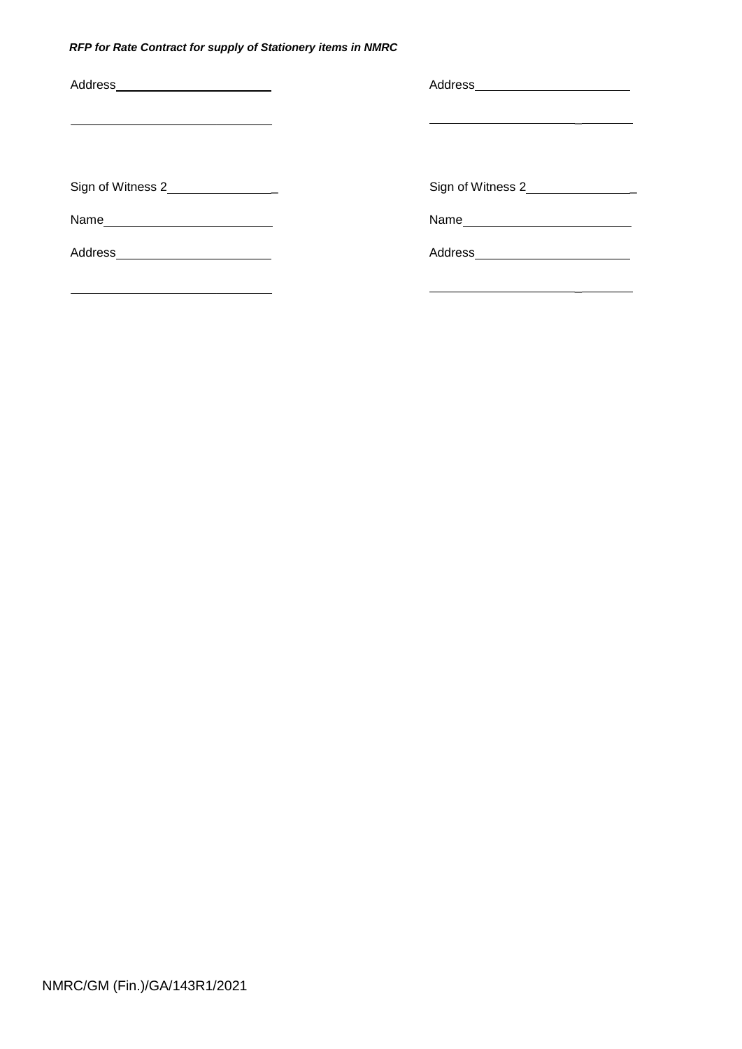| | |
|---|---|
| Address________________________ | Address________________________ |
| ______________________________ | ______________________________ |
| Sign of Witness 2_______________ | Sign of Witness 2_______________ |
| Name__________________________ | Name__________________________ |
| Address________________________ | Address________________________ |
| ______________________________ | ______________________________ |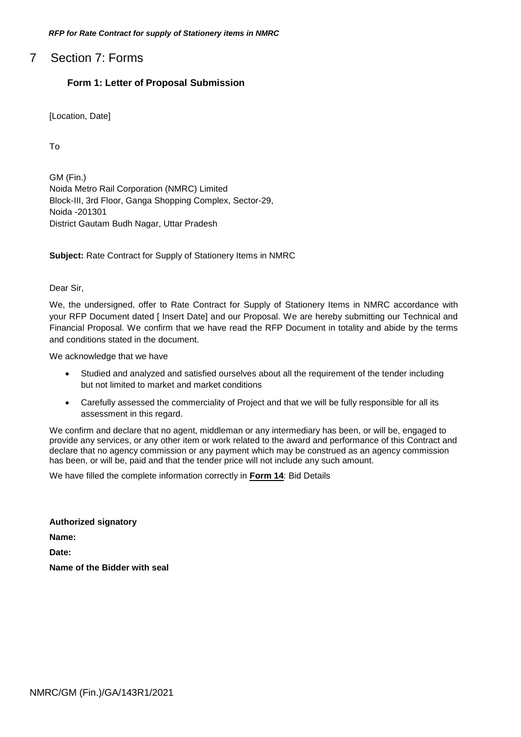# 7 Section 7: Forms

## Form 1: Letter of Proposal Submission

[Location, Date]

To

GM (Fin.)
Noida Metro Rail Corporation (NMRC) Limited
Block-III, 3rd Floor, Ganga Shopping Complex, Sector-29,
Noida -201301
District Gautam Budh Nagar, Uttar Pradesh

**Subject:** Rate Contract for Supply of Stationery Items in NMRC

Dear Sir,

We, the undersigned, offer to Rate Contract for Supply of Stationery Items in NMRC accordance with your RFP Document dated [ Insert Date] and our Proposal. We are hereby submitting our Technical and Financial Proposal. We confirm that we have read the RFP Document in totality and abide by the terms and conditions stated in the document.

We acknowledge that we have

- Studied and analyzed and satisfied ourselves about all the requirement of the tender including but not limited to market and market conditions
- Carefully assessed the commerciality of Project and that we will be fully responsible for all its assessment in this regard.

We confirm and declare that no agent, middleman or any intermediary has been, or will be, engaged to provide any services, or any other item or work related to the award and performance of this Contract and declare that no agency commission or any payment which may be construed as an agency commission has been, or will be, paid and that the tender price will not include any such amount.

We have filled the complete information correctly in **Form 14**: Bid Details

**Authorized signatory**

**Name:**

**Date:**

**Name of the Bidder with seal**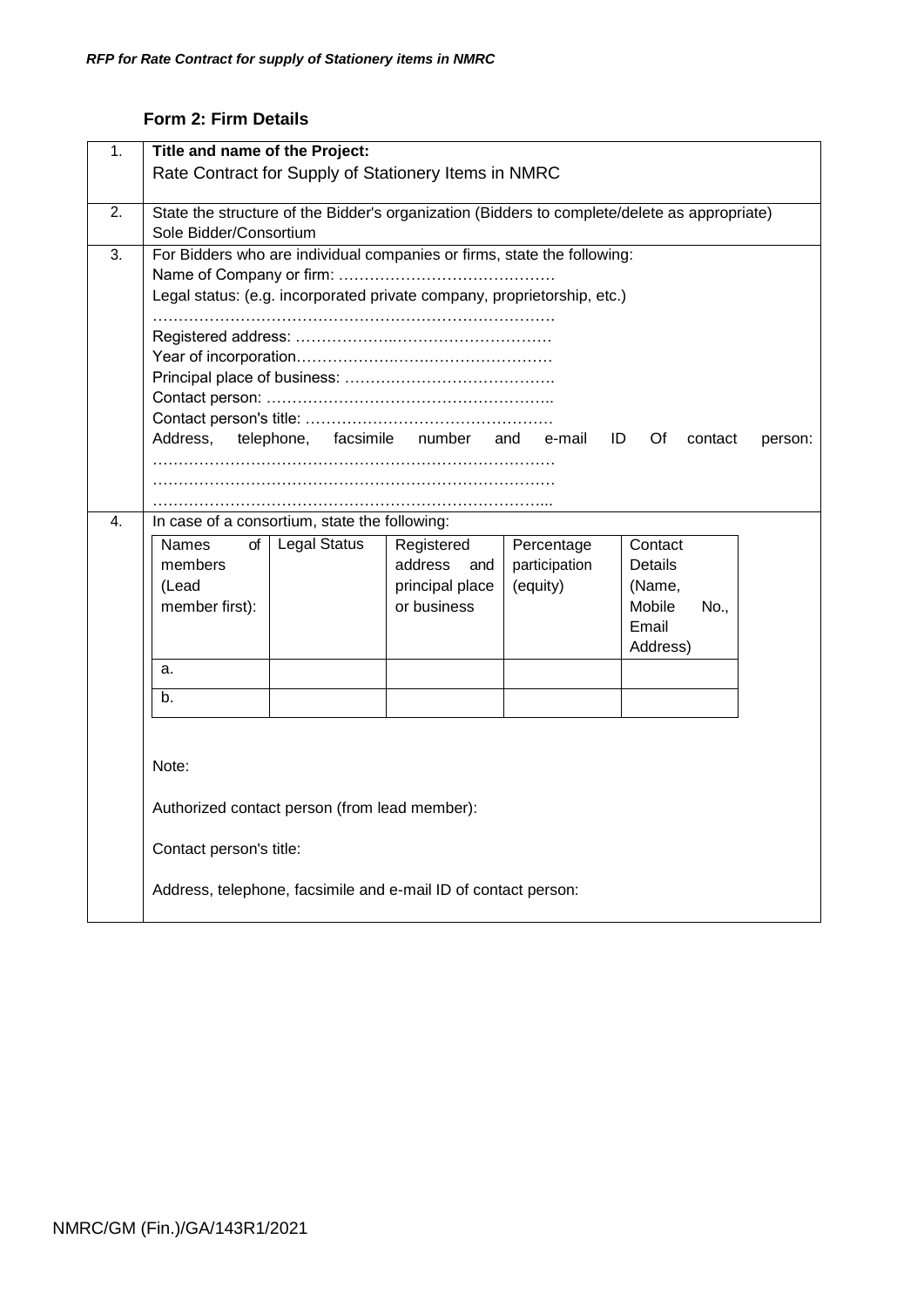### Form 2: Firm Details

1. **Title and name of the Project:**
   Rate Contract for Supply of Stationery Items in NMRC

2. State the structure of the Bidder's organization (Bidders to complete/delete as appropriate)
   Sole Bidder/Consortium

3. For Bidders who are individual companies or firms, state the following:
   Name of Company or firm: ……………………………………
   Legal status: (e.g. incorporated private company, proprietorship, etc.)
   ……………………………………………………………………
   Registered address: ……………..…………………………
   Year of incorporation……………….…………………………
   Principal place of business: ………………………………….
   Contact person: ………………………………………………..
   Contact person's title: …………………………………………
   Address, telephone, facsimile number and e-mail ID Of contact person:
   ……………………………………………………………………
   ……………………………………………………………………
   ……………………………………………………………………

4. In case of a consortium, state the following:

| Names of members (Lead member first): | Legal Status | Registered address and principal place or business | Percentage participation (equity) | Contact Details (Name, Mobile No., Email Address) |
|---|---|---|---|---|
| a. | | | | |
| b. | | | | |

   Note:

   Authorized contact person (from lead member):

   Contact person's title:

   Address, telephone, facsimile and e-mail ID of contact person: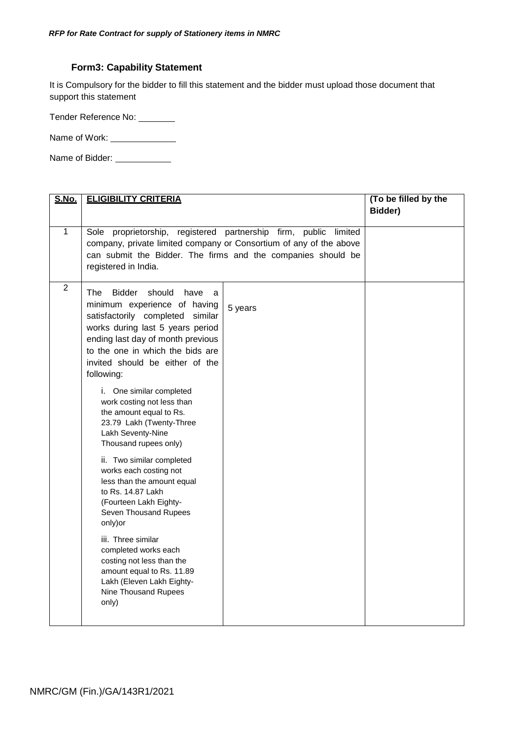### Form3: Capability Statement

It is Compulsory for the bidder to fill this statement and the bidder must upload those document that support this statement

Tender Reference No: ________

Name of Work: ______________

Name of Bidder: ____________

| S.No. | ELIGIBILITY CRITERIA | | (To be filled by the Bidder) |
|---|---|---|---|
| 1 | Sole proprietorship, registered partnership firm, public limited company, private limited company or Consortium of any of the above can submit the Bidder. The firms and the companies should be registered in India. | | |
| 2 | The Bidder should have a minimum experience of having satisfactorily completed similar works during last 5 years period ending last day of month previous to the one in which the bids are invited should be either of the following:<br><br>i. One similar completed work costing not less than the amount equal to Rs. 23.79 Lakh (Twenty-Three Lakh Seventy-Nine Thousand rupees only)<br><br>ii. Two similar completed works each costing not less than the amount equal to Rs. 14.87 Lakh (Fourteen Lakh Eighty-Seven Thousand Rupees only)or<br><br>iii. Three similar completed works each costing not less than the amount equal to Rs. 11.89 Lakh (Eleven Lakh Eighty-Nine Thousand Rupees only) | 5 years | |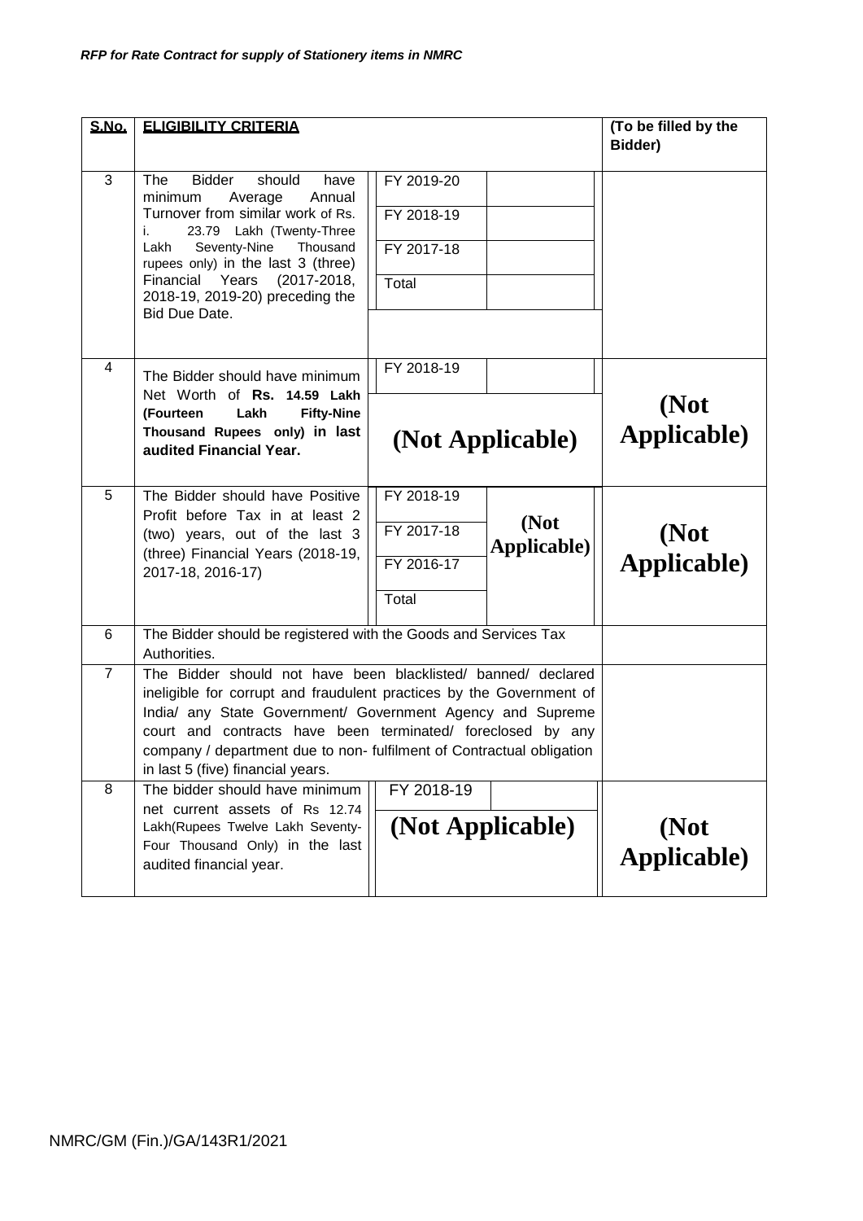| S.No. | ELIGIBILITY CRITERIA | | | (To be filled by the Bidder) |
|---|---|---|---|---|
| 3 | The Bidder should have minimum Average Annual Turnover from similar work of Rs. i. 23.79 Lakh (Twenty-Three Lakh Seventy-Nine Thousand rupees only) in the last 3 (three) Financial Years (2017-2018, 2018-19, 2019-20) preceding the Bid Due Date. | FY 2019-20<br>FY 2018-19<br>FY 2017-18<br>Total | | |
| 4 | The Bidder should have minimum Net Worth of **Rs. 14.59 Lakh (Fourteen Lakh Fifty-Nine Thousand Rupees only) in last audited Financial Year.** | FY 2018-19<br>**(Not Applicable)** | | **(Not Applicable)** |
| 5 | The Bidder should have Positive Profit before Tax in at least 2 (two) years, out of the last 3 (three) Financial Years (2018-19, 2017-18, 2016-17) | FY 2018-19<br>FY 2017-18<br>FY 2016-17<br>Total | **(Not Applicable)** | **(Not Applicable)** |
| 6 | The Bidder should be registered with the Goods and Services Tax Authorities. | | | |
| 7 | The Bidder should not have been blacklisted/ banned/ declared ineligible for corrupt and fraudulent practices by the Government of India/ any State Government/ Government Agency and Supreme court and contracts have been terminated/ foreclosed by any company / department due to non- fulfilment of Contractual obligation in last 5 (five) financial years. | | | |
| 8 | The bidder should have minimum net current assets of Rs 12.74 Lakh(Rupees Twelve Lakh Seventy-Four Thousand Only) in the last audited financial year. | FY 2018-19<br>**(Not Applicable)** | | **(Not Applicable)** |

NMRC/GM (Fin.)/GA/143R1/2021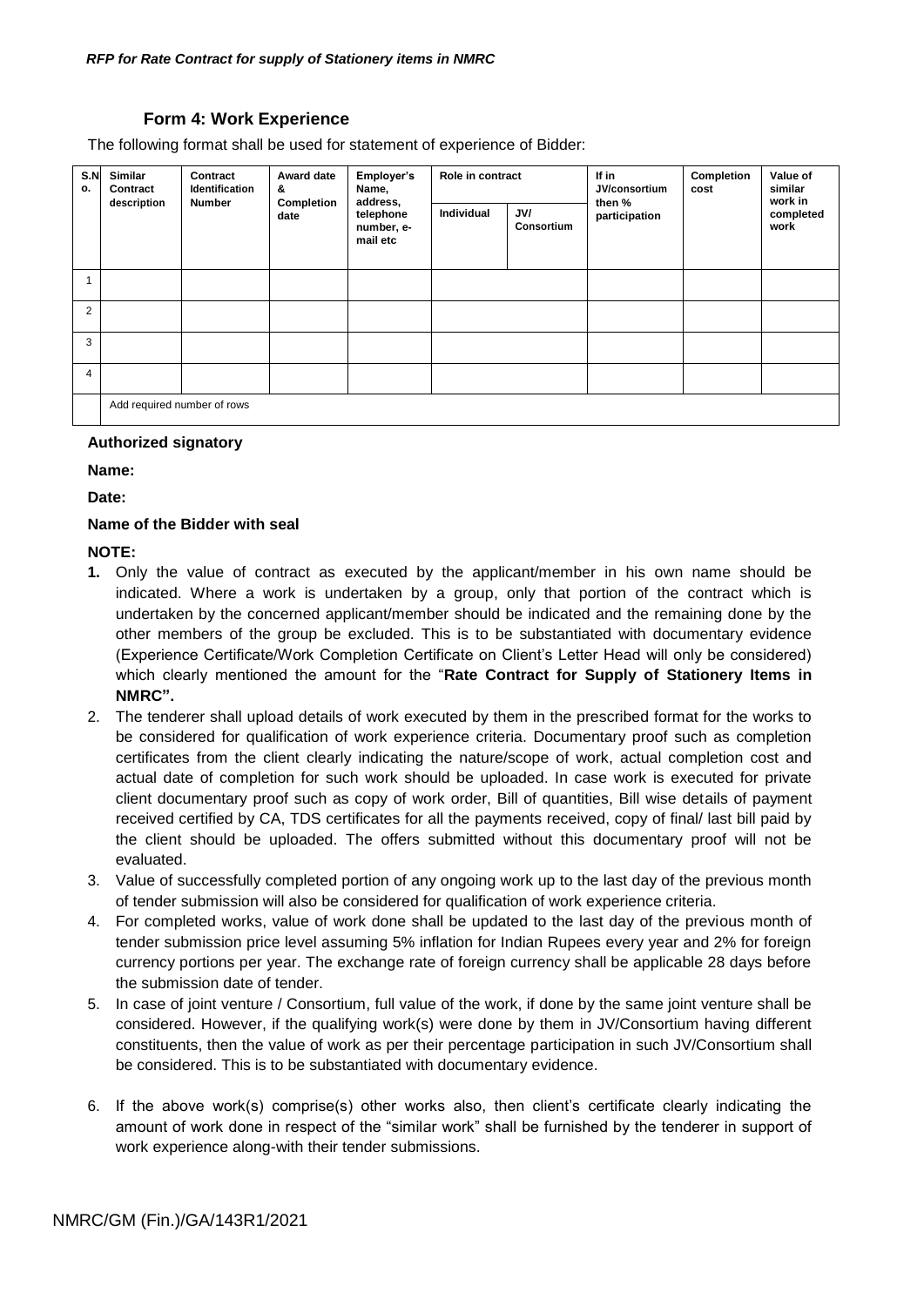## Form 4: Work Experience

The following format shall be used for statement of experience of Bidder:

| S.No. | Similar Contract description | Contract Identification Number | Award date & Completion date | Employer's Name, address, telephone number, e-mail etc | Role in contract | | If in JV/consortium then % participation | Completion cost | Value of similar work in completed work |
|---|---|---|---|---|---|---|---|---|---|
| | | | | | Individual | JV/ Consortium | | | |
| 1 | | | | | | | | | |
| 2 | | | | | | | | | |
| 3 | | | | | | | | | |
| 4 | | | | | | | | | |
| | Add required number of rows | | | | | | | | |

**Authorized signatory**

**Name:**

**Date:**

**Name of the Bidder with seal**

**NOTE:**

1. Only the value of contract as executed by the applicant/member in his own name should be indicated. Where a work is undertaken by a group, only that portion of the contract which is undertaken by the concerned applicant/member should be indicated and the remaining done by the other members of the group be excluded. This is to be substantiated with documentary evidence (Experience Certificate/Work Completion Certificate on Client's Letter Head will only be considered) which clearly mentioned the amount for the "**Rate Contract for Supply of Stationery Items in NMRC".**
2. The tenderer shall upload details of work executed by them in the prescribed format for the works to be considered for qualification of work experience criteria. Documentary proof such as completion certificates from the client clearly indicating the nature/scope of work, actual completion cost and actual date of completion for such work should be uploaded. In case work is executed for private client documentary proof such as copy of work order, Bill of quantities, Bill wise details of payment received certified by CA, TDS certificates for all the payments received, copy of final/ last bill paid by the client should be uploaded. The offers submitted without this documentary proof will not be evaluated.
3. Value of successfully completed portion of any ongoing work up to the last day of the previous month of tender submission will also be considered for qualification of work experience criteria.
4. For completed works, value of work done shall be updated to the last day of the previous month of tender submission price level assuming 5% inflation for Indian Rupees every year and 2% for foreign currency portions per year. The exchange rate of foreign currency shall be applicable 28 days before the submission date of tender.
5. In case of joint venture / Consortium, full value of the work, if done by the same joint venture shall be considered. However, if the qualifying work(s) were done by them in JV/Consortium having different constituents, then the value of work as per their percentage participation in such JV/Consortium shall be considered. This is to be substantiated with documentary evidence.
6. If the above work(s) comprise(s) other works also, then client's certificate clearly indicating the amount of work done in respect of the "similar work" shall be furnished by the tenderer in support of work experience along-with their tender submissions.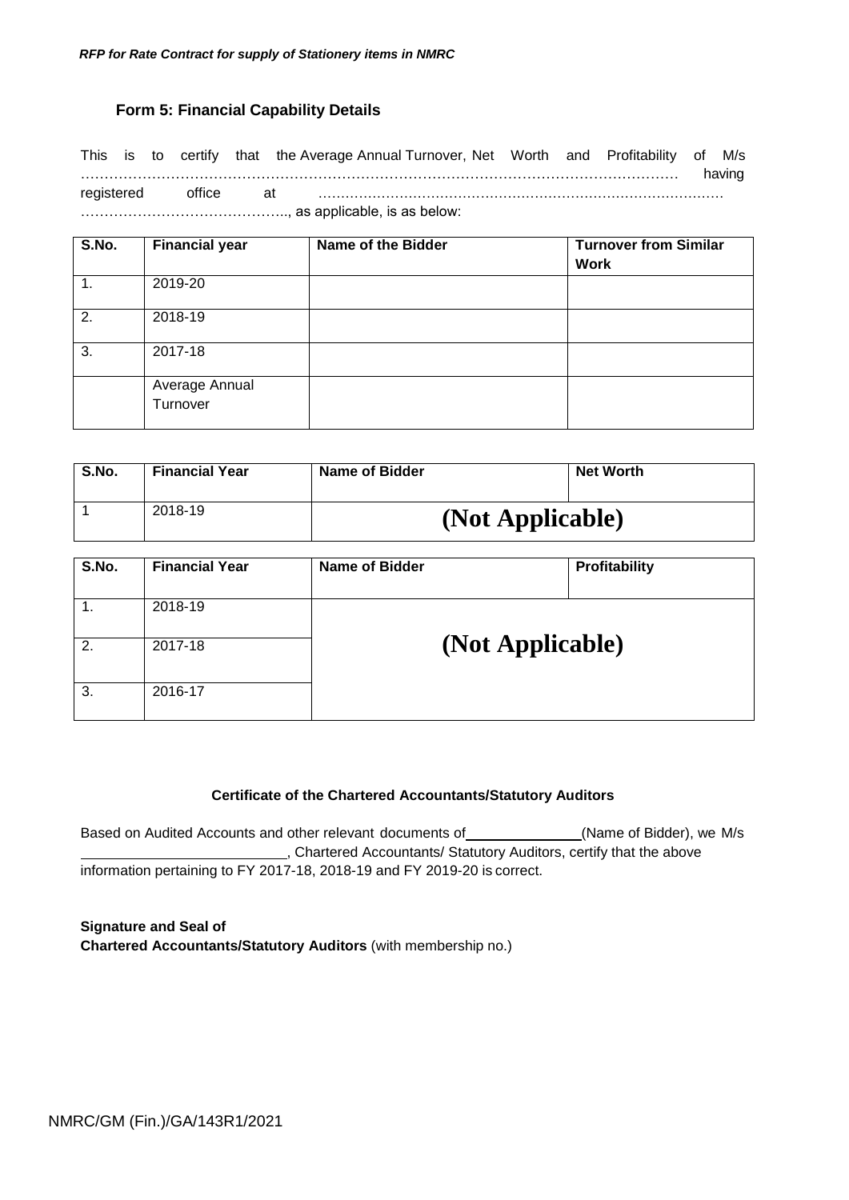### Form 5: Financial Capability Details

This is to certify that the Average Annual Turnover, Net Worth and Profitability of M/s ………………………………………………………………………………………………………… having registered office at ……………………………………………………………………………… …………………………………….., as applicable, is as below:

| S.No. | Financial year | Name of the Bidder | Turnover from Similar Work |
|---|---|---|---|
| 1. | 2019-20 | | |
| 2. | 2018-19 | | |
| 3. | 2017-18 | | |
| | Average Annual Turnover | | |

| S.No. | Financial Year | Name of Bidder | Net Worth |
|---|---|---|---|
| 1 | 2018-19 | **(Not Applicable)** | |

| S.No. | Financial Year | Name of Bidder | Profitability |
|---|---|---|---|
| 1. | 2018-19 | **(Not Applicable)** | |
| 2. | 2017-18 | | |
| 3. | 2016-17 | | |

**Certificate of the Chartered Accountants/Statutory Auditors**

Based on Audited Accounts and other relevant documents of ______________(Name of Bidder), we M/s __________________________, Chartered Accountants/ Statutory Auditors, certify that the above information pertaining to FY 2017-18, 2018-19 and FY 2019-20 is correct.

**Signature and Seal of**
**Chartered Accountants/Statutory Auditors** (with membership no.)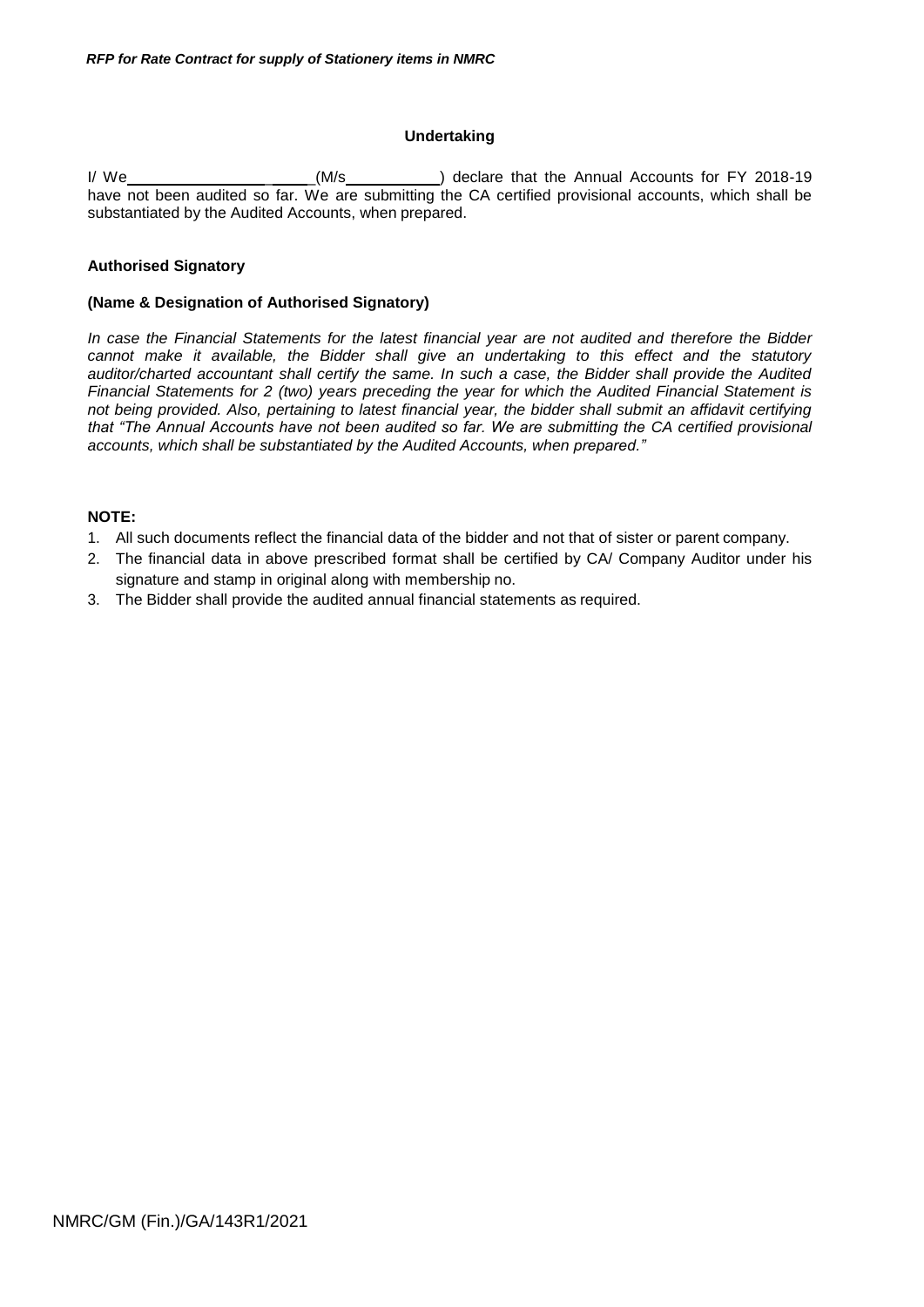**Undertaking**

I/ We\_\_\_\_\_\_\_\_\_\_\_\_\_\_\_\_ \_\_\_\_\_(M/s\_\_\_\_\_\_\_\_\_\_\_) declare that the Annual Accounts for FY 2018-19 have not been audited so far. We are submitting the CA certified provisional accounts, which shall be substantiated by the Audited Accounts, when prepared.

**Authorised Signatory**

**(Name & Designation of Authorised Signatory)**

*In case the Financial Statements for the latest financial year are not audited and therefore the Bidder cannot make it available, the Bidder shall give an undertaking to this effect and the statutory auditor/charted accountant shall certify the same. In such a case, the Bidder shall provide the Audited Financial Statements for 2 (two) years preceding the year for which the Audited Financial Statement is not being provided. Also, pertaining to latest financial year, the bidder shall submit an affidavit certifying that "The Annual Accounts have not been audited so far. We are submitting the CA certified provisional accounts, which shall be substantiated by the Audited Accounts, when prepared."*

**NOTE:**

1. All such documents reflect the financial data of the bidder and not that of sister or parent company.
2. The financial data in above prescribed format shall be certified by CA/ Company Auditor under his signature and stamp in original along with membership no.
3. The Bidder shall provide the audited annual financial statements as required.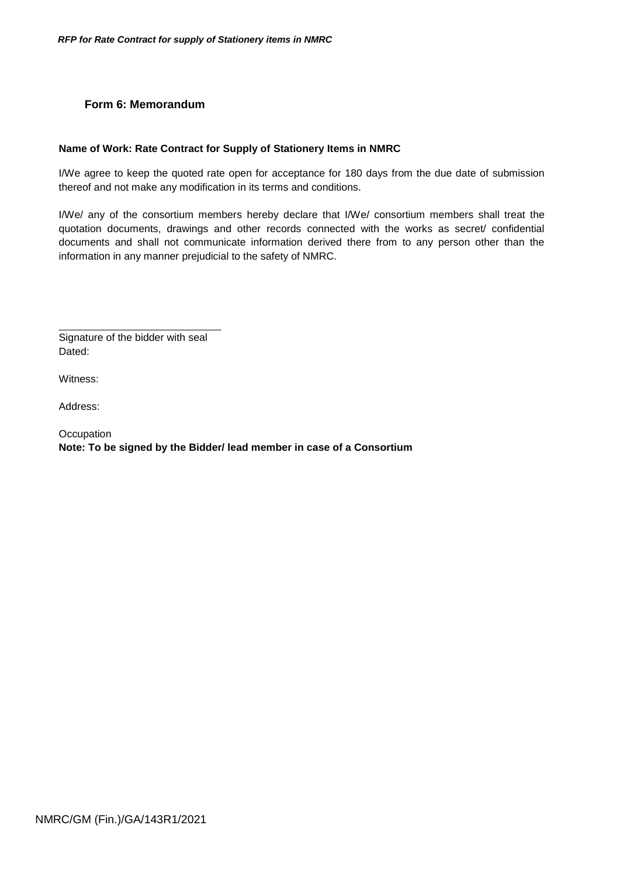## Form 6: Memorandum

**Name of Work: Rate Contract for Supply of Stationery Items in NMRC**

I/We agree to keep the quoted rate open for acceptance for 180 days from the due date of submission thereof and not make any modification in its terms and conditions.

I/We/ any of the consortium members hereby declare that I/We/ consortium members shall treat the quotation documents, drawings and other records connected with the works as secret/ confidential documents and shall not communicate information derived there from to any person other than the information in any manner prejudicial to the safety of NMRC.

\_\_\_\_\_\_\_\_\_\_\_\_\_\_\_\_\_\_\_\_\_\_\_\_\_\_\_\_\_\_

Signature of the bidder with seal

Dated:

Witness:

Address:

Occupation

**Note: To be signed by the Bidder/ lead member in case of a Consortium**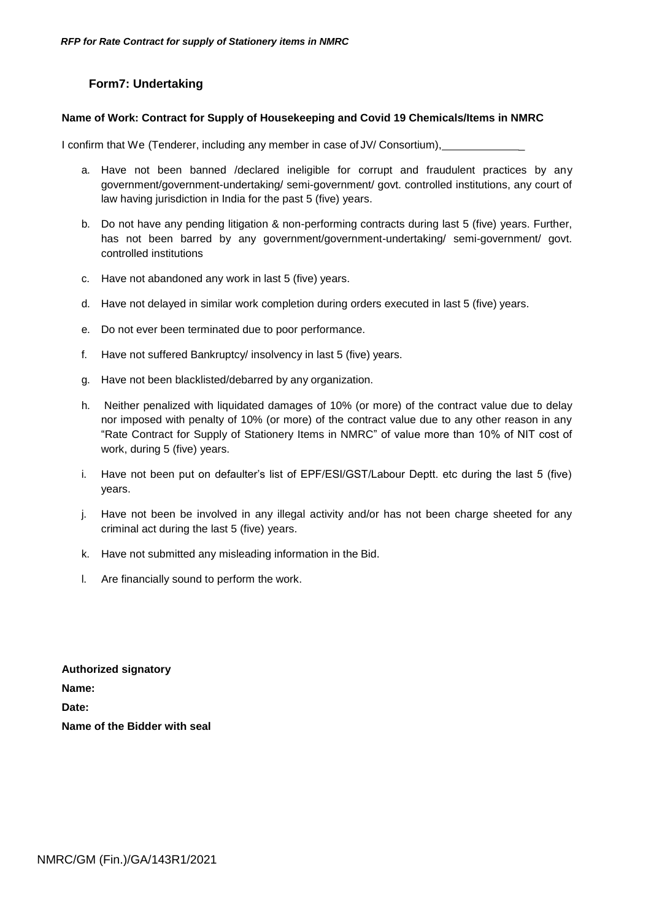## Form7: Undertaking

**Name of Work: Contract for Supply of Housekeeping and Covid 19 Chemicals/Items in NMRC**

I confirm that We (Tenderer, including any member in case of JV/ Consortium),______________

a. Have not been banned /declared ineligible for corrupt and fraudulent practices by any government/government-undertaking/ semi-government/ govt. controlled institutions, any court of law having jurisdiction in India for the past 5 (five) years.

b. Do not have any pending litigation & non-performing contracts during last 5 (five) years. Further, has not been barred by any government/government-undertaking/ semi-government/ govt. controlled institutions

c. Have not abandoned any work in last 5 (five) years.

d. Have not delayed in similar work completion during orders executed in last 5 (five) years.

e. Do not ever been terminated due to poor performance.

f. Have not suffered Bankruptcy/ insolvency in last 5 (five) years.

g. Have not been blacklisted/debarred by any organization.

h. Neither penalized with liquidated damages of 10% (or more) of the contract value due to delay nor imposed with penalty of 10% (or more) of the contract value due to any other reason in any "Rate Contract for Supply of Stationery Items in NMRC" of value more than 10% of NIT cost of work, during 5 (five) years.

i. Have not been put on defaulter's list of EPF/ESI/GST/Labour Deptt. etc during the last 5 (five) years.

j. Have not been be involved in any illegal activity and/or has not been charge sheeted for any criminal act during the last 5 (five) years.

k. Have not submitted any misleading information in the Bid.

l. Are financially sound to perform the work.

**Authorized signatory**

**Name:**

**Date:**

**Name of the Bidder with seal**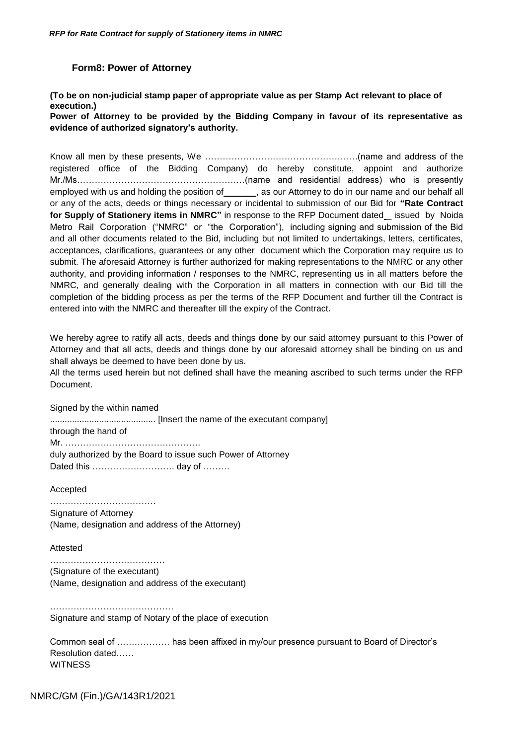### Form8: Power of Attorney

**(To be on non-judicial stamp paper of appropriate value as per Stamp Act relevant to place of execution.)**

**Power of Attorney to be provided by the Bidding Company in favour of its representative as evidence of authorized signatory's authority.**

Know all men by these presents, We …………………………………………….(name and address of the registered office of the Bidding Company) do hereby constitute, appoint and authorize Mr./Ms…………………………………………………(name and residential address) who is presently employed with us and holding the position of\_\_\_\_\_\_\_, as our Attorney to do in our name and our behalf all or any of the acts, deeds or things necessary or incidental to submission of our Bid for **"Rate Contract for Supply of Stationery items in NMRC"** in response to the RFP Document dated\_ issued by Noida Metro Rail Corporation ("NMRC" or "the Corporation"), including signing and submission of the Bid and all other documents related to the Bid, including but not limited to undertakings, letters, certificates, acceptances, clarifications, guarantees or any other document which the Corporation may require us to submit. The aforesaid Attorney is further authorized for making representations to the NMRC or any other authority, and providing information / responses to the NMRC, representing us in all matters before the NMRC, and generally dealing with the Corporation in all matters in connection with our Bid till the completion of the bidding process as per the terms of the RFP Document and further till the Contract is entered into with the NMRC and thereafter till the expiry of the Contract.

We hereby agree to ratify all acts, deeds and things done by our said attorney pursuant to this Power of Attorney and that all acts, deeds and things done by our aforesaid attorney shall be binding on us and shall always be deemed to have been done by us.

All the terms used herein but not defined shall have the meaning ascribed to such terms under the RFP Document.

Signed by the within named

........................................... [Insert the name of the executant company]

through the hand of

Mr. ……………………………………….

duly authorized by the Board to issue such Power of Attorney

Dated this ………………………. day of ………

Accepted

………………………………

Signature of Attorney

(Name, designation and address of the Attorney)

Attested

…………………………………

(Signature of the executant)

(Name, designation and address of the executant)

……………………………………

Signature and stamp of Notary of the place of execution

Common seal of ……………… has been affixed in my/our presence pursuant to Board of Director's Resolution dated……

WITNESS

NMRC/GM (Fin.)/GA/143R1/2021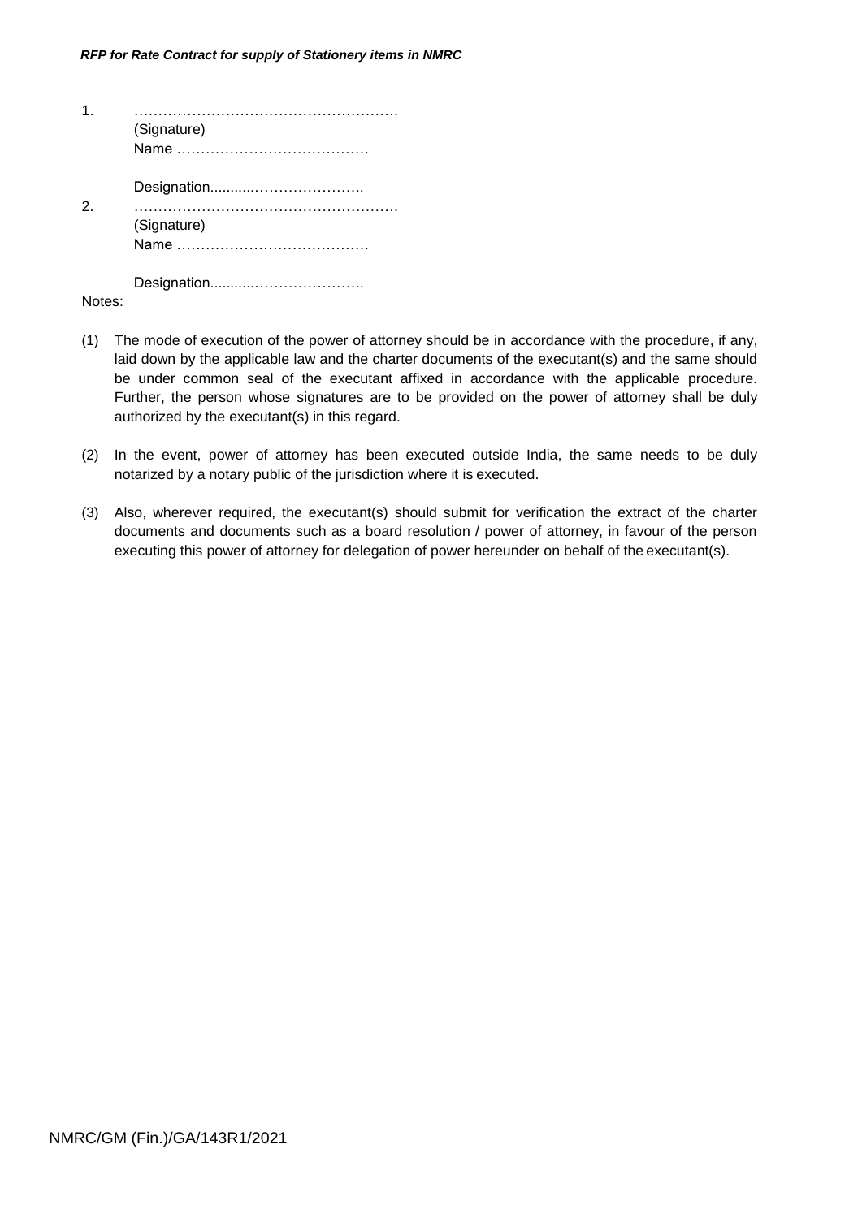1. ………………………………………………
   (Signature)
   Name …………………………………

   Designation..........…………………..
2. ………………………………………………
   (Signature)
   Name …………………………………

   Designation..........…………………..

Notes:

(1) The mode of execution of the power of attorney should be in accordance with the procedure, if any, laid down by the applicable law and the charter documents of the executant(s) and the same should be under common seal of the executant affixed in accordance with the applicable procedure. Further, the person whose signatures are to be provided on the power of attorney shall be duly authorized by the executant(s) in this regard.

(2) In the event, power of attorney has been executed outside India, the same needs to be duly notarized by a notary public of the jurisdiction where it is executed.

(3) Also, wherever required, the executant(s) should submit for verification the extract of the charter documents and documents such as a board resolution / power of attorney, in favour of the person executing this power of attorney for delegation of power hereunder on behalf of the executant(s).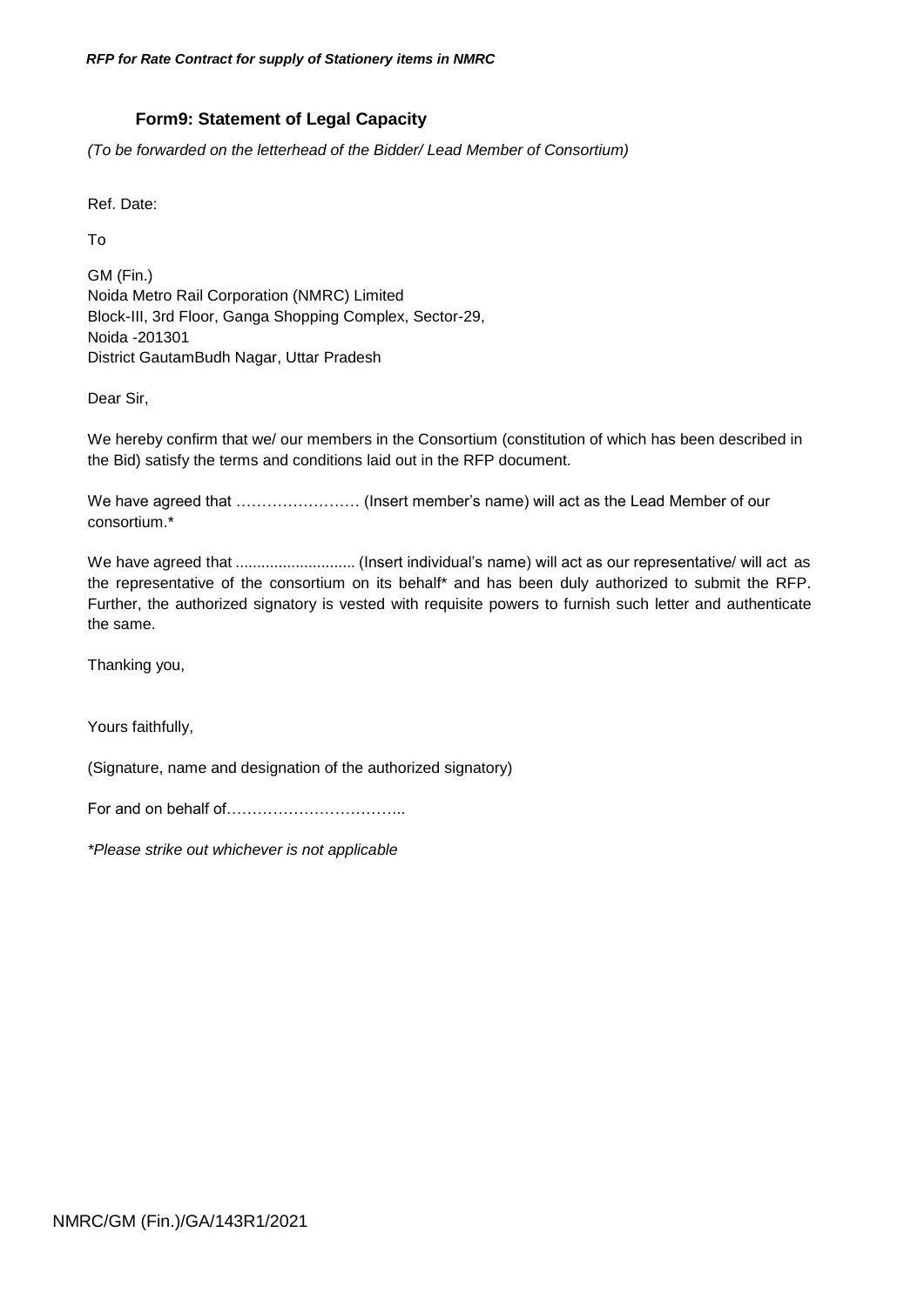## Form9: Statement of Legal Capacity

*(To be forwarded on the letterhead of the Bidder/ Lead Member of Consortium)*

Ref. Date:

To

GM (Fin.)
Noida Metro Rail Corporation (NMRC) Limited
Block-III, 3rd Floor, Ganga Shopping Complex, Sector-29,
Noida -201301
District GautamBudh Nagar, Uttar Pradesh

Dear Sir,

We hereby confirm that we/ our members in the Consortium (constitution of which has been described in the Bid) satisfy the terms and conditions laid out in the RFP document.

We have agreed that …………………… (Insert member's name) will act as the Lead Member of our consortium.*

We have agreed that ........................... (Insert individual's name) will act as our representative/ will act as the representative of the consortium on its behalf* and has been duly authorized to submit the RFP. Further, the authorized signatory is vested with requisite powers to furnish such letter and authenticate the same.

Thanking you,

Yours faithfully,

(Signature, name and designation of the authorized signatory)

For and on behalf of……………………………..

*\*Please strike out whichever is not applicable*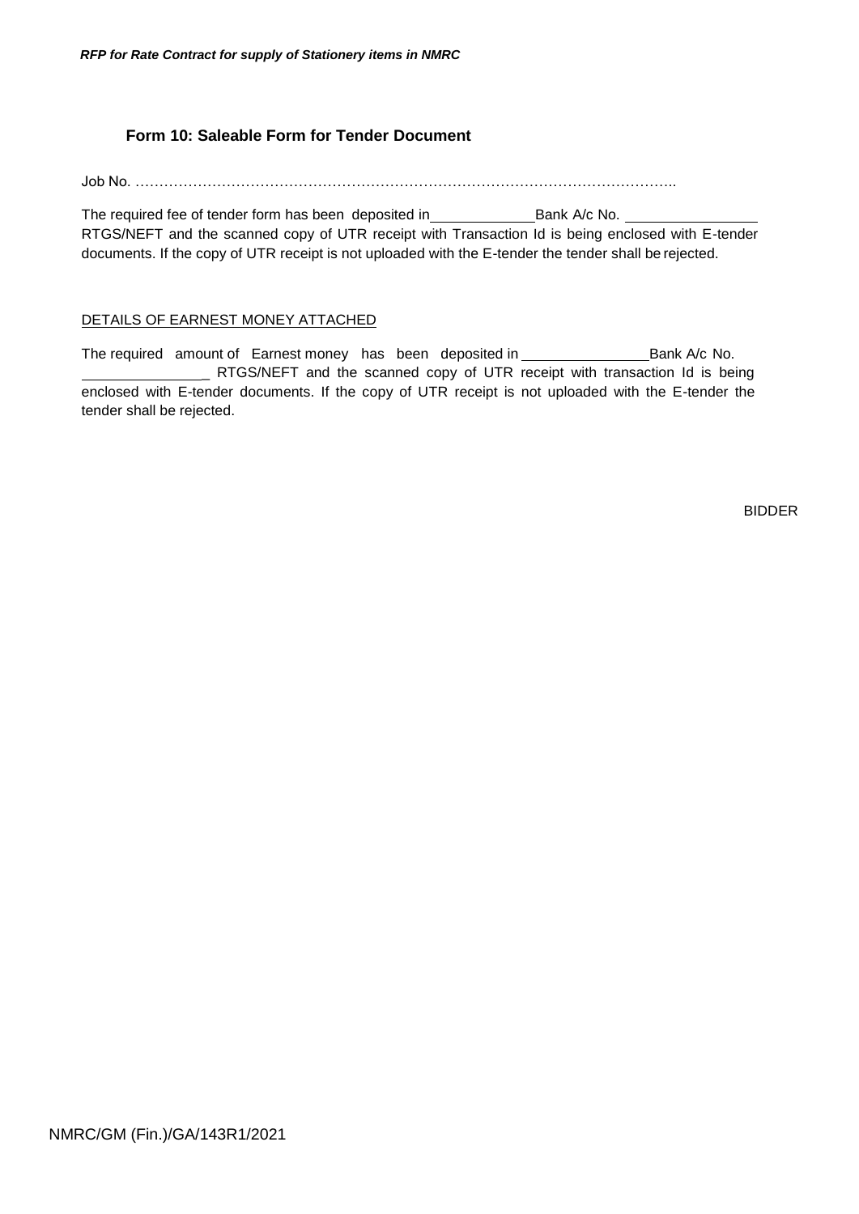## Form 10: Saleable Form for Tender Document

Job No. …………………………………………………………………………………………………..

The required fee of tender form has been deposited in\_\_\_\_\_\_\_\_\_\_\_\_\_Bank A/c No. \_\_\_\_\_\_\_\_\_\_\_\_\_\_\_\_ RTGS/NEFT and the scanned copy of UTR receipt with Transaction Id is being enclosed with E-tender documents. If the copy of UTR receipt is not uploaded with the E-tender the tender shall be rejected.

DETAILS OF EARNEST MONEY ATTACHED

The required amount of Earnest money has been deposited in \_\_\_\_\_\_\_\_\_\_\_\_\_\_\_\_Bank A/c No. \_\_\_\_\_\_\_\_\_\_\_\_\_\_\_\_ RTGS/NEFT and the scanned copy of UTR receipt with transaction Id is being enclosed with E-tender documents. If the copy of UTR receipt is not uploaded with the E-tender the tender shall be rejected.

BIDDER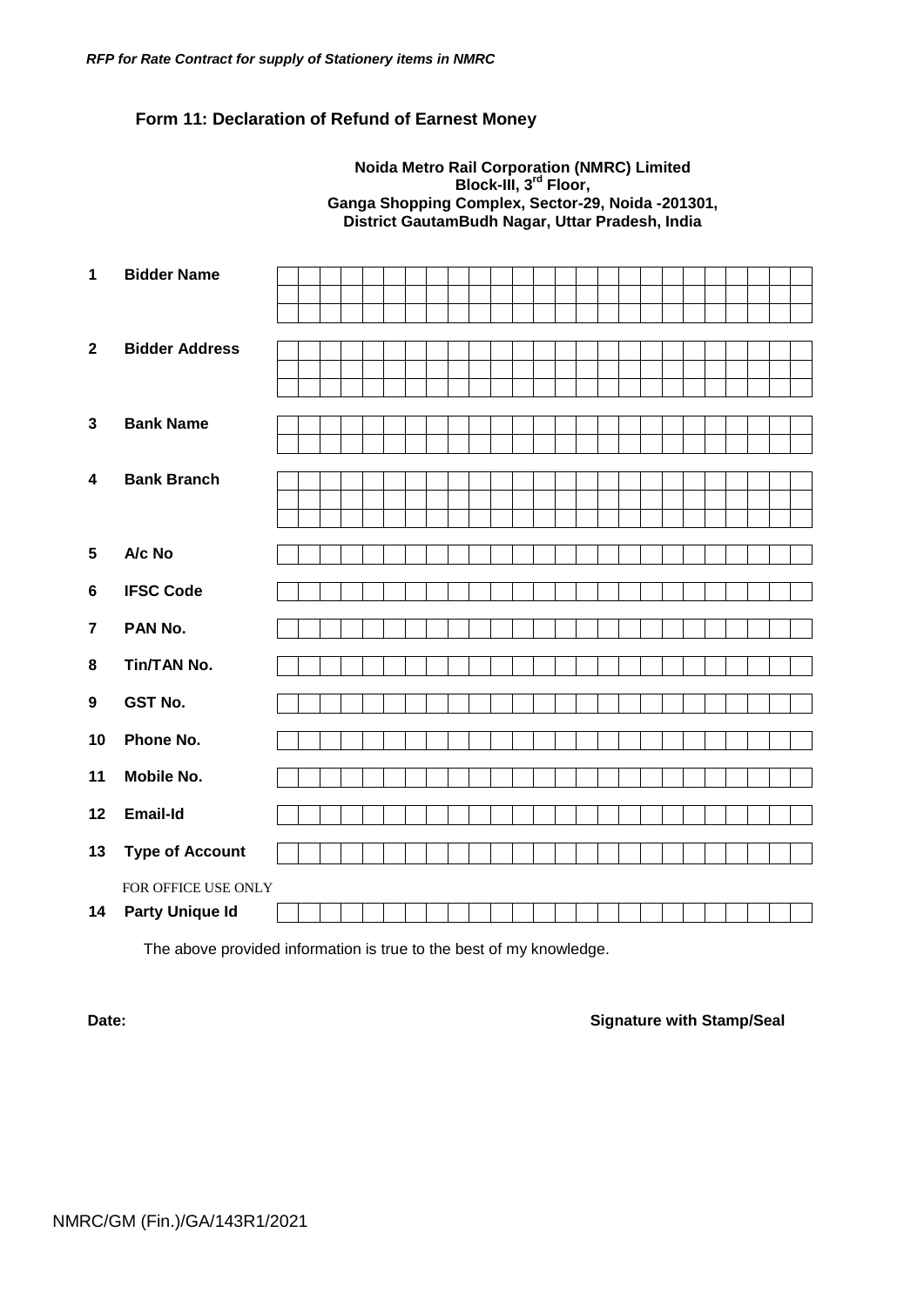## Form 11: Declaration of Refund of Earnest Money

**Noida Metro Rail Corporation (NMRC) Limited**
**Block-III, 3rd Floor,**
**Ganga Shopping Complex, Sector-29, Noida -201301,**
**District GautamBudh Nagar, Uttar Pradesh, India**

| | | |
|---|---|---|
| **1** | **Bidder Name** | |
| **2** | **Bidder Address** | |
| **3** | **Bank Name** | |
| **4** | **Bank Branch** | |
| **5** | **A/c No** | |
| **6** | **IFSC Code** | |
| **7** | **PAN No.** | |
| **8** | **Tin/TAN No.** | |
| **9** | **GST No.** | |
| **10** | **Phone No.** | |
| **11** | **Mobile No.** | |
| **12** | **Email-Id** | |
| **13** | **Type of Account** | |
| | FOR OFFICE USE ONLY | |
| **14** | **Party Unique Id** | |

The above provided information is true to the best of my knowledge.

**Date:** **Signature with Stamp/Seal**

NMRC/GM (Fin.)/GA/143R1/2021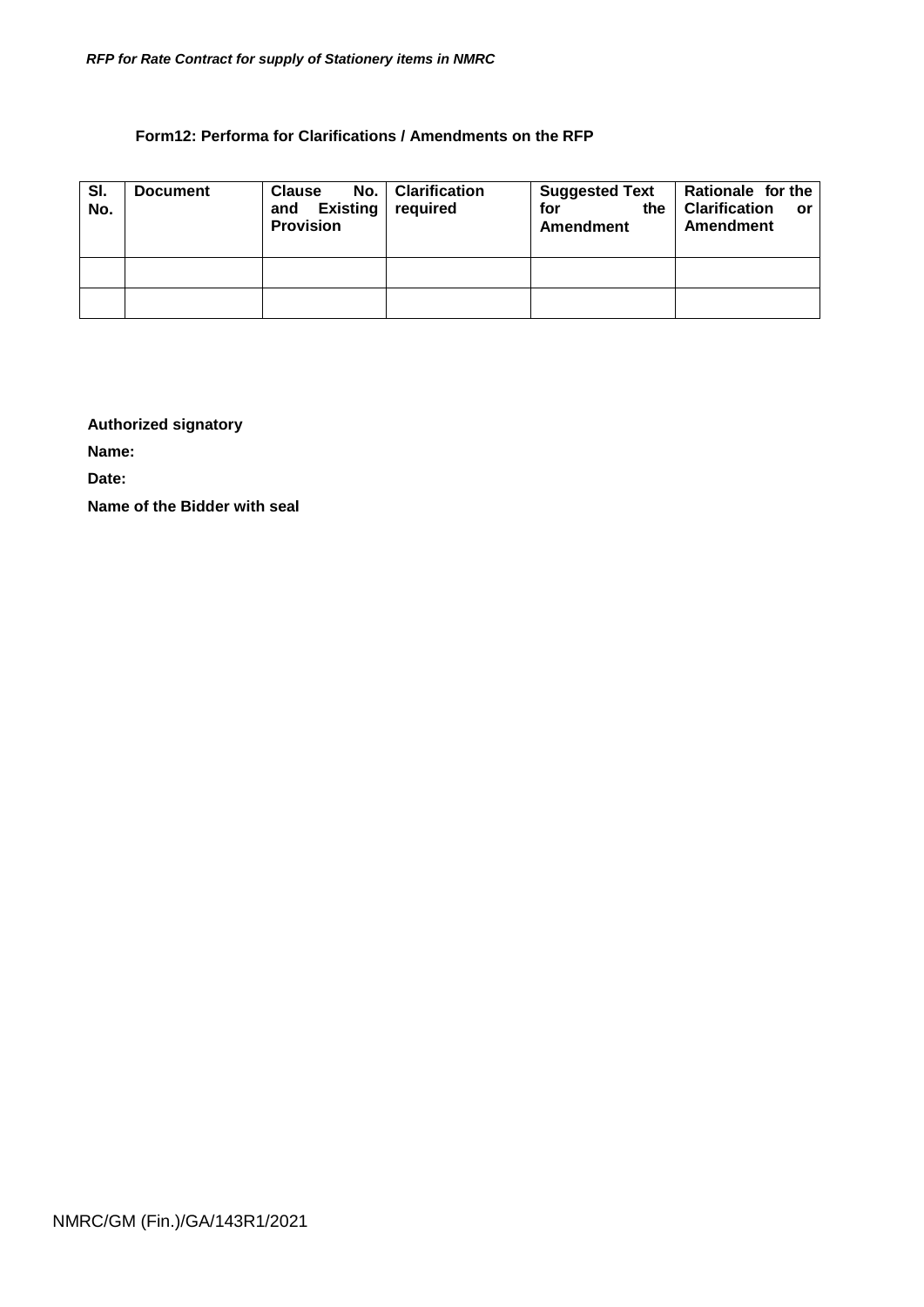### Form12: Performa for Clarifications / Amendments on the RFP

| Sl. No. | Document | Clause No. and Existing Provision | Clarification required | Suggested Text for the Amendment | Rationale for the Clarification or Amendment |
|---|---|---|---|---|---|
| | | | | | |
| | | | | | |

**Authorized signatory**

**Name:**

**Date:**

**Name of the Bidder with seal**

NMRC/GM (Fin.)/GA/143R1/2021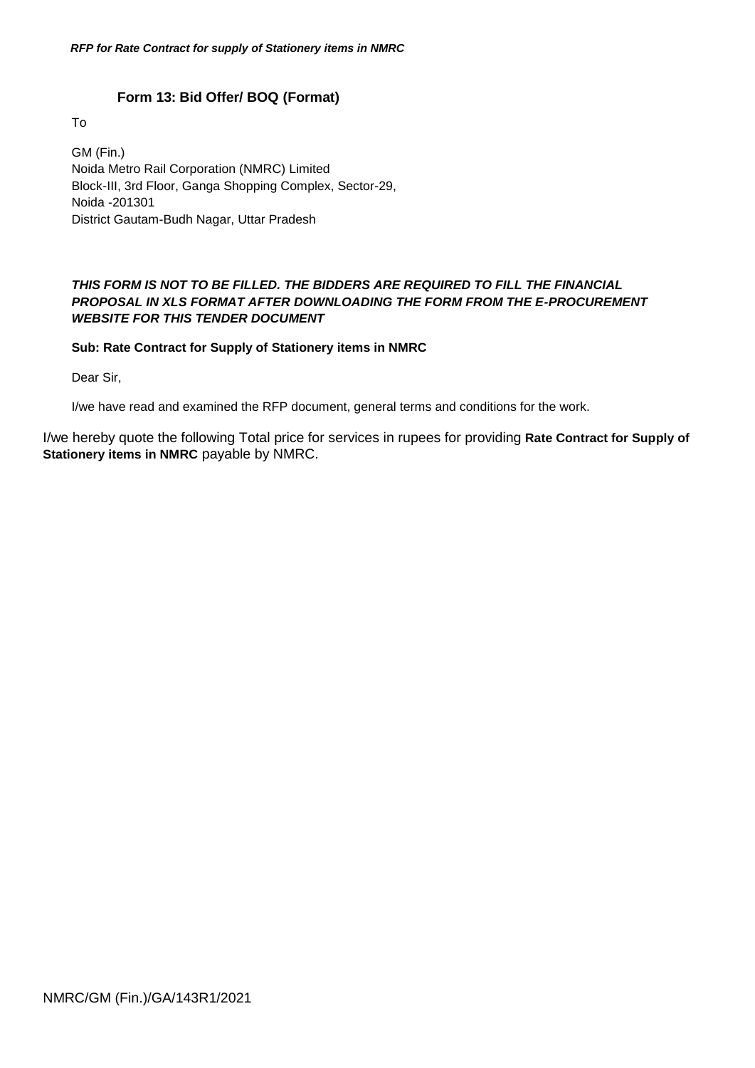## Form 13: Bid Offer/ BOQ (Format)

To

GM (Fin.)
Noida Metro Rail Corporation (NMRC) Limited
Block-III, 3rd Floor, Ganga Shopping Complex, Sector-29,
Noida -201301
District Gautam-Budh Nagar, Uttar Pradesh

***THIS FORM IS NOT TO BE FILLED. THE BIDDERS ARE REQUIRED TO FILL THE FINANCIAL PROPOSAL IN XLS FORMAT AFTER DOWNLOADING THE FORM FROM THE E-PROCUREMENT WEBSITE FOR THIS TENDER DOCUMENT***

**Sub: Rate Contract for Supply of Stationery items in NMRC**

Dear Sir,

I/we have read and examined the RFP document, general terms and conditions for the work.

I/we hereby quote the following Total price for services in rupees for providing **Rate Contract for Supply of Stationery items in NMRC** payable by NMRC.

NMRC/GM (Fin.)/GA/143R1/2021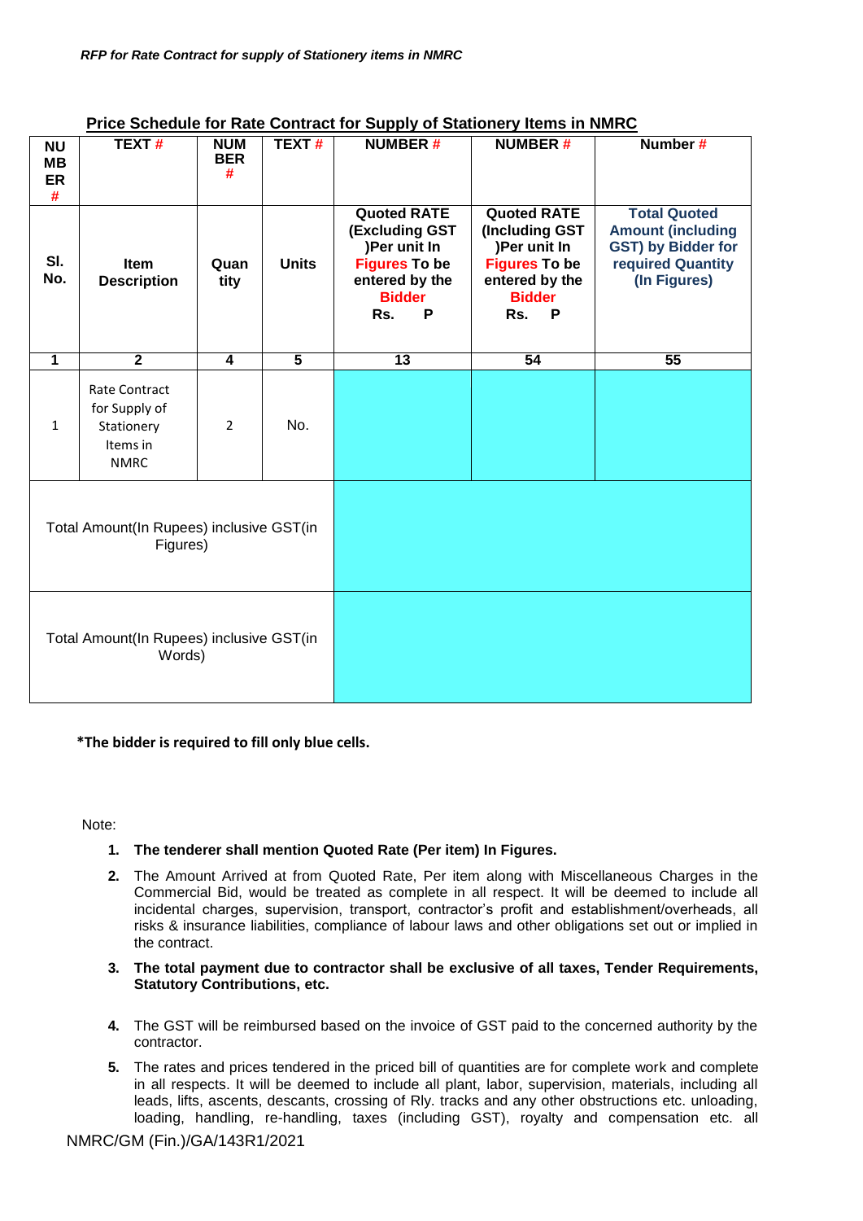**Price Schedule for Rate Contract for Supply of Stationery Items in NMRC**

| NUMBER # | TEXT # | NUMBER # | TEXT # | NUMBER # | NUMBER # | Number # |
|---|---|---|---|---|---|---|
| Sl. No. | Item Description | Quantity | Units | Quoted RATE (Excluding GST )Per unit In Figures To be entered by the Bidder Rs. P | Quoted RATE (Including GST )Per unit In Figures To be entered by the Bidder Rs. P | Total Quoted Amount (including GST) by Bidder for required Quantity (In Figures) |
| 1 | 2 | 4 | 5 | 13 | 54 | 55 |
| 1 | Rate Contract for Supply of Stationery Items in NMRC | 2 | No. | | | |
| Total Amount(In Rupees) inclusive GST(in Figures) | | | | | | |
| Total Amount(In Rupees) inclusive GST(in Words) | | | | | | |

**\*The bidder is required to fill only blue cells.**

Note:

1. **The tenderer shall mention Quoted Rate (Per item) In Figures.**
2. The Amount Arrived at from Quoted Rate, Per item along with Miscellaneous Charges in the Commercial Bid, would be treated as complete in all respect. It will be deemed to include all incidental charges, supervision, transport, contractor's profit and establishment/overheads, all risks & insurance liabilities, compliance of labour laws and other obligations set out or implied in the contract.
3. **The total payment due to contractor shall be exclusive of all taxes, Tender Requirements, Statutory Contributions, etc.**
4. The GST will be reimbursed based on the invoice of GST paid to the concerned authority by the contractor.
5. The rates and prices tendered in the priced bill of quantities are for complete work and complete in all respects. It will be deemed to include all plant, labor, supervision, materials, including all leads, lifts, ascents, descants, crossing of Rly. tracks and any other obstructions etc. unloading, loading, handling, re-handling, taxes (including GST), royalty and compensation etc. all

NMRC/GM (Fin.)/GA/143R1/2021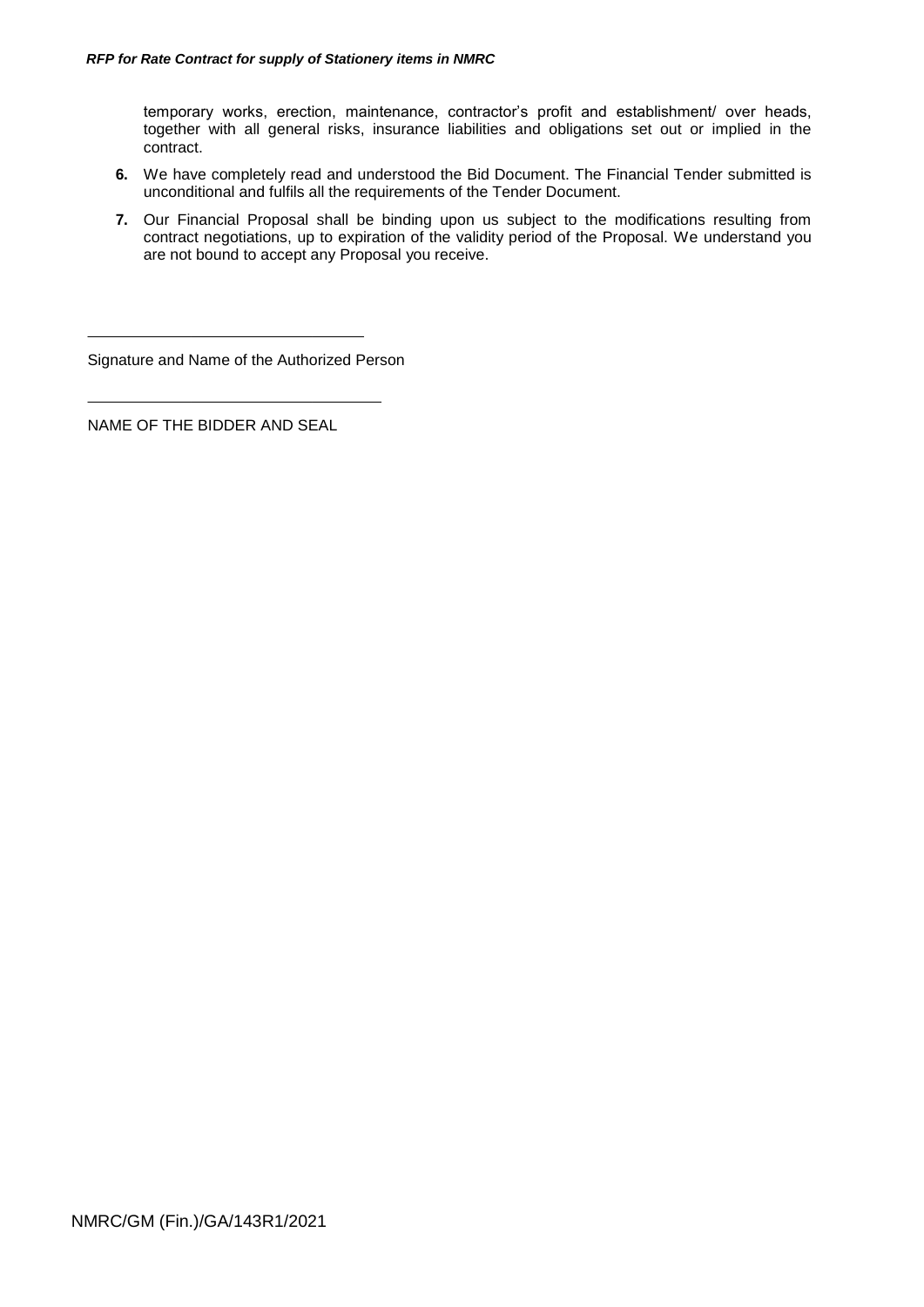temporary works, erection, maintenance, contractor's profit and establishment/ over heads, together with all general risks, insurance liabilities and obligations set out or implied in the contract.

**6.** We have completely read and understood the Bid Document. The Financial Tender submitted is unconditional and fulfils all the requirements of the Tender Document.

**7.** Our Financial Proposal shall be binding upon us subject to the modifications resulting from contract negotiations, up to expiration of the validity period of the Proposal. We understand you are not bound to accept any Proposal you receive.

\_\_\_\_\_\_\_\_\_\_\_\_\_\_\_\_\_\_\_\_\_\_\_\_\_\_\_\_\_\_\_\_

Signature and Name of the Authorized Person

\_\_\_\_\_\_\_\_\_\_\_\_\_\_\_\_\_\_\_\_\_\_\_\_\_\_\_\_\_\_\_\_

NAME OF THE BIDDER AND SEAL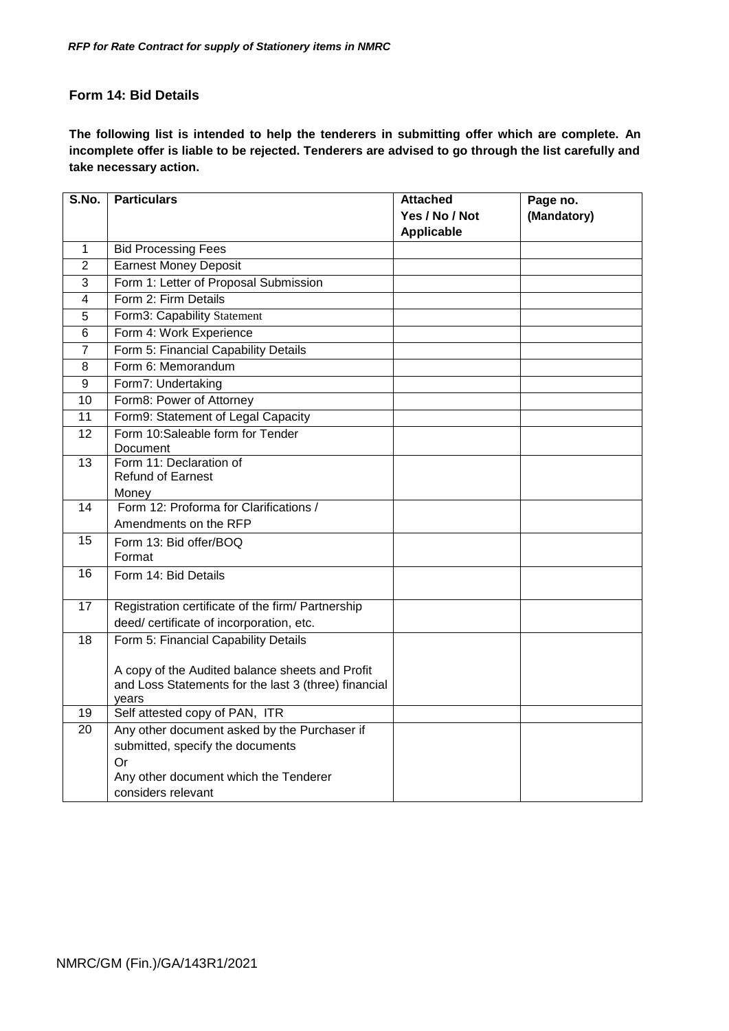## Form 14: Bid Details

**The following list is intended to help the tenderers in submitting offer which are complete. An incomplete offer is liable to be rejected. Tenderers are advised to go through the list carefully and take necessary action.**

| S.No. | Particulars | Attached Yes / No / Not Applicable | Page no. (Mandatory) |
|---|---|---|---|
| 1 | Bid Processing Fees | | |
| 2 | Earnest Money Deposit | | |
| 3 | Form 1: Letter of Proposal Submission | | |
| 4 | Form 2: Firm Details | | |
| 5 | Form3: Capability Statement | | |
| 6 | Form 4: Work Experience | | |
| 7 | Form 5: Financial Capability Details | | |
| 8 | Form 6: Memorandum | | |
| 9 | Form7: Undertaking | | |
| 10 | Form8: Power of Attorney | | |
| 11 | Form9: Statement of Legal Capacity | | |
| 12 | Form 10:Saleable form for Tender Document | | |
| 13 | Form 11: Declaration of Refund of Earnest Money | | |
| 14 | Form 12: Proforma for Clarifications / Amendments on the RFP | | |
| 15 | Form 13: Bid offer/BOQ Format | | |
| 16 | Form 14: Bid Details | | |
| 17 | Registration certificate of the firm/ Partnership deed/ certificate of incorporation, etc. | | |
| 18 | Form 5: Financial Capability Details<br><br>A copy of the Audited balance sheets and Profit and Loss Statements for the last 3 (three) financial years | | |
| 19 | Self attested copy of PAN, ITR | | |
| 20 | Any other document asked by the Purchaser if submitted, specify the documents<br>Or<br>Any other document which the Tenderer considers relevant | | |

NMRC/GM (Fin.)/GA/143R1/2021